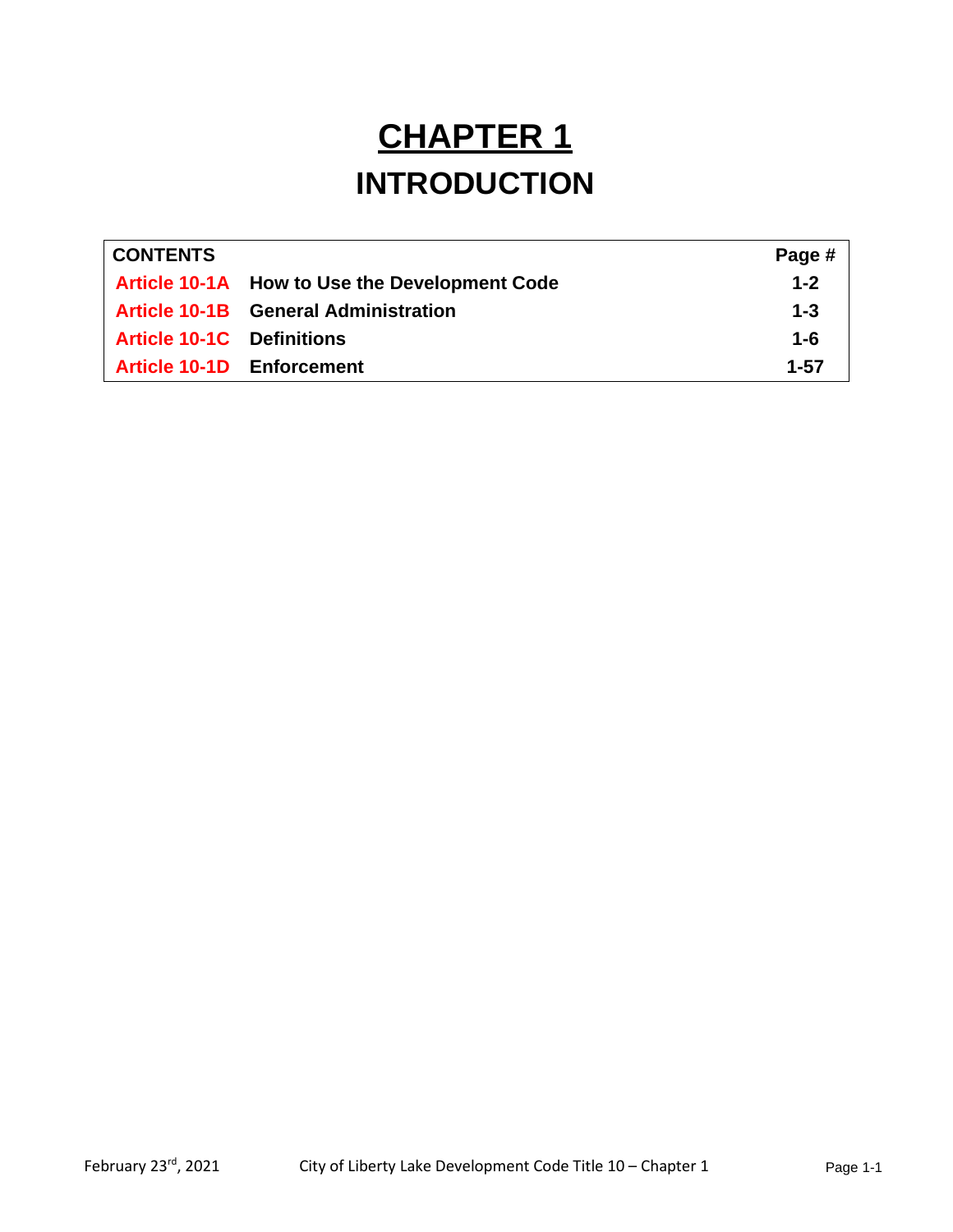# CHAPTER 1

# INTRODUCTION

| CONTENTS | | Page # |
|---|---|---|
| Article 10-1A | How to Use the Development Code | 1-2 |
| Article 10-1B | General Administration | 1-3 |
| Article 10-1C | Definitions | 1-6 |
| Article 10-1D | Enforcement | 1-57 |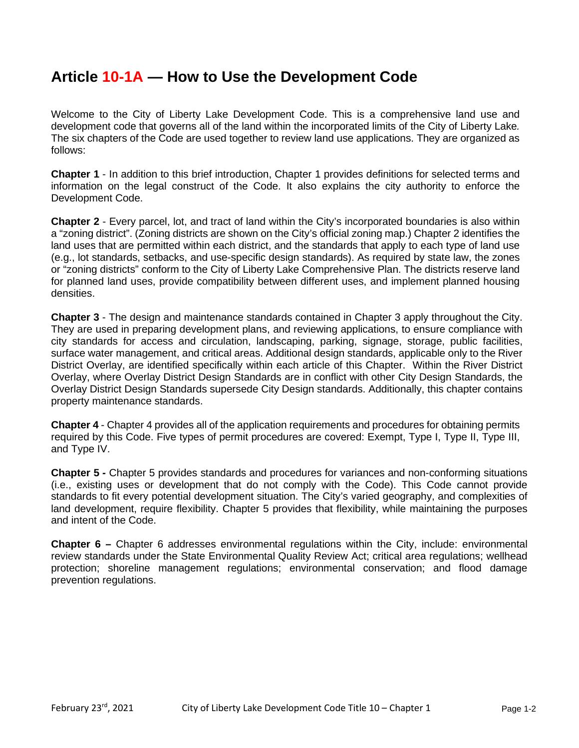# Article 10-1A — How to Use the Development Code

Welcome to the City of Liberty Lake Development Code. This is a comprehensive land use and development code that governs all of the land within the incorporated limits of the City of Liberty Lake. The six chapters of the Code are used together to review land use applications. They are organized as follows:

**Chapter 1** - In addition to this brief introduction, Chapter 1 provides definitions for selected terms and information on the legal construct of the Code. It also explains the city authority to enforce the Development Code.

**Chapter 2** - Every parcel, lot, and tract of land within the City's incorporated boundaries is also within a "zoning district". (Zoning districts are shown on the City's official zoning map.) Chapter 2 identifies the land uses that are permitted within each district, and the standards that apply to each type of land use (e.g., lot standards, setbacks, and use-specific design standards). As required by state law, the zones or "zoning districts" conform to the City of Liberty Lake Comprehensive Plan. The districts reserve land for planned land uses, provide compatibility between different uses, and implement planned housing densities.

**Chapter 3** - The design and maintenance standards contained in Chapter 3 apply throughout the City. They are used in preparing development plans, and reviewing applications, to ensure compliance with city standards for access and circulation, landscaping, parking, signage, storage, public facilities, surface water management, and critical areas. Additional design standards, applicable only to the River District Overlay, are identified specifically within each article of this Chapter. Within the River District Overlay, where Overlay District Design Standards are in conflict with other City Design Standards, the Overlay District Design Standards supersede City Design standards. Additionally, this chapter contains property maintenance standards.

**Chapter 4** - Chapter 4 provides all of the application requirements and procedures for obtaining permits required by this Code. Five types of permit procedures are covered: Exempt, Type I, Type II, Type III, and Type IV.

**Chapter 5 -** Chapter 5 provides standards and procedures for variances and non-conforming situations (i.e., existing uses or development that do not comply with the Code). This Code cannot provide standards to fit every potential development situation. The City's varied geography, and complexities of land development, require flexibility. Chapter 5 provides that flexibility, while maintaining the purposes and intent of the Code.

**Chapter 6 –** Chapter 6 addresses environmental regulations within the City, include: environmental review standards under the State Environmental Quality Review Act; critical area regulations; wellhead protection; shoreline management regulations; environmental conservation; and flood damage prevention regulations.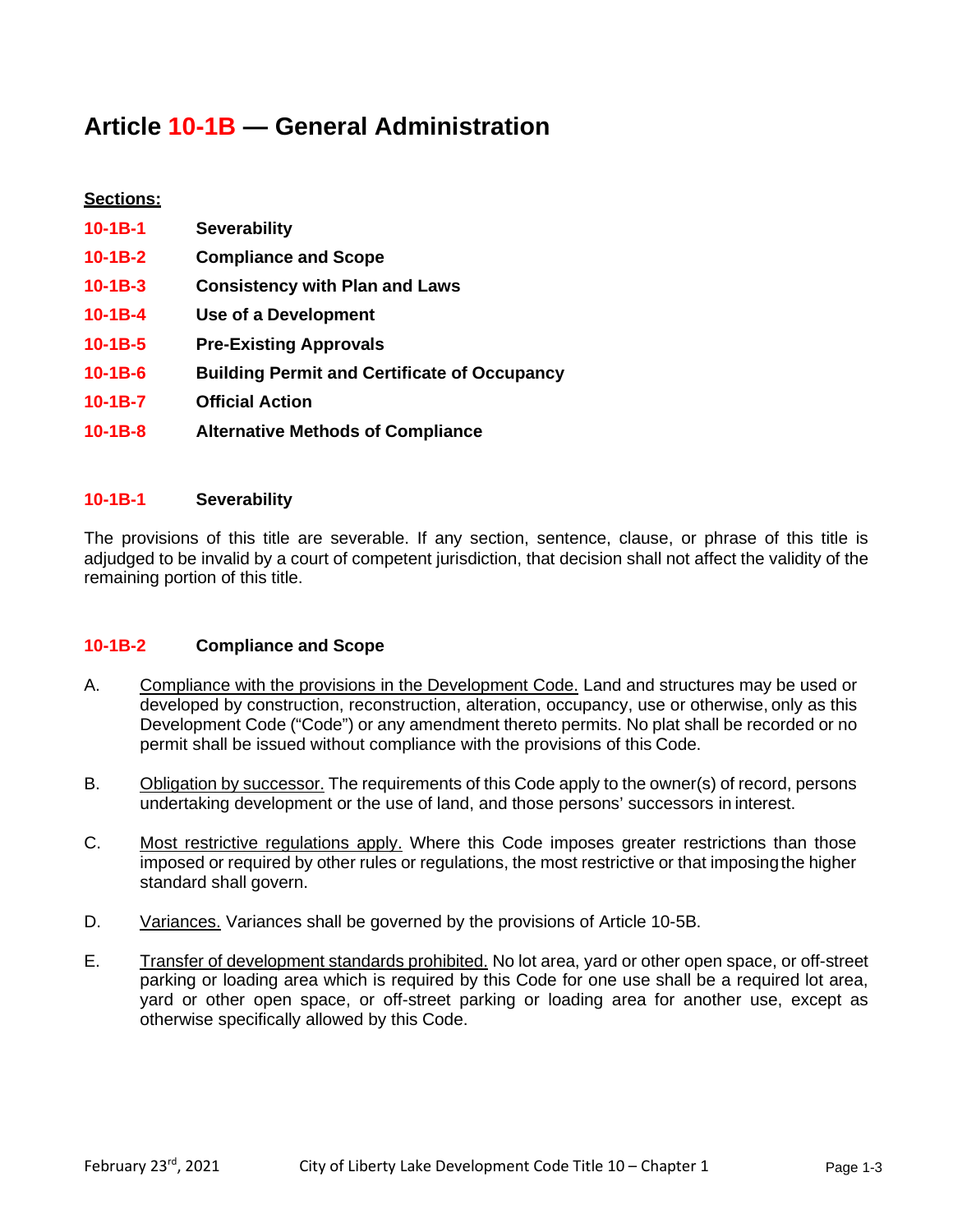# Article 10-1B — General Administration

**Sections:**

| | |
|---|---|
| **10-1B-1** | **Severability** |
| **10-1B-2** | **Compliance and Scope** |
| **10-1B-3** | **Consistency with Plan and Laws** |
| **10-1B-4** | **Use of a Development** |
| **10-1B-5** | **Pre-Existing Approvals** |
| **10-1B-6** | **Building Permit and Certificate of Occupancy** |
| **10-1B-7** | **Official Action** |
| **10-1B-8** | **Alternative Methods of Compliance** |

### 10-1B-1 Severability

The provisions of this title are severable. If any section, sentence, clause, or phrase of this title is adjudged to be invalid by a court of competent jurisdiction, that decision shall not affect the validity of the remaining portion of this title.

### 10-1B-2 Compliance and Scope

A. Compliance with the provisions in the Development Code. Land and structures may be used or developed by construction, reconstruction, alteration, occupancy, use or otherwise, only as this Development Code ("Code") or any amendment thereto permits. No plat shall be recorded or no permit shall be issued without compliance with the provisions of this Code.

B. Obligation by successor. The requirements of this Code apply to the owner(s) of record, persons undertaking development or the use of land, and those persons' successors in interest.

C. Most restrictive regulations apply. Where this Code imposes greater restrictions than those imposed or required by other rules or regulations, the most restrictive or that imposing the higher standard shall govern.

D. Variances. Variances shall be governed by the provisions of Article 10-5B.

E. Transfer of development standards prohibited. No lot area, yard or other open space, or off-street parking or loading area which is required by this Code for one use shall be a required lot area, yard or other open space, or off-street parking or loading area for another use, except as otherwise specifically allowed by this Code.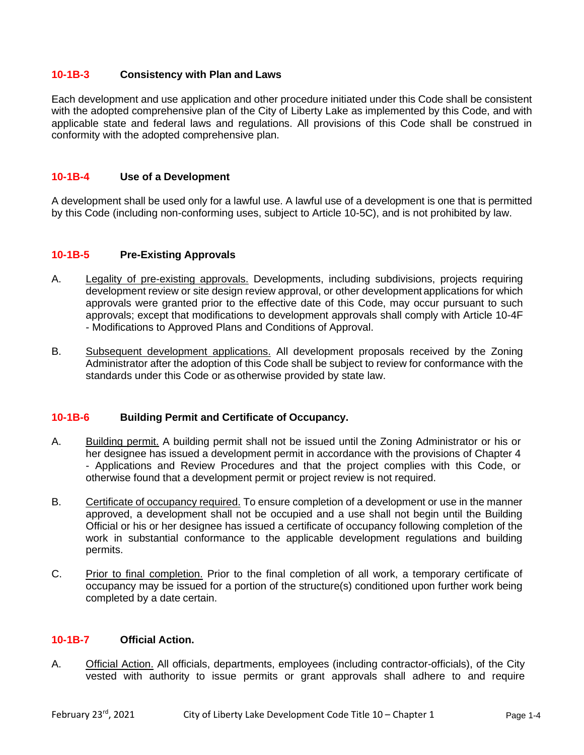### 10-1B-3 Consistency with Plan and Laws

Each development and use application and other procedure initiated under this Code shall be consistent with the adopted comprehensive plan of the City of Liberty Lake as implemented by this Code, and with applicable state and federal laws and regulations. All provisions of this Code shall be construed in conformity with the adopted comprehensive plan.

### 10-1B-4 Use of a Development

A development shall be used only for a lawful use. A lawful use of a development is one that is permitted by this Code (including non-conforming uses, subject to Article 10-5C), and is not prohibited by law.

### 10-1B-5 Pre-Existing Approvals

A. Legality of pre-existing approvals. Developments, including subdivisions, projects requiring development review or site design review approval, or other development applications for which approvals were granted prior to the effective date of this Code, may occur pursuant to such approvals; except that modifications to development approvals shall comply with Article 10-4F - Modifications to Approved Plans and Conditions of Approval.

B. Subsequent development applications. All development proposals received by the Zoning Administrator after the adoption of this Code shall be subject to review for conformance with the standards under this Code or as otherwise provided by state law.

### 10-1B-6 Building Permit and Certificate of Occupancy.

A. Building permit. A building permit shall not be issued until the Zoning Administrator or his or her designee has issued a development permit in accordance with the provisions of Chapter 4 - Applications and Review Procedures and that the project complies with this Code, or otherwise found that a development permit or project review is not required.

B. Certificate of occupancy required. To ensure completion of a development or use in the manner approved, a development shall not be occupied and a use shall not begin until the Building Official or his or her designee has issued a certificate of occupancy following completion of the work in substantial conformance to the applicable development regulations and building permits.

C. Prior to final completion. Prior to the final completion of all work, a temporary certificate of occupancy may be issued for a portion of the structure(s) conditioned upon further work being completed by a date certain.

### 10-1B-7 Official Action.

A. Official Action. All officials, departments, employees (including contractor-officials), of the City vested with authority to issue permits or grant approvals shall adhere to and require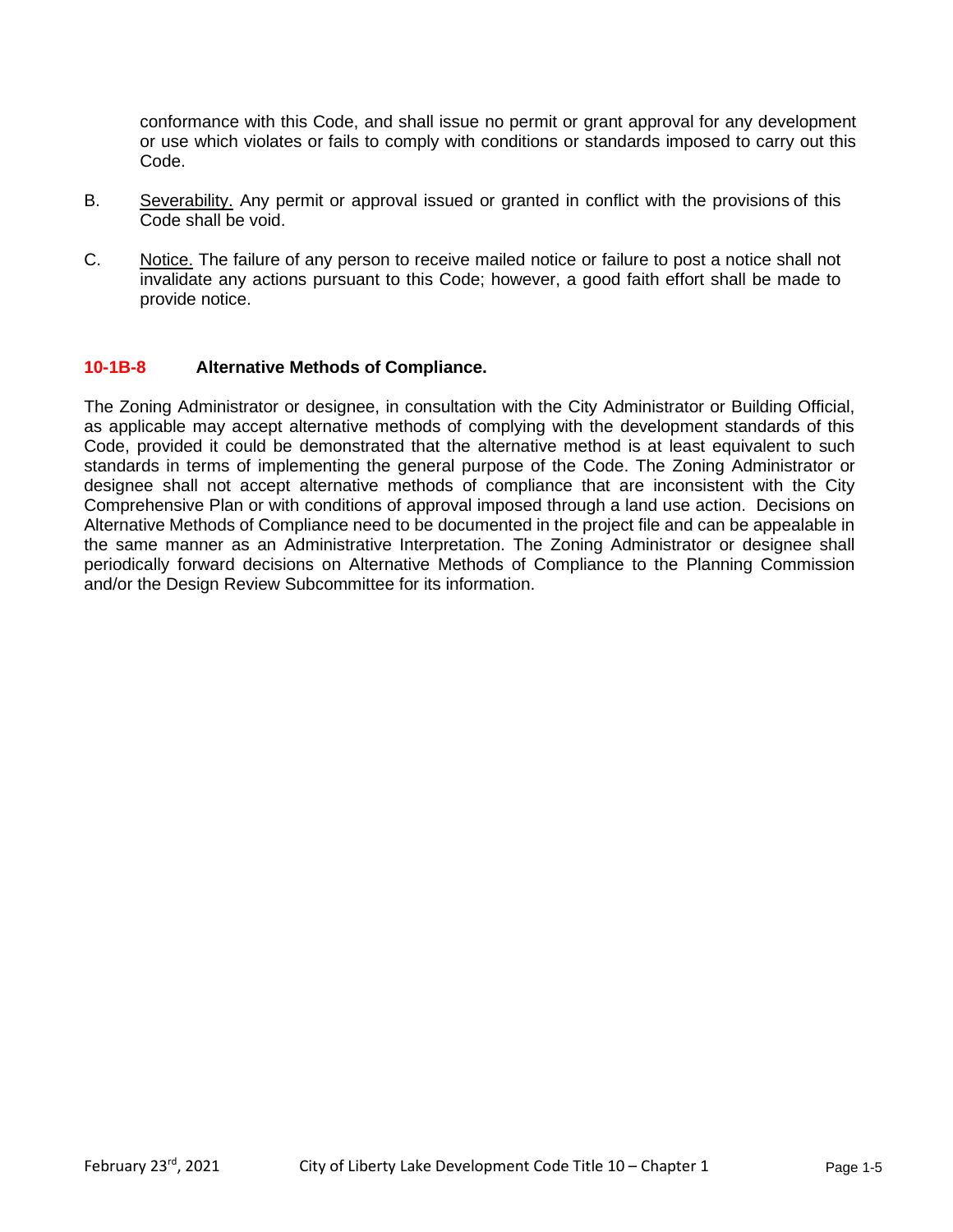conformance with this Code, and shall issue no permit or grant approval for any development or use which violates or fails to comply with conditions or standards imposed to carry out this Code.

B. Severability. Any permit or approval issued or granted in conflict with the provisions of this Code shall be void.

C. Notice. The failure of any person to receive mailed notice or failure to post a notice shall not invalidate any actions pursuant to this Code; however, a good faith effort shall be made to provide notice.

### 10-1B-8 Alternative Methods of Compliance.

The Zoning Administrator or designee, in consultation with the City Administrator or Building Official, as applicable may accept alternative methods of complying with the development standards of this Code, provided it could be demonstrated that the alternative method is at least equivalent to such standards in terms of implementing the general purpose of the Code. The Zoning Administrator or designee shall not accept alternative methods of compliance that are inconsistent with the City Comprehensive Plan or with conditions of approval imposed through a land use action. Decisions on Alternative Methods of Compliance need to be documented in the project file and can be appealable in the same manner as an Administrative Interpretation. The Zoning Administrator or designee shall periodically forward decisions on Alternative Methods of Compliance to the Planning Commission and/or the Design Review Subcommittee for its information.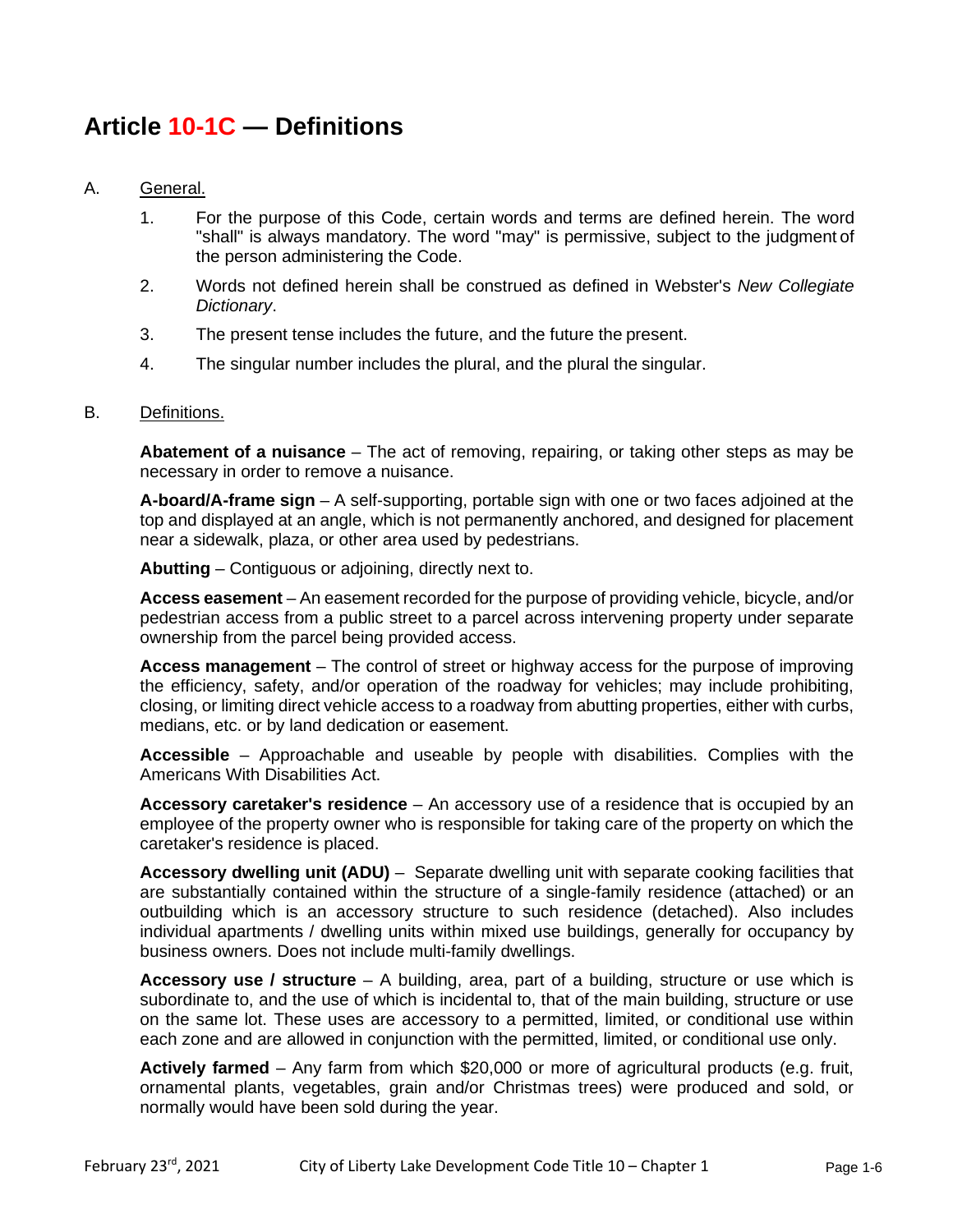# Article 10-1C — Definitions

A. General.

1. For the purpose of this Code, certain words and terms are defined herein. The word "shall" is always mandatory. The word "may" is permissive, subject to the judgment of the person administering the Code.

2. Words not defined herein shall be construed as defined in Webster's *New Collegiate Dictionary*.

3. The present tense includes the future, and the future the present.

4. The singular number includes the plural, and the plural the singular.

B. Definitions.

**Abatement of a nuisance** – The act of removing, repairing, or taking other steps as may be necessary in order to remove a nuisance.

**A-board/A-frame sign** – A self-supporting, portable sign with one or two faces adjoined at the top and displayed at an angle, which is not permanently anchored, and designed for placement near a sidewalk, plaza, or other area used by pedestrians.

**Abutting** – Contiguous or adjoining, directly next to.

**Access easement** – An easement recorded for the purpose of providing vehicle, bicycle, and/or pedestrian access from a public street to a parcel across intervening property under separate ownership from the parcel being provided access.

**Access management** – The control of street or highway access for the purpose of improving the efficiency, safety, and/or operation of the roadway for vehicles; may include prohibiting, closing, or limiting direct vehicle access to a roadway from abutting properties, either with curbs, medians, etc. or by land dedication or easement.

**Accessible** – Approachable and useable by people with disabilities. Complies with the Americans With Disabilities Act.

**Accessory caretaker's residence** – An accessory use of a residence that is occupied by an employee of the property owner who is responsible for taking care of the property on which the caretaker's residence is placed.

**Accessory dwelling unit (ADU)** – Separate dwelling unit with separate cooking facilities that are substantially contained within the structure of a single-family residence (attached) or an outbuilding which is an accessory structure to such residence (detached). Also includes individual apartments / dwelling units within mixed use buildings, generally for occupancy by business owners. Does not include multi-family dwellings.

**Accessory use / structure** – A building, area, part of a building, structure or use which is subordinate to, and the use of which is incidental to, that of the main building, structure or use on the same lot. These uses are accessory to a permitted, limited, or conditional use within each zone and are allowed in conjunction with the permitted, limited, or conditional use only.

**Actively farmed** – Any farm from which $20,000 or more of agricultural products (e.g. fruit, ornamental plants, vegetables, grain and/or Christmas trees) were produced and sold, or normally would have been sold during the year.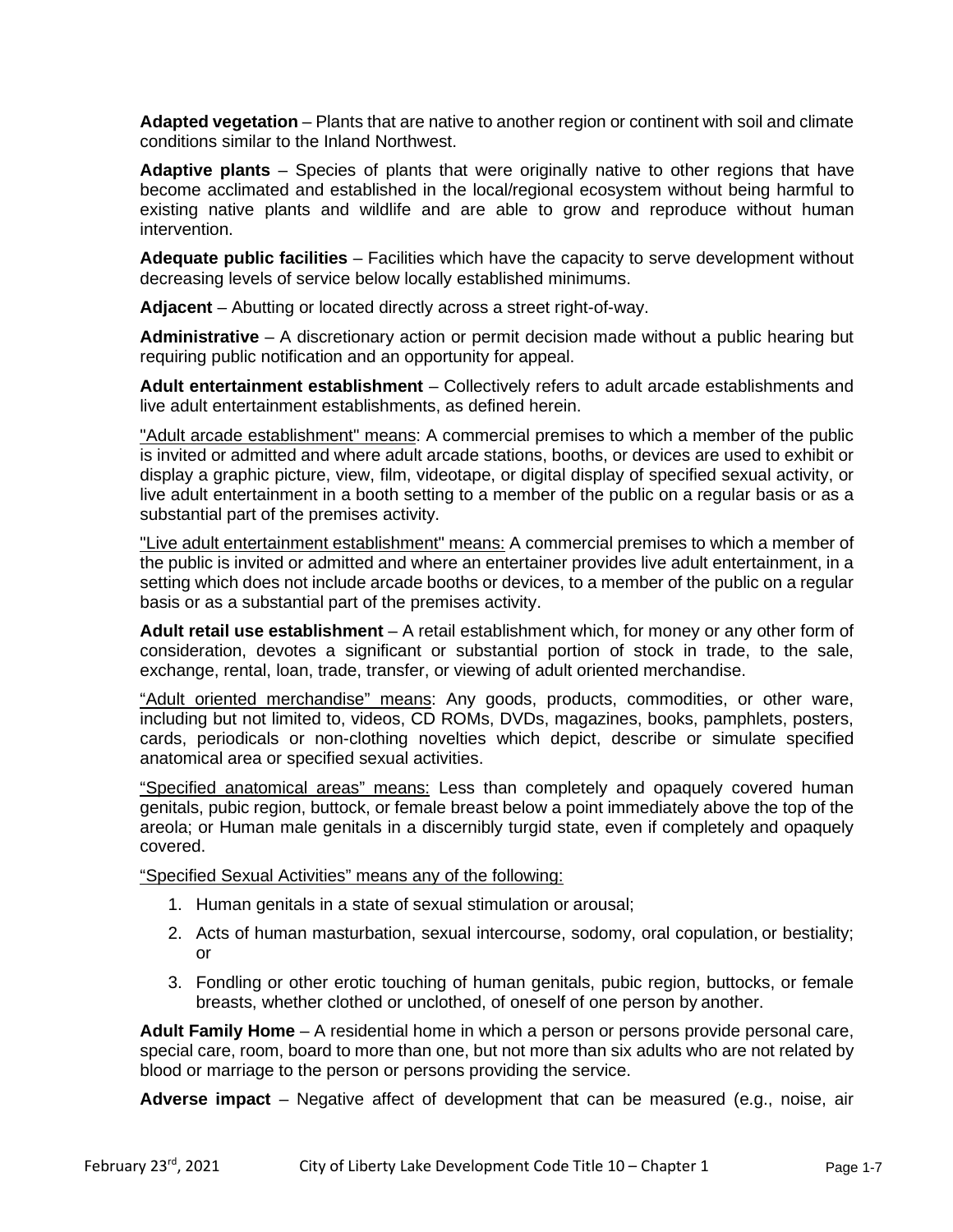**Adapted vegetation** – Plants that are native to another region or continent with soil and climate conditions similar to the Inland Northwest.

**Adaptive plants** – Species of plants that were originally native to other regions that have become acclimated and established in the local/regional ecosystem without being harmful to existing native plants and wildlife and are able to grow and reproduce without human intervention.

**Adequate public facilities** – Facilities which have the capacity to serve development without decreasing levels of service below locally established minimums.

**Adjacent** – Abutting or located directly across a street right-of-way.

**Administrative** – A discretionary action or permit decision made without a public hearing but requiring public notification and an opportunity for appeal.

**Adult entertainment establishment** – Collectively refers to adult arcade establishments and live adult entertainment establishments, as defined herein.

<u>"Adult arcade establishment" means</u>: A commercial premises to which a member of the public is invited or admitted and where adult arcade stations, booths, or devices are used to exhibit or display a graphic picture, view, film, videotape, or digital display of specified sexual activity, or live adult entertainment in a booth setting to a member of the public on a regular basis or as a substantial part of the premises activity.

<u>"Live adult entertainment establishment" means:</u> A commercial premises to which a member of the public is invited or admitted and where an entertainer provides live adult entertainment, in a setting which does not include arcade booths or devices, to a member of the public on a regular basis or as a substantial part of the premises activity.

**Adult retail use establishment** – A retail establishment which, for money or any other form of consideration, devotes a significant or substantial portion of stock in trade, to the sale, exchange, rental, loan, trade, transfer, or viewing of adult oriented merchandise.

<u>"Adult oriented merchandise" means</u>: Any goods, products, commodities, or other ware, including but not limited to, videos, CD ROMs, DVDs, magazines, books, pamphlets, posters, cards, periodicals or non-clothing novelties which depict, describe or simulate specified anatomical area or specified sexual activities.

<u>"Specified anatomical areas" means:</u> Less than completely and opaquely covered human genitals, pubic region, buttock, or female breast below a point immediately above the top of the areola; or Human male genitals in a discernibly turgid state, even if completely and opaquely covered.

<u>"Specified Sexual Activities" means any of the following:</u>

1. Human genitals in a state of sexual stimulation or arousal;
2. Acts of human masturbation, sexual intercourse, sodomy, oral copulation, or bestiality; or
3. Fondling or other erotic touching of human genitals, pubic region, buttocks, or female breasts, whether clothed or unclothed, of oneself of one person by another.

**Adult Family Home** – A residential home in which a person or persons provide personal care, special care, room, board to more than one, but not more than six adults who are not related by blood or marriage to the person or persons providing the service.

**Adverse impact** – Negative affect of development that can be measured (e.g., noise, air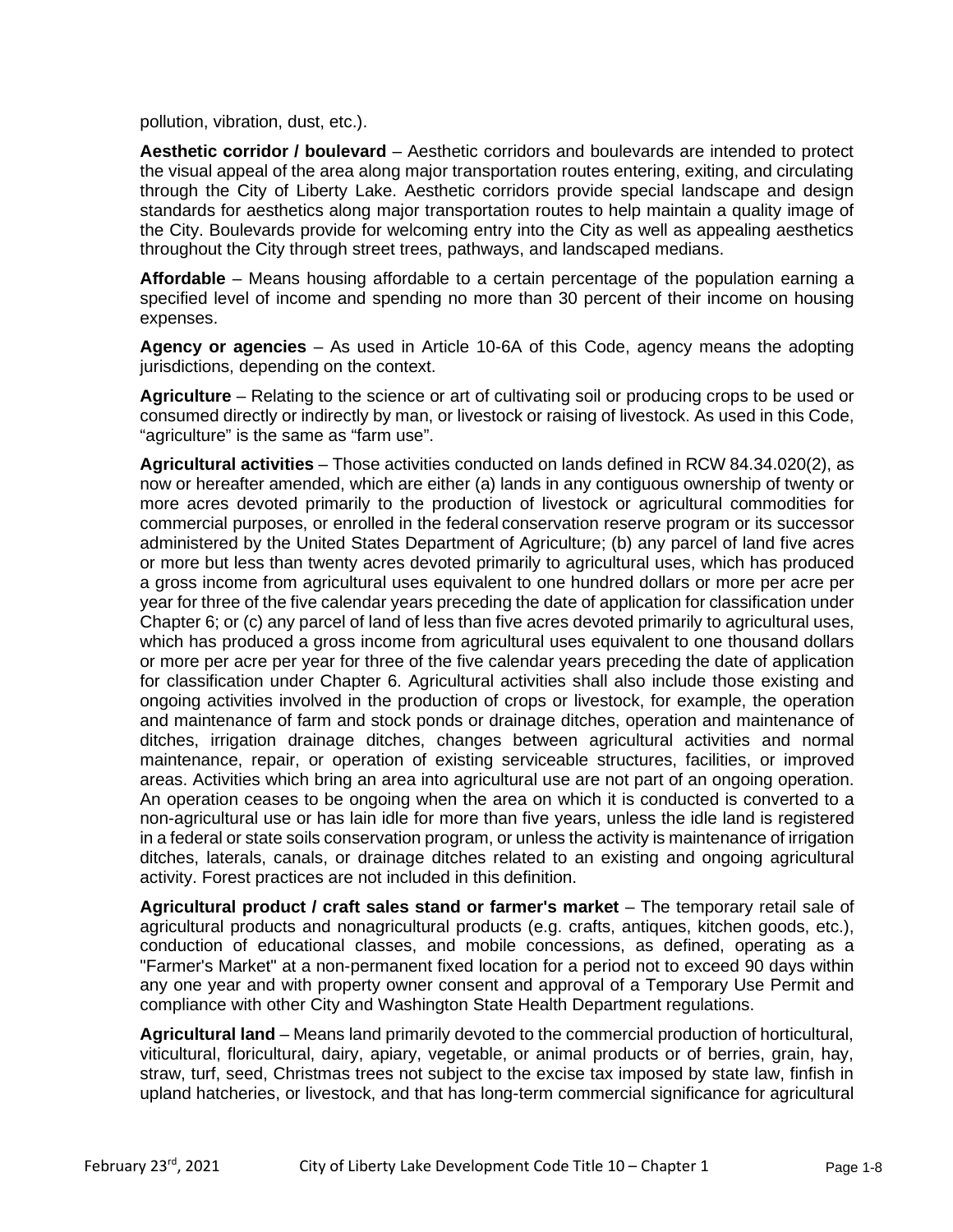pollution, vibration, dust, etc.).

**Aesthetic corridor / boulevard** – Aesthetic corridors and boulevards are intended to protect the visual appeal of the area along major transportation routes entering, exiting, and circulating through the City of Liberty Lake. Aesthetic corridors provide special landscape and design standards for aesthetics along major transportation routes to help maintain a quality image of the City. Boulevards provide for welcoming entry into the City as well as appealing aesthetics throughout the City through street trees, pathways, and landscaped medians.

**Affordable** – Means housing affordable to a certain percentage of the population earning a specified level of income and spending no more than 30 percent of their income on housing expenses.

**Agency or agencies** – As used in Article 10-6A of this Code, agency means the adopting jurisdictions, depending on the context.

**Agriculture** – Relating to the science or art of cultivating soil or producing crops to be used or consumed directly or indirectly by man, or livestock or raising of livestock. As used in this Code, "agriculture" is the same as "farm use".

**Agricultural activities** – Those activities conducted on lands defined in RCW 84.34.020(2), as now or hereafter amended, which are either (a) lands in any contiguous ownership of twenty or more acres devoted primarily to the production of livestock or agricultural commodities for commercial purposes, or enrolled in the federal conservation reserve program or its successor administered by the United States Department of Agriculture; (b) any parcel of land five acres or more but less than twenty acres devoted primarily to agricultural uses, which has produced a gross income from agricultural uses equivalent to one hundred dollars or more per acre per year for three of the five calendar years preceding the date of application for classification under Chapter 6; or (c) any parcel of land of less than five acres devoted primarily to agricultural uses, which has produced a gross income from agricultural uses equivalent to one thousand dollars or more per acre per year for three of the five calendar years preceding the date of application for classification under Chapter 6. Agricultural activities shall also include those existing and ongoing activities involved in the production of crops or livestock, for example, the operation and maintenance of farm and stock ponds or drainage ditches, operation and maintenance of ditches, irrigation drainage ditches, changes between agricultural activities and normal maintenance, repair, or operation of existing serviceable structures, facilities, or improved areas. Activities which bring an area into agricultural use are not part of an ongoing operation. An operation ceases to be ongoing when the area on which it is conducted is converted to a non-agricultural use or has lain idle for more than five years, unless the idle land is registered in a federal or state soils conservation program, or unless the activity is maintenance of irrigation ditches, laterals, canals, or drainage ditches related to an existing and ongoing agricultural activity. Forest practices are not included in this definition.

**Agricultural product / craft sales stand or farmer's market** – The temporary retail sale of agricultural products and nonagricultural products (e.g. crafts, antiques, kitchen goods, etc.), conduction of educational classes, and mobile concessions, as defined, operating as a "Farmer's Market" at a non-permanent fixed location for a period not to exceed 90 days within any one year and with property owner consent and approval of a Temporary Use Permit and compliance with other City and Washington State Health Department regulations.

**Agricultural land** – Means land primarily devoted to the commercial production of horticultural, viticultural, floricultural, dairy, apiary, vegetable, or animal products or of berries, grain, hay, straw, turf, seed, Christmas trees not subject to the excise tax imposed by state law, finfish in upland hatcheries, or livestock, and that has long-term commercial significance for agricultural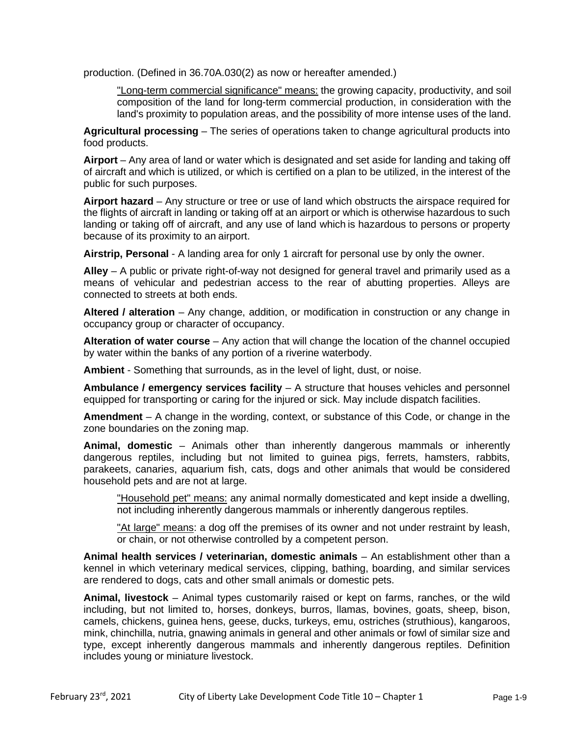production. (Defined in 36.70A.030(2) as now or hereafter amended.)

> <u>"Long-term commercial significance" means:</u> the growing capacity, productivity, and soil composition of the land for long-term commercial production, in consideration with the land's proximity to population areas, and the possibility of more intense uses of the land.

**Agricultural processing** – The series of operations taken to change agricultural products into food products.

**Airport** – Any area of land or water which is designated and set aside for landing and taking off of aircraft and which is utilized, or which is certified on a plan to be utilized, in the interest of the public for such purposes.

**Airport hazard** – Any structure or tree or use of land which obstructs the airspace required for the flights of aircraft in landing or taking off at an airport or which is otherwise hazardous to such landing or taking off of aircraft, and any use of land which is hazardous to persons or property because of its proximity to an airport.

**Airstrip, Personal** - A landing area for only 1 aircraft for personal use by only the owner.

**Alley** – A public or private right-of-way not designed for general travel and primarily used as a means of vehicular and pedestrian access to the rear of abutting properties. Alleys are connected to streets at both ends.

**Altered / alteration** – Any change, addition, or modification in construction or any change in occupancy group or character of occupancy.

**Alteration of water course** – Any action that will change the location of the channel occupied by water within the banks of any portion of a riverine waterbody.

**Ambient** - Something that surrounds, as in the level of light, dust, or noise.

**Ambulance / emergency services facility** – A structure that houses vehicles and personnel equipped for transporting or caring for the injured or sick. May include dispatch facilities.

**Amendment** – A change in the wording, context, or substance of this Code, or change in the zone boundaries on the zoning map.

**Animal, domestic** – Animals other than inherently dangerous mammals or inherently dangerous reptiles, including but not limited to guinea pigs, ferrets, hamsters, rabbits, parakeets, canaries, aquarium fish, cats, dogs and other animals that would be considered household pets and are not at large.

> <u>"Household pet" means:</u> any animal normally domesticated and kept inside a dwelling, not including inherently dangerous mammals or inherently dangerous reptiles.
>
> <u>"At large" means</u>: a dog off the premises of its owner and not under restraint by leash, or chain, or not otherwise controlled by a competent person.

**Animal health services / veterinarian, domestic animals** – An establishment other than a kennel in which veterinary medical services, clipping, bathing, boarding, and similar services are rendered to dogs, cats and other small animals or domestic pets.

**Animal, livestock** – Animal types customarily raised or kept on farms, ranches, or the wild including, but not limited to, horses, donkeys, burros, llamas, bovines, goats, sheep, bison, camels, chickens, guinea hens, geese, ducks, turkeys, emu, ostriches (struthious), kangaroos, mink, chinchilla, nutria, gnawing animals in general and other animals or fowl of similar size and type, except inherently dangerous mammals and inherently dangerous reptiles. Definition includes young or miniature livestock.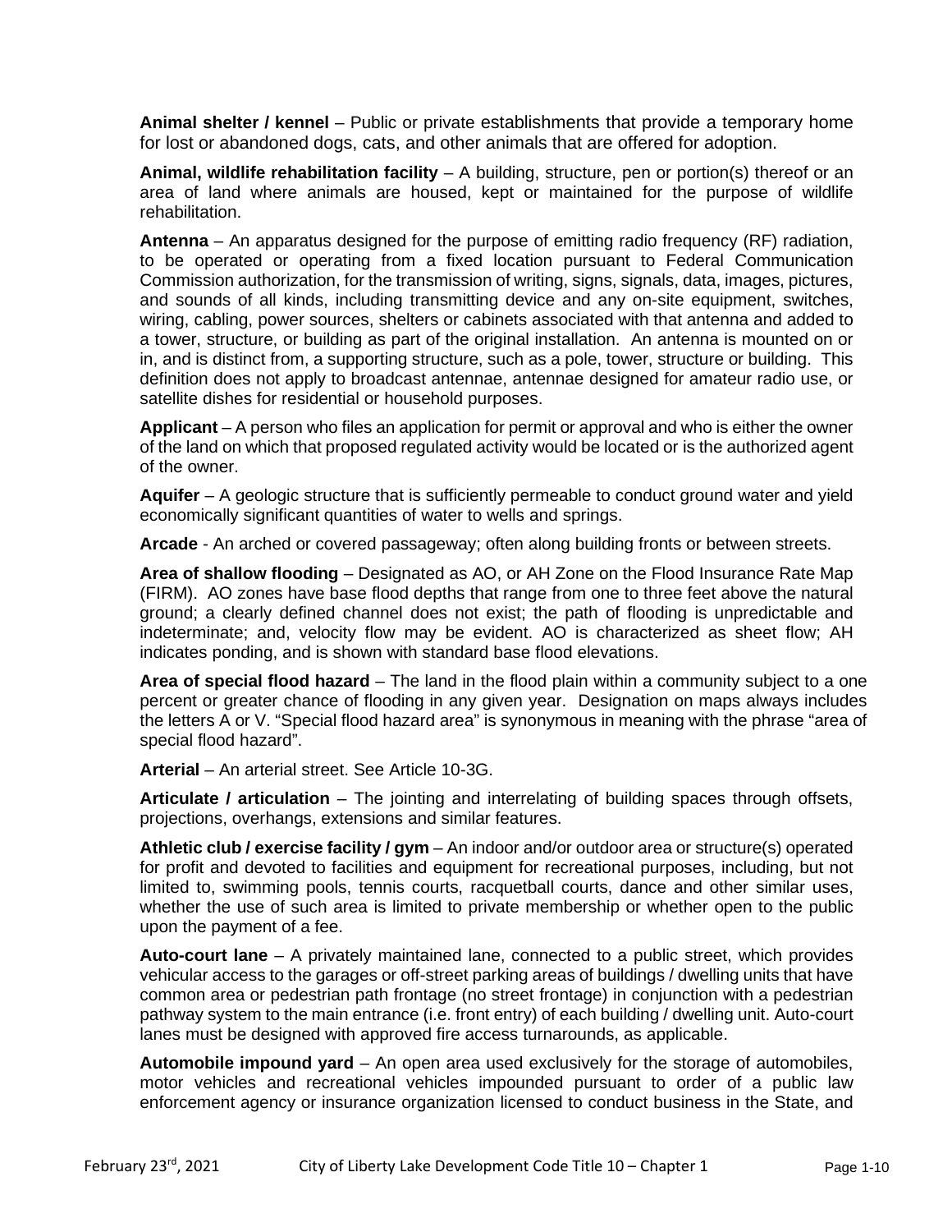**Animal shelter / kennel** – Public or private establishments that provide a temporary home for lost or abandoned dogs, cats, and other animals that are offered for adoption.

**Animal, wildlife rehabilitation facility** – A building, structure, pen or portion(s) thereof or an area of land where animals are housed, kept or maintained for the purpose of wildlife rehabilitation.

**Antenna** – An apparatus designed for the purpose of emitting radio frequency (RF) radiation, to be operated or operating from a fixed location pursuant to Federal Communication Commission authorization, for the transmission of writing, signs, signals, data, images, pictures, and sounds of all kinds, including transmitting device and any on-site equipment, switches, wiring, cabling, power sources, shelters or cabinets associated with that antenna and added to a tower, structure, or building as part of the original installation. An antenna is mounted on or in, and is distinct from, a supporting structure, such as a pole, tower, structure or building. This definition does not apply to broadcast antennae, antennae designed for amateur radio use, or satellite dishes for residential or household purposes.

**Applicant** – A person who files an application for permit or approval and who is either the owner of the land on which that proposed regulated activity would be located or is the authorized agent of the owner.

**Aquifer** – A geologic structure that is sufficiently permeable to conduct ground water and yield economically significant quantities of water to wells and springs.

**Arcade** - An arched or covered passageway; often along building fronts or between streets.

**Area of shallow flooding** – Designated as AO, or AH Zone on the Flood Insurance Rate Map (FIRM). AO zones have base flood depths that range from one to three feet above the natural ground; a clearly defined channel does not exist; the path of flooding is unpredictable and indeterminate; and, velocity flow may be evident. AO is characterized as sheet flow; AH indicates ponding, and is shown with standard base flood elevations.

**Area of special flood hazard** – The land in the flood plain within a community subject to a one percent or greater chance of flooding in any given year. Designation on maps always includes the letters A or V. "Special flood hazard area" is synonymous in meaning with the phrase "area of special flood hazard".

**Arterial** – An arterial street. See Article 10-3G.

**Articulate / articulation** – The jointing and interrelating of building spaces through offsets, projections, overhangs, extensions and similar features.

**Athletic club / exercise facility / gym** – An indoor and/or outdoor area or structure(s) operated for profit and devoted to facilities and equipment for recreational purposes, including, but not limited to, swimming pools, tennis courts, racquetball courts, dance and other similar uses, whether the use of such area is limited to private membership or whether open to the public upon the payment of a fee.

**Auto-court lane** – A privately maintained lane, connected to a public street, which provides vehicular access to the garages or off-street parking areas of buildings / dwelling units that have common area or pedestrian path frontage (no street frontage) in conjunction with a pedestrian pathway system to the main entrance (i.e. front entry) of each building / dwelling unit. Auto-court lanes must be designed with approved fire access turnarounds, as applicable.

**Automobile impound yard** – An open area used exclusively for the storage of automobiles, motor vehicles and recreational vehicles impounded pursuant to order of a public law enforcement agency or insurance organization licensed to conduct business in the State, and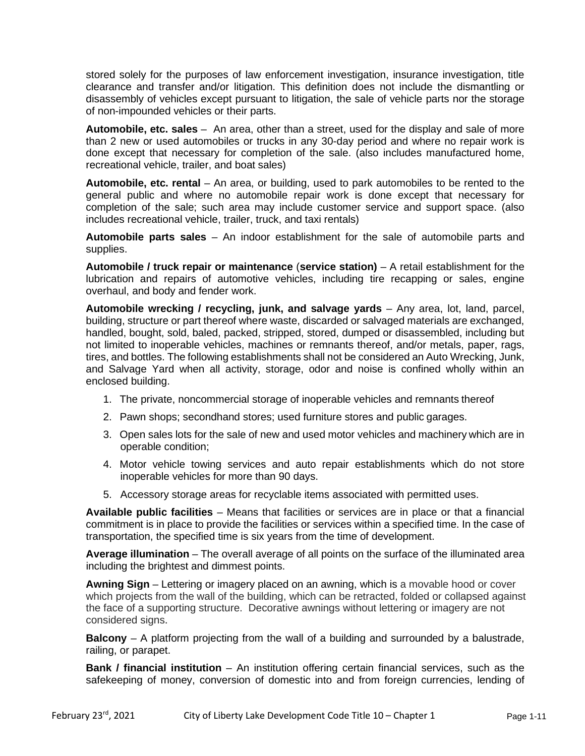stored solely for the purposes of law enforcement investigation, insurance investigation, title clearance and transfer and/or litigation. This definition does not include the dismantling or disassembly of vehicles except pursuant to litigation, the sale of vehicle parts nor the storage of non-impounded vehicles or their parts.

**Automobile, etc. sales** – An area, other than a street, used for the display and sale of more than 2 new or used automobiles or trucks in any 30-day period and where no repair work is done except that necessary for completion of the sale. (also includes manufactured home, recreational vehicle, trailer, and boat sales)

**Automobile, etc. rental** – An area, or building, used to park automobiles to be rented to the general public and where no automobile repair work is done except that necessary for completion of the sale; such area may include customer service and support space. (also includes recreational vehicle, trailer, truck, and taxi rentals)

**Automobile parts sales** – An indoor establishment for the sale of automobile parts and supplies.

**Automobile / truck repair or maintenance** (**service station)** – A retail establishment for the lubrication and repairs of automotive vehicles, including tire recapping or sales, engine overhaul, and body and fender work.

**Automobile wrecking / recycling, junk, and salvage yards** – Any area, lot, land, parcel, building, structure or part thereof where waste, discarded or salvaged materials are exchanged, handled, bought, sold, baled, packed, stripped, stored, dumped or disassembled, including but not limited to inoperable vehicles, machines or remnants thereof, and/or metals, paper, rags, tires, and bottles. The following establishments shall not be considered an Auto Wrecking, Junk, and Salvage Yard when all activity, storage, odor and noise is confined wholly within an enclosed building.

1. The private, noncommercial storage of inoperable vehicles and remnants thereof
2. Pawn shops; secondhand stores; used furniture stores and public garages.
3. Open sales lots for the sale of new and used motor vehicles and machinery which are in operable condition;
4. Motor vehicle towing services and auto repair establishments which do not store inoperable vehicles for more than 90 days.
5. Accessory storage areas for recyclable items associated with permitted uses.

**Available public facilities** – Means that facilities or services are in place or that a financial commitment is in place to provide the facilities or services within a specified time. In the case of transportation, the specified time is six years from the time of development.

**Average illumination** – The overall average of all points on the surface of the illuminated area including the brightest and dimmest points.

**Awning Sign** – Lettering or imagery placed on an awning, which is a movable hood or cover which projects from the wall of the building, which can be retracted, folded or collapsed against the face of a supporting structure. Decorative awnings without lettering or imagery are not considered signs.

**Balcony** – A platform projecting from the wall of a building and surrounded by a balustrade, railing, or parapet.

**Bank / financial institution** – An institution offering certain financial services, such as the safekeeping of money, conversion of domestic into and from foreign currencies, lending of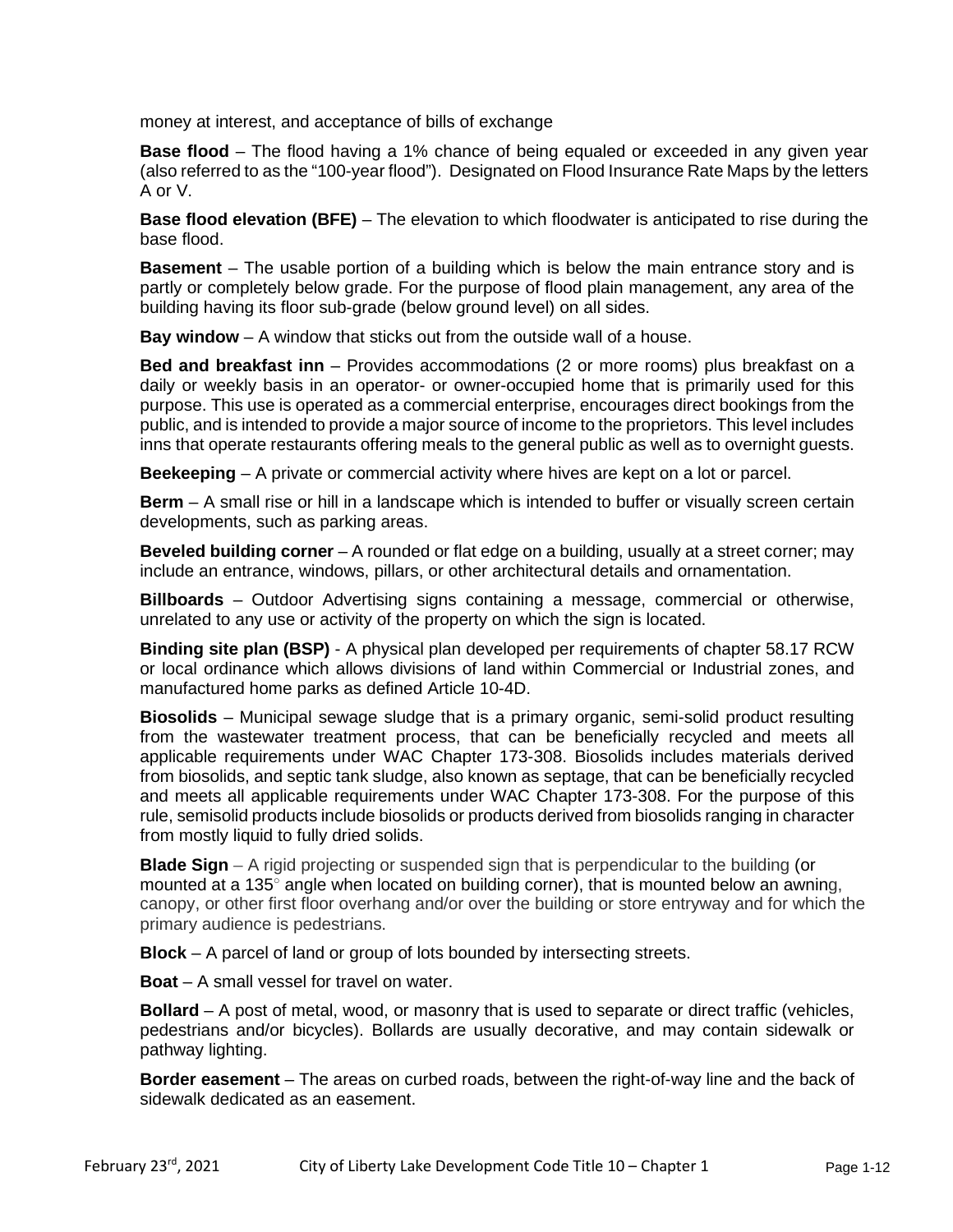money at interest, and acceptance of bills of exchange

**Base flood** – The flood having a 1% chance of being equaled or exceeded in any given year (also referred to as the "100-year flood"). Designated on Flood Insurance Rate Maps by the letters A or V.

**Base flood elevation (BFE)** – The elevation to which floodwater is anticipated to rise during the base flood.

**Basement** – The usable portion of a building which is below the main entrance story and is partly or completely below grade. For the purpose of flood plain management, any area of the building having its floor sub-grade (below ground level) on all sides.

**Bay window** – A window that sticks out from the outside wall of a house.

**Bed and breakfast inn** – Provides accommodations (2 or more rooms) plus breakfast on a daily or weekly basis in an operator- or owner-occupied home that is primarily used for this purpose. This use is operated as a commercial enterprise, encourages direct bookings from the public, and is intended to provide a major source of income to the proprietors. This level includes inns that operate restaurants offering meals to the general public as well as to overnight guests.

**Beekeeping** – A private or commercial activity where hives are kept on a lot or parcel.

**Berm** – A small rise or hill in a landscape which is intended to buffer or visually screen certain developments, such as parking areas.

**Beveled building corner** – A rounded or flat edge on a building, usually at a street corner; may include an entrance, windows, pillars, or other architectural details and ornamentation.

**Billboards** – Outdoor Advertising signs containing a message, commercial or otherwise, unrelated to any use or activity of the property on which the sign is located.

**Binding site plan (BSP)** - A physical plan developed per requirements of chapter 58.17 RCW or local ordinance which allows divisions of land within Commercial or Industrial zones, and manufactured home parks as defined Article 10-4D.

**Biosolids** – Municipal sewage sludge that is a primary organic, semi-solid product resulting from the wastewater treatment process, that can be beneficially recycled and meets all applicable requirements under WAC Chapter 173-308. Biosolids includes materials derived from biosolids, and septic tank sludge, also known as septage, that can be beneficially recycled and meets all applicable requirements under WAC Chapter 173-308. For the purpose of this rule, semisolid products include biosolids or products derived from biosolids ranging in character from mostly liquid to fully dried solids.

**Blade Sign** – A rigid projecting or suspended sign that is perpendicular to the building (or mounted at a 135° angle when located on building corner), that is mounted below an awning, canopy, or other first floor overhang and/or over the building or store entryway and for which the primary audience is pedestrians.

**Block** – A parcel of land or group of lots bounded by intersecting streets.

**Boat** – A small vessel for travel on water.

**Bollard** – A post of metal, wood, or masonry that is used to separate or direct traffic (vehicles, pedestrians and/or bicycles). Bollards are usually decorative, and may contain sidewalk or pathway lighting.

**Border easement** – The areas on curbed roads, between the right-of-way line and the back of sidewalk dedicated as an easement.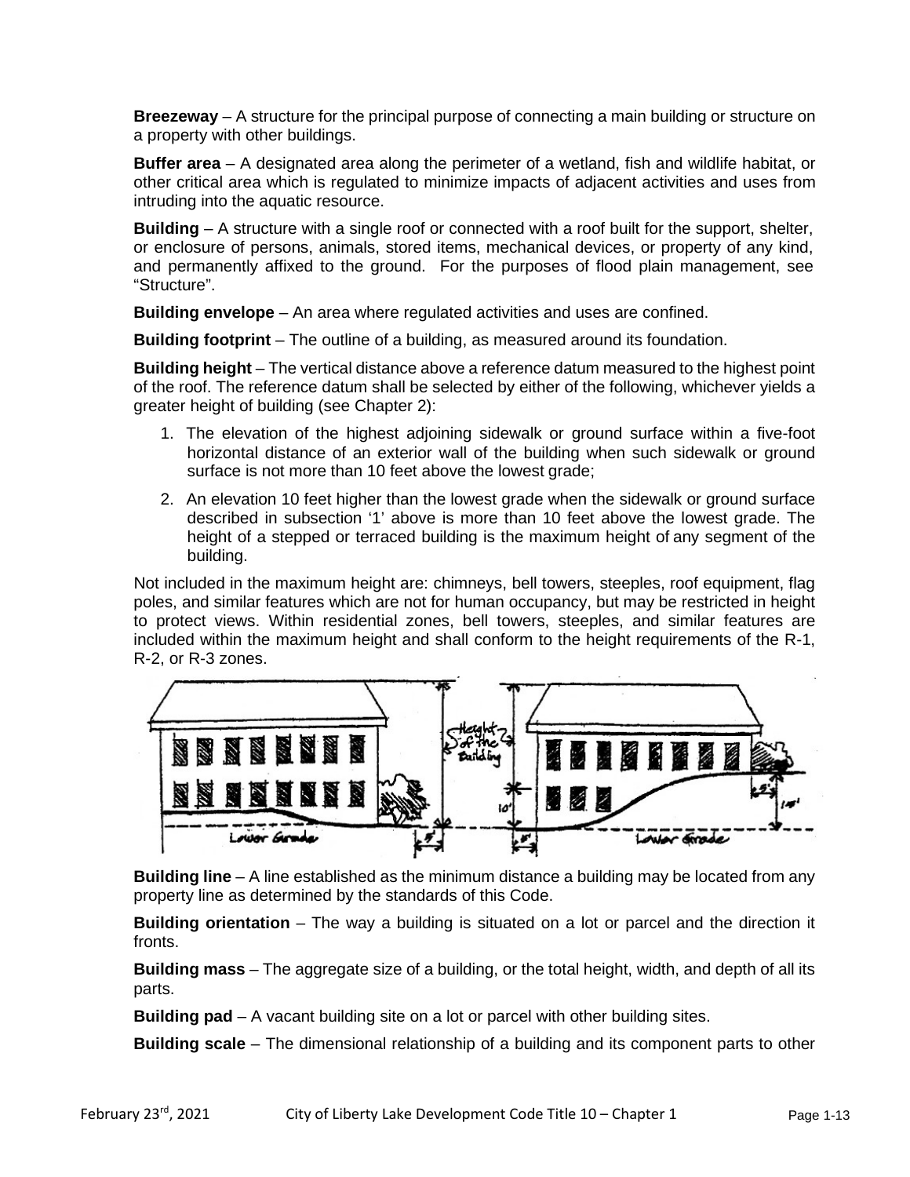**Breezeway** – A structure for the principal purpose of connecting a main building or structure on a property with other buildings.

**Buffer area** – A designated area along the perimeter of a wetland, fish and wildlife habitat, or other critical area which is regulated to minimize impacts of adjacent activities and uses from intruding into the aquatic resource.

**Building** – A structure with a single roof or connected with a roof built for the support, shelter, or enclosure of persons, animals, stored items, mechanical devices, or property of any kind, and permanently affixed to the ground. For the purposes of flood plain management, see "Structure".

**Building envelope** – An area where regulated activities and uses are confined.

**Building footprint** – The outline of a building, as measured around its foundation.

**Building height** – The vertical distance above a reference datum measured to the highest point of the roof. The reference datum shall be selected by either of the following, whichever yields a greater height of building (see Chapter 2):

1. The elevation of the highest adjoining sidewalk or ground surface within a five-foot horizontal distance of an exterior wall of the building when such sidewalk or ground surface is not more than 10 feet above the lowest grade;
2. An elevation 10 feet higher than the lowest grade when the sidewalk or ground surface described in subsection '1' above is more than 10 feet above the lowest grade. The height of a stepped or terraced building is the maximum height of any segment of the building.

Not included in the maximum height are: chimneys, bell towers, steeples, roof equipment, flag poles, and similar features which are not for human occupancy, but may be restricted in height to protect views. Within residential zones, bell towers, steeples, and similar features are included within the maximum height and shall conform to the height requirements of the R-1, R-2, or R-3 zones.

**Building line** – A line established as the minimum distance a building may be located from any property line as determined by the standards of this Code.

**Building orientation** – The way a building is situated on a lot or parcel and the direction it fronts.

**Building mass** – The aggregate size of a building, or the total height, width, and depth of all its parts.

**Building pad** – A vacant building site on a lot or parcel with other building sites.

**Building scale** – The dimensional relationship of a building and its component parts to other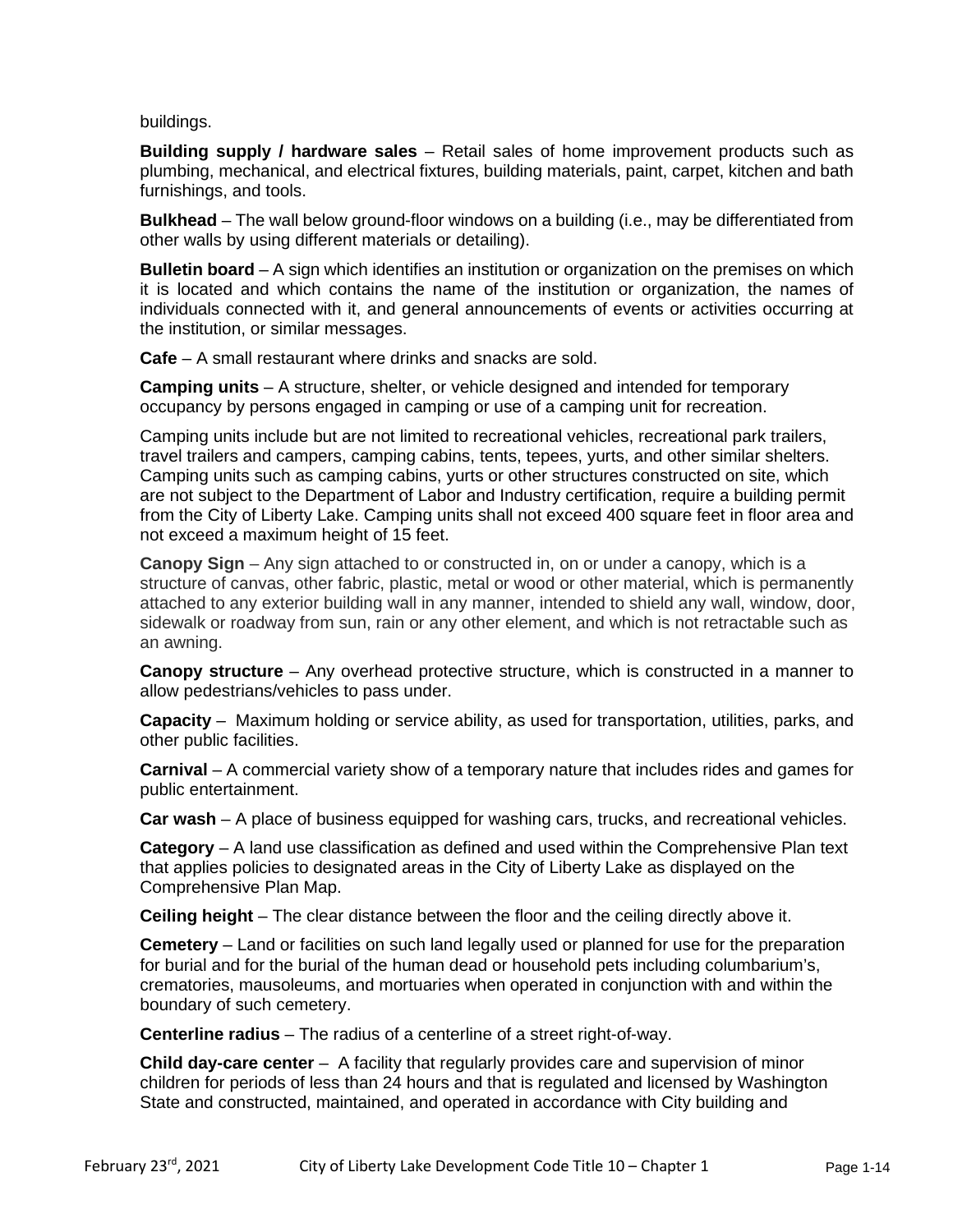buildings.

**Building supply / hardware sales** – Retail sales of home improvement products such as plumbing, mechanical, and electrical fixtures, building materials, paint, carpet, kitchen and bath furnishings, and tools.

**Bulkhead** – The wall below ground-floor windows on a building (i.e., may be differentiated from other walls by using different materials or detailing).

**Bulletin board** – A sign which identifies an institution or organization on the premises on which it is located and which contains the name of the institution or organization, the names of individuals connected with it, and general announcements of events or activities occurring at the institution, or similar messages.

**Cafe** – A small restaurant where drinks and snacks are sold.

**Camping units** – A structure, shelter, or vehicle designed and intended for temporary occupancy by persons engaged in camping or use of a camping unit for recreation.

Camping units include but are not limited to recreational vehicles, recreational park trailers, travel trailers and campers, camping cabins, tents, tepees, yurts, and other similar shelters. Camping units such as camping cabins, yurts or other structures constructed on site, which are not subject to the Department of Labor and Industry certification, require a building permit from the City of Liberty Lake. Camping units shall not exceed 400 square feet in floor area and not exceed a maximum height of 15 feet.

**Canopy Sign** – Any sign attached to or constructed in, on or under a canopy, which is a structure of canvas, other fabric, plastic, metal or wood or other material, which is permanently attached to any exterior building wall in any manner, intended to shield any wall, window, door, sidewalk or roadway from sun, rain or any other element, and which is not retractable such as an awning.

**Canopy structure** – Any overhead protective structure, which is constructed in a manner to allow pedestrians/vehicles to pass under.

**Capacity** – Maximum holding or service ability, as used for transportation, utilities, parks, and other public facilities.

**Carnival** – A commercial variety show of a temporary nature that includes rides and games for public entertainment.

**Car wash** – A place of business equipped for washing cars, trucks, and recreational vehicles.

**Category** – A land use classification as defined and used within the Comprehensive Plan text that applies policies to designated areas in the City of Liberty Lake as displayed on the Comprehensive Plan Map.

**Ceiling height** – The clear distance between the floor and the ceiling directly above it.

**Cemetery** – Land or facilities on such land legally used or planned for use for the preparation for burial and for the burial of the human dead or household pets including columbarium's, crematories, mausoleums, and mortuaries when operated in conjunction with and within the boundary of such cemetery.

**Centerline radius** – The radius of a centerline of a street right-of-way.

**Child day-care center** – A facility that regularly provides care and supervision of minor children for periods of less than 24 hours and that is regulated and licensed by Washington State and constructed, maintained, and operated in accordance with City building and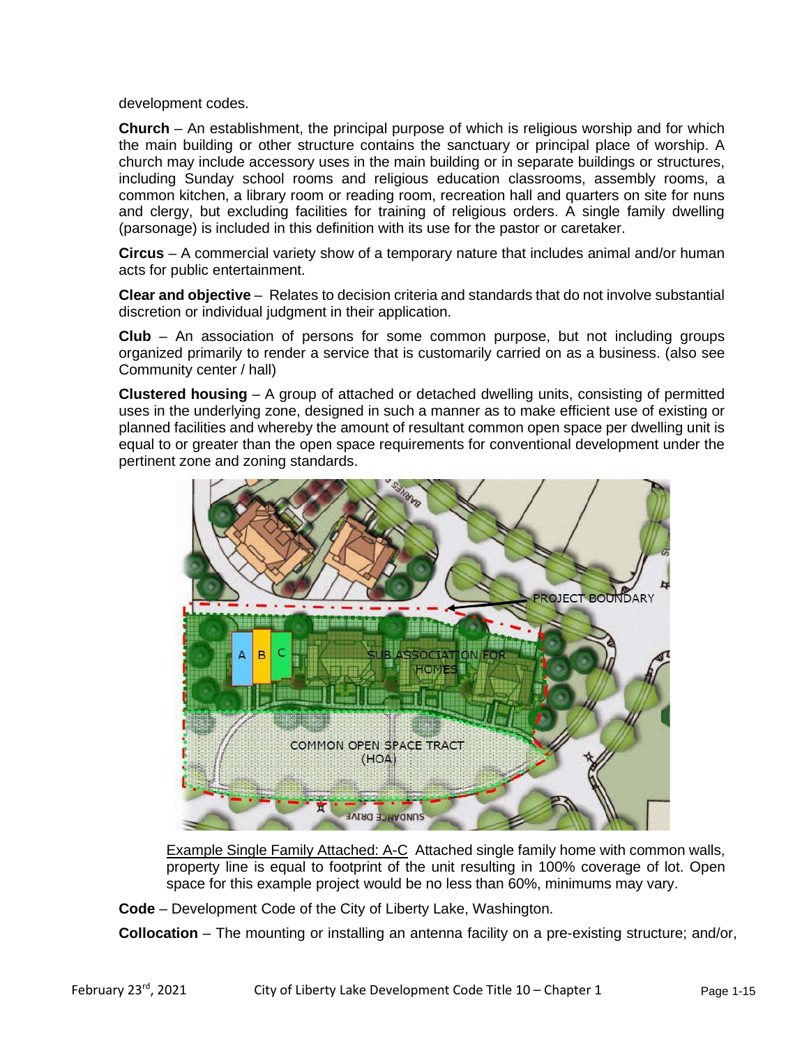development codes.

**Church** – An establishment, the principal purpose of which is religious worship and for which the main building or other structure contains the sanctuary or principal place of worship. A church may include accessory uses in the main building or in separate buildings or structures, including Sunday school rooms and religious education classrooms, assembly rooms, a common kitchen, a library room or reading room, recreation hall and quarters on site for nuns and clergy, but excluding facilities for training of religious orders. A single family dwelling (parsonage) is included in this definition with its use for the pastor or caretaker.

**Circus** – A commercial variety show of a temporary nature that includes animal and/or human acts for public entertainment.

**Clear and objective** – Relates to decision criteria and standards that do not involve substantial discretion or individual judgment in their application.

**Club** – An association of persons for some common purpose, but not including groups organized primarily to render a service that is customarily carried on as a business. (also see Community center / hall)

**Clustered housing** – A group of attached or detached dwelling units, consisting of permitted uses in the underlying zone, designed in such a manner as to make efficient use of existing or planned facilities and whereby the amount of resultant common open space per dwelling unit is equal to or greater than the open space requirements for conventional development under the pertinent zone and zoning standards.

Example Single Family Attached: A-C Attached single family home with common walls, property line is equal to footprint of the unit resulting in 100% coverage of lot. Open space for this example project would be no less than 60%, minimums may vary.

**Code** – Development Code of the City of Liberty Lake, Washington.

**Collocation** – The mounting or installing an antenna facility on a pre-existing structure; and/or,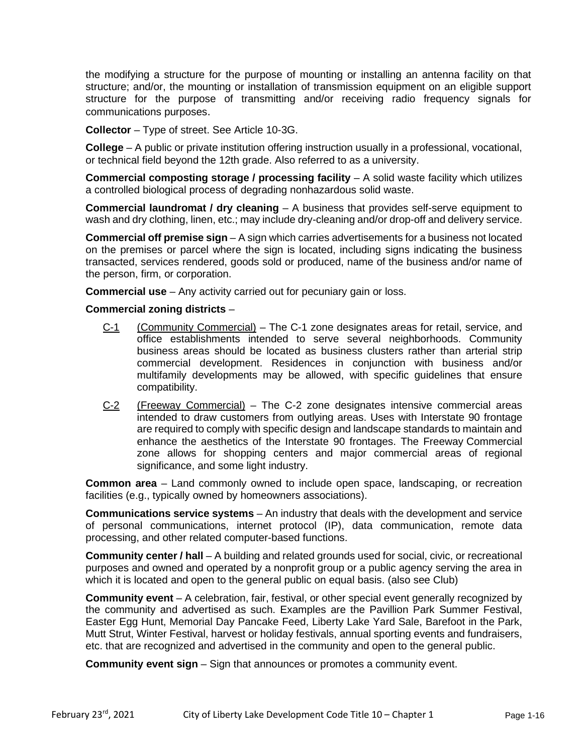the modifying a structure for the purpose of mounting or installing an antenna facility on that structure; and/or, the mounting or installation of transmission equipment on an eligible support structure for the purpose of transmitting and/or receiving radio frequency signals for communications purposes.

**Collector** – Type of street. See Article 10-3G.

**College** – A public or private institution offering instruction usually in a professional, vocational, or technical field beyond the 12th grade. Also referred to as a university.

**Commercial composting storage / processing facility** – A solid waste facility which utilizes a controlled biological process of degrading nonhazardous solid waste.

**Commercial laundromat / dry cleaning** – A business that provides self-serve equipment to wash and dry clothing, linen, etc.; may include dry-cleaning and/or drop-off and delivery service.

**Commercial off premise sign** – A sign which carries advertisements for a business not located on the premises or parcel where the sign is located, including signs indicating the business transacted, services rendered, goods sold or produced, name of the business and/or name of the person, firm, or corporation.

**Commercial use** – Any activity carried out for pecuniary gain or loss.

**Commercial zoning districts** –

- C-1 (Community Commercial) – The C-1 zone designates areas for retail, service, and office establishments intended to serve several neighborhoods. Community business areas should be located as business clusters rather than arterial strip commercial development. Residences in conjunction with business and/or multifamily developments may be allowed, with specific guidelines that ensure compatibility.
- C-2 (Freeway Commercial) – The C-2 zone designates intensive commercial areas intended to draw customers from outlying areas. Uses with Interstate 90 frontage are required to comply with specific design and landscape standards to maintain and enhance the aesthetics of the Interstate 90 frontages. The Freeway Commercial zone allows for shopping centers and major commercial areas of regional significance, and some light industry.

**Common area** – Land commonly owned to include open space, landscaping, or recreation facilities (e.g., typically owned by homeowners associations).

**Communications service systems** – An industry that deals with the development and service of personal communications, internet protocol (IP), data communication, remote data processing, and other related computer-based functions.

**Community center / hall** – A building and related grounds used for social, civic, or recreational purposes and owned and operated by a nonprofit group or a public agency serving the area in which it is located and open to the general public on equal basis. (also see Club)

**Community event** – A celebration, fair, festival, or other special event generally recognized by the community and advertised as such. Examples are the Pavillion Park Summer Festival, Easter Egg Hunt, Memorial Day Pancake Feed, Liberty Lake Yard Sale, Barefoot in the Park, Mutt Strut, Winter Festival, harvest or holiday festivals, annual sporting events and fundraisers, etc. that are recognized and advertised in the community and open to the general public.

**Community event sign** – Sign that announces or promotes a community event.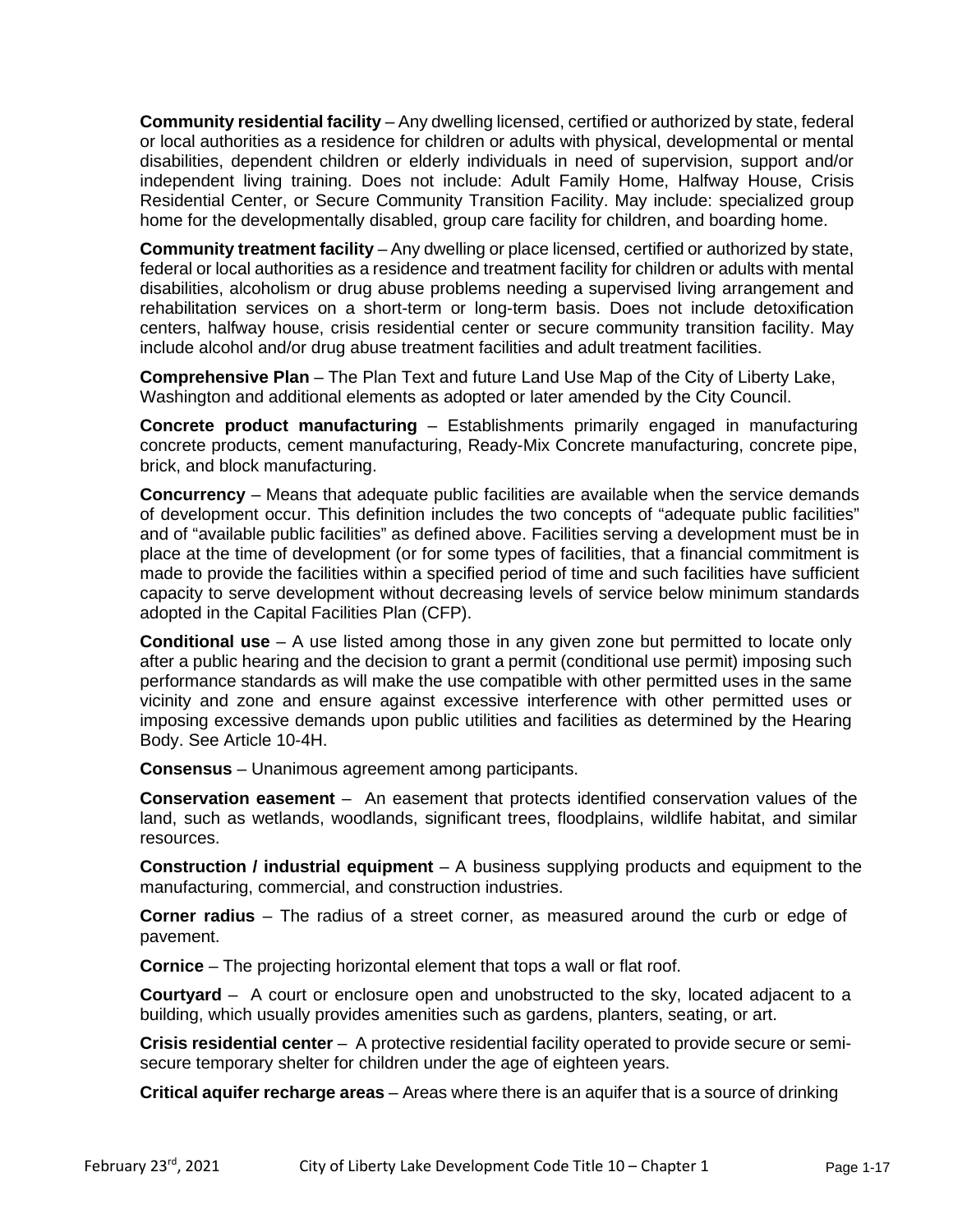**Community residential facility** – Any dwelling licensed, certified or authorized by state, federal or local authorities as a residence for children or adults with physical, developmental or mental disabilities, dependent children or elderly individuals in need of supervision, support and/or independent living training. Does not include: Adult Family Home, Halfway House, Crisis Residential Center, or Secure Community Transition Facility. May include: specialized group home for the developmentally disabled, group care facility for children, and boarding home.

**Community treatment facility** – Any dwelling or place licensed, certified or authorized by state, federal or local authorities as a residence and treatment facility for children or adults with mental disabilities, alcoholism or drug abuse problems needing a supervised living arrangement and rehabilitation services on a short-term or long-term basis. Does not include detoxification centers, halfway house, crisis residential center or secure community transition facility. May include alcohol and/or drug abuse treatment facilities and adult treatment facilities.

**Comprehensive Plan** – The Plan Text and future Land Use Map of the City of Liberty Lake, Washington and additional elements as adopted or later amended by the City Council.

**Concrete product manufacturing** – Establishments primarily engaged in manufacturing concrete products, cement manufacturing, Ready-Mix Concrete manufacturing, concrete pipe, brick, and block manufacturing.

**Concurrency** – Means that adequate public facilities are available when the service demands of development occur. This definition includes the two concepts of "adequate public facilities" and of "available public facilities" as defined above. Facilities serving a development must be in place at the time of development (or for some types of facilities, that a financial commitment is made to provide the facilities within a specified period of time and such facilities have sufficient capacity to serve development without decreasing levels of service below minimum standards adopted in the Capital Facilities Plan (CFP).

**Conditional use** – A use listed among those in any given zone but permitted to locate only after a public hearing and the decision to grant a permit (conditional use permit) imposing such performance standards as will make the use compatible with other permitted uses in the same vicinity and zone and ensure against excessive interference with other permitted uses or imposing excessive demands upon public utilities and facilities as determined by the Hearing Body. See Article 10-4H.

**Consensus** – Unanimous agreement among participants.

**Conservation easement** – An easement that protects identified conservation values of the land, such as wetlands, woodlands, significant trees, floodplains, wildlife habitat, and similar resources.

**Construction / industrial equipment** – A business supplying products and equipment to the manufacturing, commercial, and construction industries.

**Corner radius** – The radius of a street corner, as measured around the curb or edge of pavement.

**Cornice** – The projecting horizontal element that tops a wall or flat roof.

**Courtyard** – A court or enclosure open and unobstructed to the sky, located adjacent to a building, which usually provides amenities such as gardens, planters, seating, or art.

**Crisis residential center** – A protective residential facility operated to provide secure or semi-secure temporary shelter for children under the age of eighteen years.

**Critical aquifer recharge areas** – Areas where there is an aquifer that is a source of drinking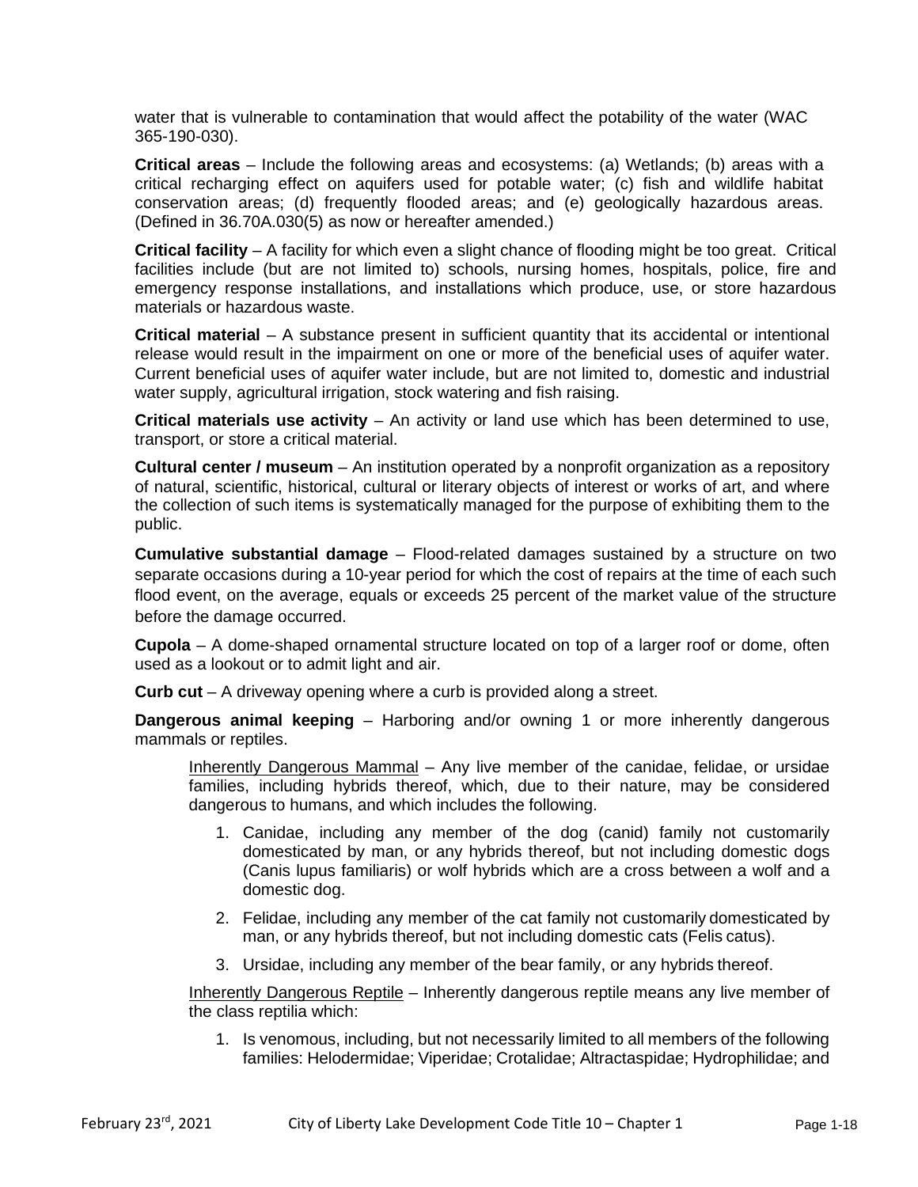water that is vulnerable to contamination that would affect the potability of the water (WAC 365-190-030).

**Critical areas** – Include the following areas and ecosystems: (a) Wetlands; (b) areas with a critical recharging effect on aquifers used for potable water; (c) fish and wildlife habitat conservation areas; (d) frequently flooded areas; and (e) geologically hazardous areas. (Defined in 36.70A.030(5) as now or hereafter amended.)

**Critical facility** – A facility for which even a slight chance of flooding might be too great. Critical facilities include (but are not limited to) schools, nursing homes, hospitals, police, fire and emergency response installations, and installations which produce, use, or store hazardous materials or hazardous waste.

**Critical material** – A substance present in sufficient quantity that its accidental or intentional release would result in the impairment on one or more of the beneficial uses of aquifer water. Current beneficial uses of aquifer water include, but are not limited to, domestic and industrial water supply, agricultural irrigation, stock watering and fish raising.

**Critical materials use activity** – An activity or land use which has been determined to use, transport, or store a critical material.

**Cultural center / museum** – An institution operated by a nonprofit organization as a repository of natural, scientific, historical, cultural or literary objects of interest or works of art, and where the collection of such items is systematically managed for the purpose of exhibiting them to the public.

**Cumulative substantial damage** – Flood-related damages sustained by a structure on two separate occasions during a 10-year period for which the cost of repairs at the time of each such flood event, on the average, equals or exceeds 25 percent of the market value of the structure before the damage occurred.

**Cupola** – A dome-shaped ornamental structure located on top of a larger roof or dome, often used as a lookout or to admit light and air.

**Curb cut** – A driveway opening where a curb is provided along a street.

**Dangerous animal keeping** – Harboring and/or owning 1 or more inherently dangerous mammals or reptiles.

Inherently Dangerous Mammal – Any live member of the canidae, felidae, or ursidae families, including hybrids thereof, which, due to their nature, may be considered dangerous to humans, and which includes the following.

1. Canidae, including any member of the dog (canid) family not customarily domesticated by man, or any hybrids thereof, but not including domestic dogs (Canis lupus familiaris) or wolf hybrids which are a cross between a wolf and a domestic dog.
2. Felidae, including any member of the cat family not customarily domesticated by man, or any hybrids thereof, but not including domestic cats (Felis catus).
3. Ursidae, including any member of the bear family, or any hybrids thereof.

Inherently Dangerous Reptile – Inherently dangerous reptile means any live member of the class reptilia which:

1. Is venomous, including, but not necessarily limited to all members of the following families: Helodermidae; Viperidae; Crotalidae; Altractaspidae; Hydrophilidae; and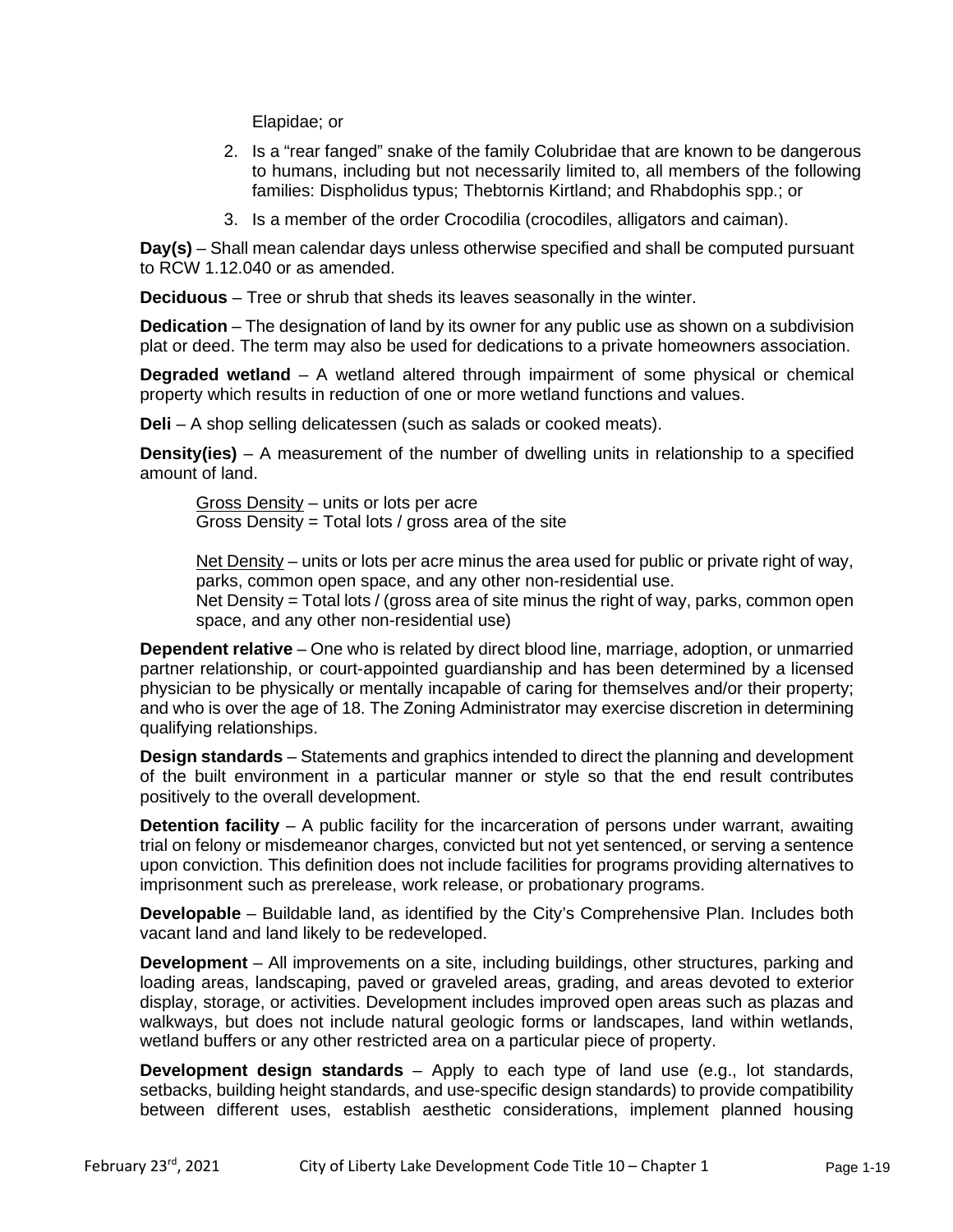Elapidae; or

2. Is a "rear fanged" snake of the family Colubridae that are known to be dangerous to humans, including but not necessarily limited to, all members of the following families: Dispholidus typus; Thebtornis Kirtland; and Rhabdophis spp.; or
3. Is a member of the order Crocodilia (crocodiles, alligators and caiman).

**Day(s)** – Shall mean calendar days unless otherwise specified and shall be computed pursuant to RCW 1.12.040 or as amended.

**Deciduous** – Tree or shrub that sheds its leaves seasonally in the winter.

**Dedication** – The designation of land by its owner for any public use as shown on a subdivision plat or deed. The term may also be used for dedications to a private homeowners association.

**Degraded wetland** – A wetland altered through impairment of some physical or chemical property which results in reduction of one or more wetland functions and values.

**Deli** – A shop selling delicatessen (such as salads or cooked meats).

**Density(ies)** – A measurement of the number of dwelling units in relationship to a specified amount of land.

> Gross Density – units or lots per acre
> Gross Density = Total lots / gross area of the site
>
> Net Density – units or lots per acre minus the area used for public or private right of way, parks, common open space, and any other non-residential use.
> Net Density = Total lots / (gross area of site minus the right of way, parks, common open space, and any other non-residential use)

**Dependent relative** – One who is related by direct blood line, marriage, adoption, or unmarried partner relationship, or court-appointed guardianship and has been determined by a licensed physician to be physically or mentally incapable of caring for themselves and/or their property; and who is over the age of 18. The Zoning Administrator may exercise discretion in determining qualifying relationships.

**Design standards** – Statements and graphics intended to direct the planning and development of the built environment in a particular manner or style so that the end result contributes positively to the overall development.

**Detention facility** – A public facility for the incarceration of persons under warrant, awaiting trial on felony or misdemeanor charges, convicted but not yet sentenced, or serving a sentence upon conviction. This definition does not include facilities for programs providing alternatives to imprisonment such as prerelease, work release, or probationary programs.

**Developable** – Buildable land, as identified by the City's Comprehensive Plan. Includes both vacant land and land likely to be redeveloped.

**Development** – All improvements on a site, including buildings, other structures, parking and loading areas, landscaping, paved or graveled areas, grading, and areas devoted to exterior display, storage, or activities. Development includes improved open areas such as plazas and walkways, but does not include natural geologic forms or landscapes, land within wetlands, wetland buffers or any other restricted area on a particular piece of property.

**Development design standards** – Apply to each type of land use (e.g., lot standards, setbacks, building height standards, and use-specific design standards) to provide compatibility between different uses, establish aesthetic considerations, implement planned housing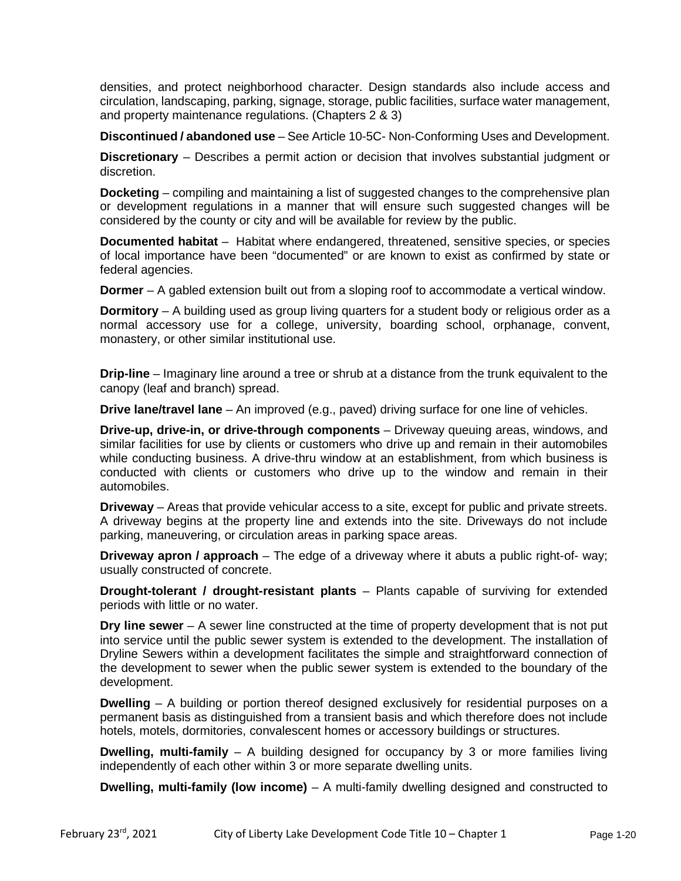densities, and protect neighborhood character. Design standards also include access and circulation, landscaping, parking, signage, storage, public facilities, surface water management, and property maintenance regulations. (Chapters 2 & 3)

**Discontinued / abandoned use** – See Article 10-5C- Non-Conforming Uses and Development.

**Discretionary** – Describes a permit action or decision that involves substantial judgment or discretion.

**Docketing** – compiling and maintaining a list of suggested changes to the comprehensive plan or development regulations in a manner that will ensure such suggested changes will be considered by the county or city and will be available for review by the public.

**Documented habitat** – Habitat where endangered, threatened, sensitive species, or species of local importance have been "documented" or are known to exist as confirmed by state or federal agencies.

**Dormer** – A gabled extension built out from a sloping roof to accommodate a vertical window.

**Dormitory** – A building used as group living quarters for a student body or religious order as a normal accessory use for a college, university, boarding school, orphanage, convent, monastery, or other similar institutional use.

**Drip-line** – Imaginary line around a tree or shrub at a distance from the trunk equivalent to the canopy (leaf and branch) spread.

**Drive lane/travel lane** – An improved (e.g., paved) driving surface for one line of vehicles.

**Drive-up, drive-in, or drive-through components** – Driveway queuing areas, windows, and similar facilities for use by clients or customers who drive up and remain in their automobiles while conducting business. A drive-thru window at an establishment, from which business is conducted with clients or customers who drive up to the window and remain in their automobiles.

**Driveway** – Areas that provide vehicular access to a site, except for public and private streets. A driveway begins at the property line and extends into the site. Driveways do not include parking, maneuvering, or circulation areas in parking space areas.

**Driveway apron / approach** – The edge of a driveway where it abuts a public right-of- way; usually constructed of concrete.

**Drought-tolerant / drought-resistant plants** – Plants capable of surviving for extended periods with little or no water.

**Dry line sewer** – A sewer line constructed at the time of property development that is not put into service until the public sewer system is extended to the development. The installation of Dryline Sewers within a development facilitates the simple and straightforward connection of the development to sewer when the public sewer system is extended to the boundary of the development.

**Dwelling** – A building or portion thereof designed exclusively for residential purposes on a permanent basis as distinguished from a transient basis and which therefore does not include hotels, motels, dormitories, convalescent homes or accessory buildings or structures.

**Dwelling, multi-family** – A building designed for occupancy by 3 or more families living independently of each other within 3 or more separate dwelling units.

**Dwelling, multi-family (low income)** – A multi-family dwelling designed and constructed to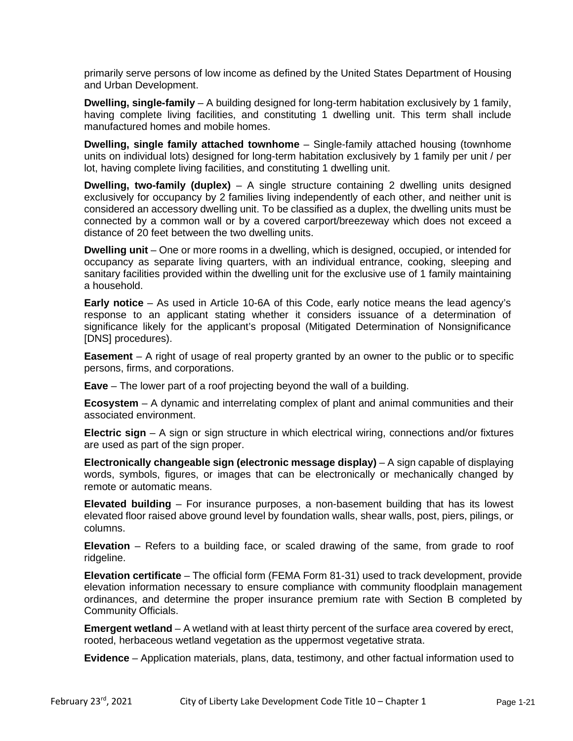primarily serve persons of low income as defined by the United States Department of Housing and Urban Development.

**Dwelling, single-family** – A building designed for long-term habitation exclusively by 1 family, having complete living facilities, and constituting 1 dwelling unit. This term shall include manufactured homes and mobile homes.

**Dwelling, single family attached townhome** – Single-family attached housing (townhome units on individual lots) designed for long-term habitation exclusively by 1 family per unit / per lot, having complete living facilities, and constituting 1 dwelling unit.

**Dwelling, two-family (duplex)** – A single structure containing 2 dwelling units designed exclusively for occupancy by 2 families living independently of each other, and neither unit is considered an accessory dwelling unit. To be classified as a duplex, the dwelling units must be connected by a common wall or by a covered carport/breezeway which does not exceed a distance of 20 feet between the two dwelling units.

**Dwelling unit** – One or more rooms in a dwelling, which is designed, occupied, or intended for occupancy as separate living quarters, with an individual entrance, cooking, sleeping and sanitary facilities provided within the dwelling unit for the exclusive use of 1 family maintaining a household.

**Early notice** – As used in Article 10-6A of this Code, early notice means the lead agency's response to an applicant stating whether it considers issuance of a determination of significance likely for the applicant's proposal (Mitigated Determination of Nonsignificance [DNS] procedures).

**Easement** – A right of usage of real property granted by an owner to the public or to specific persons, firms, and corporations.

**Eave** – The lower part of a roof projecting beyond the wall of a building.

**Ecosystem** – A dynamic and interrelating complex of plant and animal communities and their associated environment.

**Electric sign** – A sign or sign structure in which electrical wiring, connections and/or fixtures are used as part of the sign proper.

**Electronically changeable sign (electronic message display)** – A sign capable of displaying words, symbols, figures, or images that can be electronically or mechanically changed by remote or automatic means.

**Elevated building** – For insurance purposes, a non-basement building that has its lowest elevated floor raised above ground level by foundation walls, shear walls, post, piers, pilings, or columns.

**Elevation** – Refers to a building face, or scaled drawing of the same, from grade to roof ridgeline.

**Elevation certificate** – The official form (FEMA Form 81-31) used to track development, provide elevation information necessary to ensure compliance with community floodplain management ordinances, and determine the proper insurance premium rate with Section B completed by Community Officials.

**Emergent wetland** – A wetland with at least thirty percent of the surface area covered by erect, rooted, herbaceous wetland vegetation as the uppermost vegetative strata.

**Evidence** – Application materials, plans, data, testimony, and other factual information used to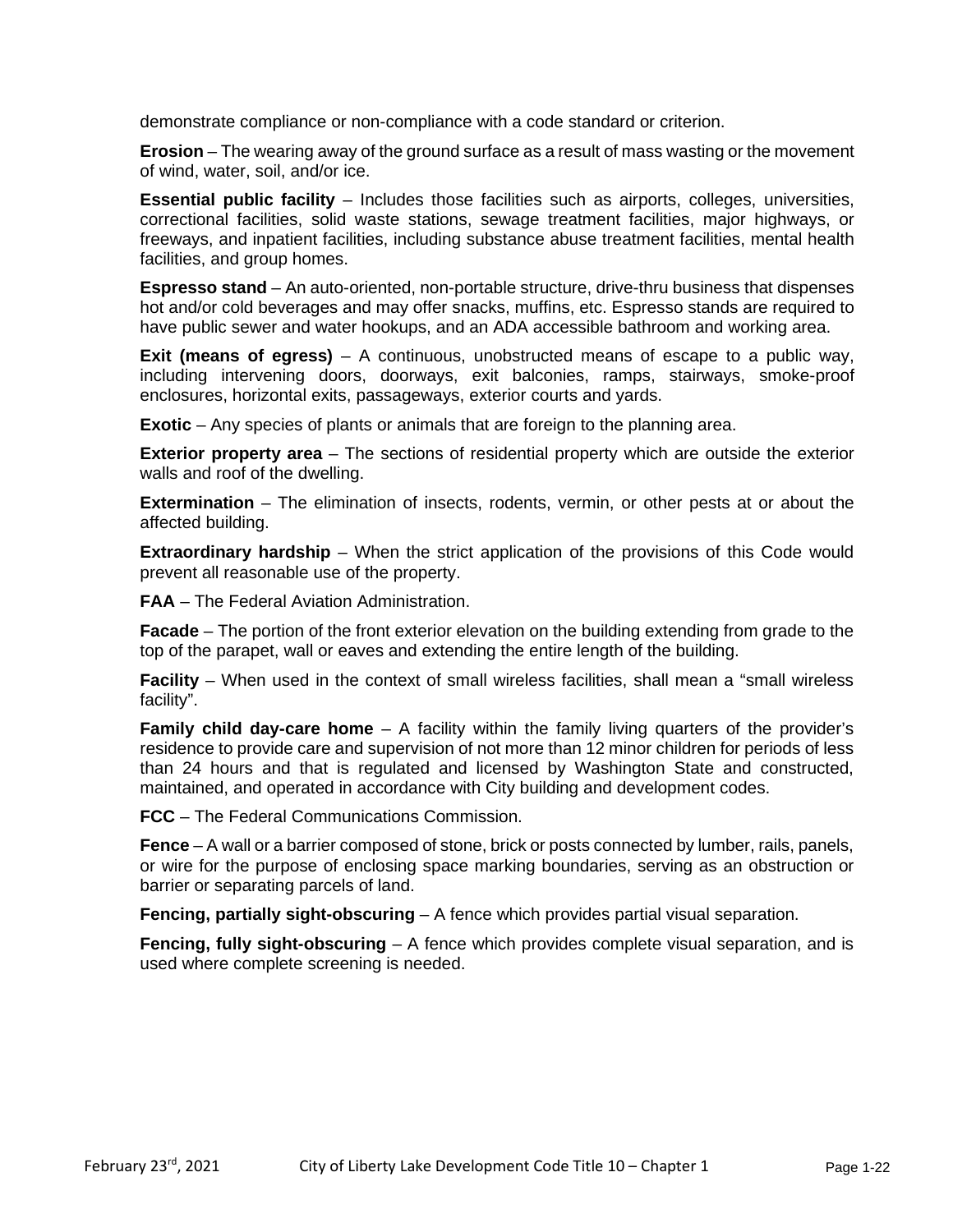demonstrate compliance or non-compliance with a code standard or criterion.

**Erosion** – The wearing away of the ground surface as a result of mass wasting or the movement of wind, water, soil, and/or ice.

**Essential public facility** – Includes those facilities such as airports, colleges, universities, correctional facilities, solid waste stations, sewage treatment facilities, major highways, or freeways, and inpatient facilities, including substance abuse treatment facilities, mental health facilities, and group homes.

**Espresso stand** – An auto-oriented, non-portable structure, drive-thru business that dispenses hot and/or cold beverages and may offer snacks, muffins, etc. Espresso stands are required to have public sewer and water hookups, and an ADA accessible bathroom and working area.

**Exit (means of egress)** – A continuous, unobstructed means of escape to a public way, including intervening doors, doorways, exit balconies, ramps, stairways, smoke-proof enclosures, horizontal exits, passageways, exterior courts and yards.

**Exotic** – Any species of plants or animals that are foreign to the planning area.

**Exterior property area** – The sections of residential property which are outside the exterior walls and roof of the dwelling.

**Extermination** – The elimination of insects, rodents, vermin, or other pests at or about the affected building.

**Extraordinary hardship** – When the strict application of the provisions of this Code would prevent all reasonable use of the property.

**FAA** – The Federal Aviation Administration.

**Facade** – The portion of the front exterior elevation on the building extending from grade to the top of the parapet, wall or eaves and extending the entire length of the building.

**Facility** – When used in the context of small wireless facilities, shall mean a "small wireless facility".

**Family child day-care home** – A facility within the family living quarters of the provider's residence to provide care and supervision of not more than 12 minor children for periods of less than 24 hours and that is regulated and licensed by Washington State and constructed, maintained, and operated in accordance with City building and development codes.

**FCC** – The Federal Communications Commission.

**Fence** – A wall or a barrier composed of stone, brick or posts connected by lumber, rails, panels, or wire for the purpose of enclosing space marking boundaries, serving as an obstruction or barrier or separating parcels of land.

**Fencing, partially sight-obscuring** – A fence which provides partial visual separation.

**Fencing, fully sight-obscuring** – A fence which provides complete visual separation, and is used where complete screening is needed.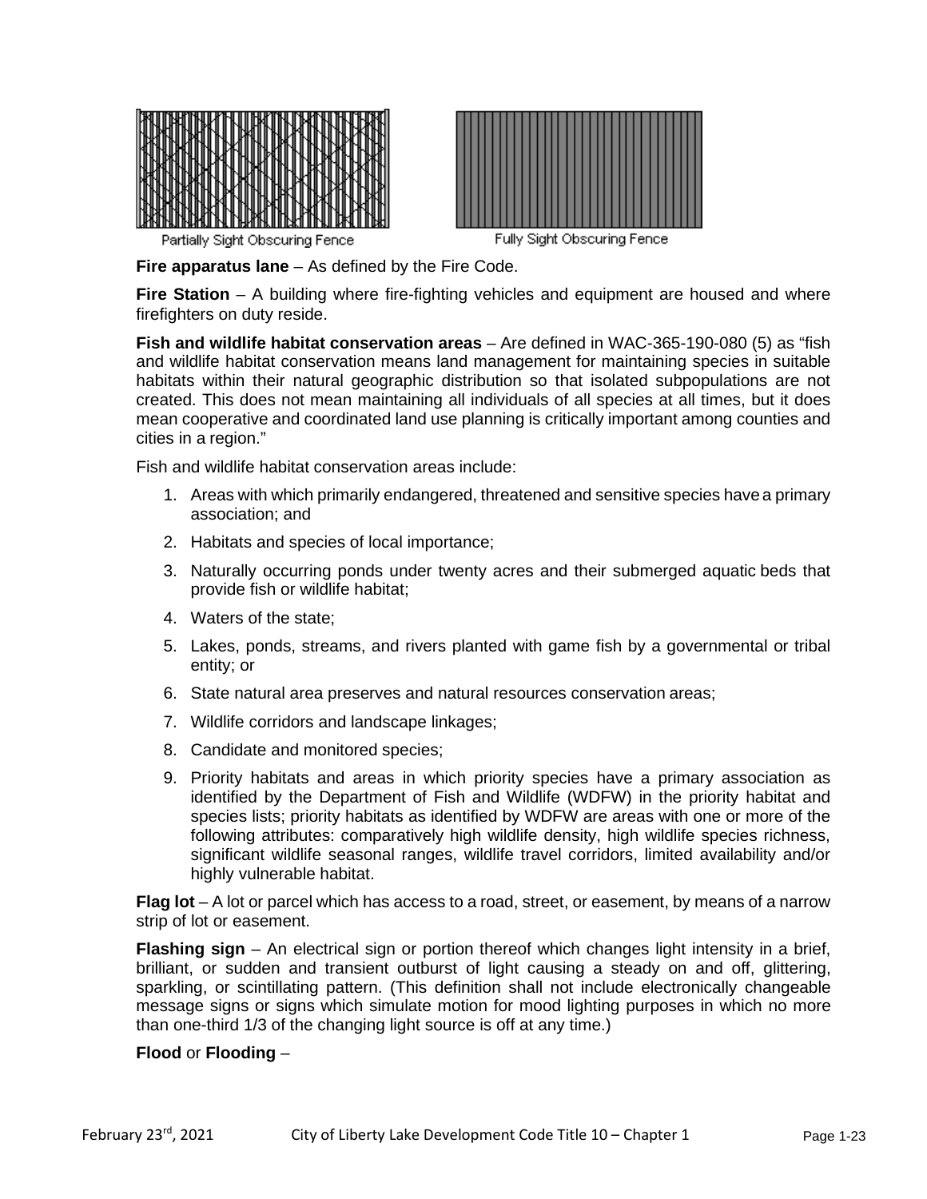Partially Sight Obscuring Fence

Fully Sight Obscuring Fence

**Fire apparatus lane** – As defined by the Fire Code.

**Fire Station** – A building where fire-fighting vehicles and equipment are housed and where firefighters on duty reside.

**Fish and wildlife habitat conservation areas** – Are defined in WAC-365-190-080 (5) as "fish and wildlife habitat conservation means land management for maintaining species in suitable habitats within their natural geographic distribution so that isolated subpopulations are not created. This does not mean maintaining all individuals of all species at all times, but it does mean cooperative and coordinated land use planning is critically important among counties and cities in a region."

Fish and wildlife habitat conservation areas include:

1. Areas with which primarily endangered, threatened and sensitive species have a primary association; and
2. Habitats and species of local importance;
3. Naturally occurring ponds under twenty acres and their submerged aquatic beds that provide fish or wildlife habitat;
4. Waters of the state;
5. Lakes, ponds, streams, and rivers planted with game fish by a governmental or tribal entity; or
6. State natural area preserves and natural resources conservation areas;
7. Wildlife corridors and landscape linkages;
8. Candidate and monitored species;
9. Priority habitats and areas in which priority species have a primary association as identified by the Department of Fish and Wildlife (WDFW) in the priority habitat and species lists; priority habitats as identified by WDFW are areas with one or more of the following attributes: comparatively high wildlife density, high wildlife species richness, significant wildlife seasonal ranges, wildlife travel corridors, limited availability and/or highly vulnerable habitat.

**Flag lot** – A lot or parcel which has access to a road, street, or easement, by means of a narrow strip of lot or easement.

**Flashing sign** – An electrical sign or portion thereof which changes light intensity in a brief, brilliant, or sudden and transient outburst of light causing a steady on and off, glittering, sparkling, or scintillating pattern. (This definition shall not include electronically changeable message signs or signs which simulate motion for mood lighting purposes in which no more than one-third 1/3 of the changing light source is off at any time.)

**Flood** or **Flooding** –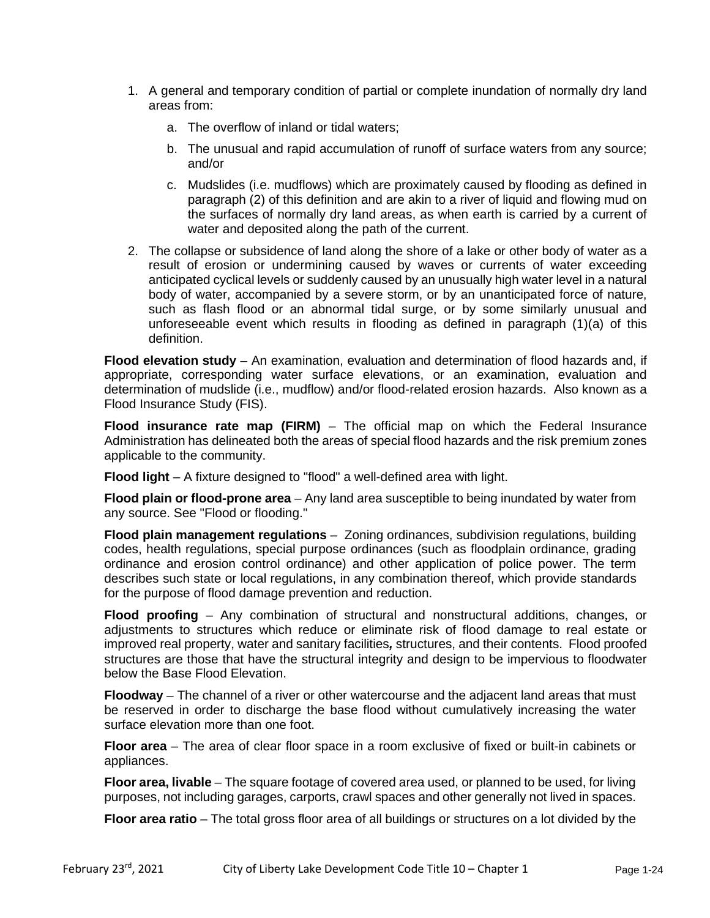1. A general and temporary condition of partial or complete inundation of normally dry land areas from:
    a. The overflow of inland or tidal waters;
    b. The unusual and rapid accumulation of runoff of surface waters from any source; and/or
    c. Mudslides (i.e. mudflows) which are proximately caused by flooding as defined in paragraph (2) of this definition and are akin to a river of liquid and flowing mud on the surfaces of normally dry land areas, as when earth is carried by a current of water and deposited along the path of the current.
2. The collapse or subsidence of land along the shore of a lake or other body of water as a result of erosion or undermining caused by waves or currents of water exceeding anticipated cyclical levels or suddenly caused by an unusually high water level in a natural body of water, accompanied by a severe storm, or by an unanticipated force of nature, such as flash flood or an abnormal tidal surge, or by some similarly unusual and unforeseeable event which results in flooding as defined in paragraph (1)(a) of this definition.

**Flood elevation study** – An examination, evaluation and determination of flood hazards and, if appropriate, corresponding water surface elevations, or an examination, evaluation and determination of mudslide (i.e., mudflow) and/or flood-related erosion hazards. Also known as a Flood Insurance Study (FIS).

**Flood insurance rate map (FIRM)** – The official map on which the Federal Insurance Administration has delineated both the areas of special flood hazards and the risk premium zones applicable to the community.

**Flood light** – A fixture designed to "flood" a well-defined area with light.

**Flood plain or flood-prone area** – Any land area susceptible to being inundated by water from any source. See "Flood or flooding."

**Flood plain management regulations** – Zoning ordinances, subdivision regulations, building codes, health regulations, special purpose ordinances (such as floodplain ordinance, grading ordinance and erosion control ordinance) and other application of police power. The term describes such state or local regulations, in any combination thereof, which provide standards for the purpose of flood damage prevention and reduction.

**Flood proofing** – Any combination of structural and nonstructural additions, changes, or adjustments to structures which reduce or eliminate risk of flood damage to real estate or improved real property, water and sanitary facilities, structures, and their contents. Flood proofed structures are those that have the structural integrity and design to be impervious to floodwater below the Base Flood Elevation.

**Floodway** – The channel of a river or other watercourse and the adjacent land areas that must be reserved in order to discharge the base flood without cumulatively increasing the water surface elevation more than one foot.

**Floor area** – The area of clear floor space in a room exclusive of fixed or built-in cabinets or appliances.

**Floor area, livable** – The square footage of covered area used, or planned to be used, for living purposes, not including garages, carports, crawl spaces and other generally not lived in spaces.

**Floor area ratio** – The total gross floor area of all buildings or structures on a lot divided by the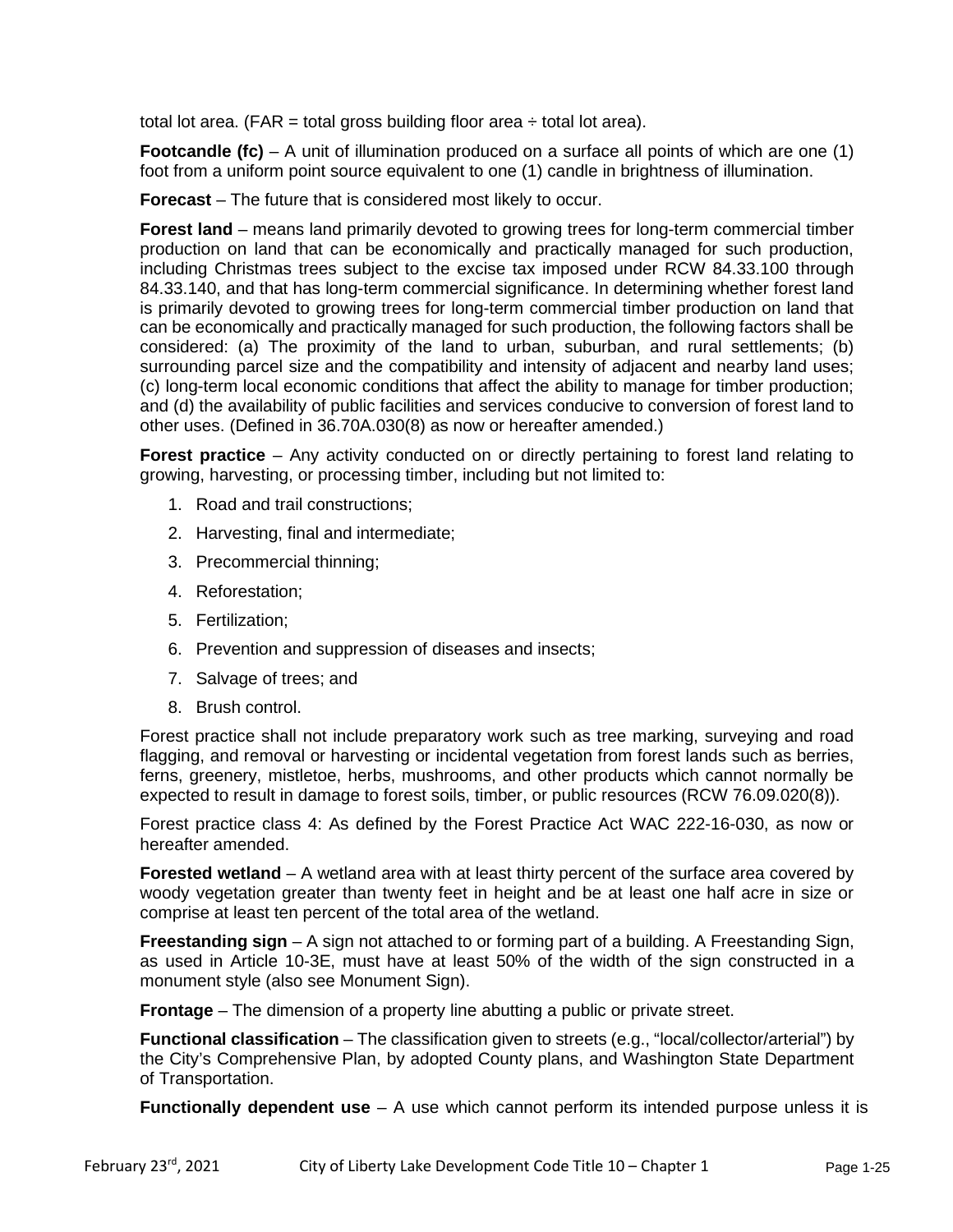total lot area. (FAR = total gross building floor area ÷ total lot area).

**Footcandle (fc)** – A unit of illumination produced on a surface all points of which are one (1) foot from a uniform point source equivalent to one (1) candle in brightness of illumination.

**Forecast** – The future that is considered most likely to occur.

**Forest land** – means land primarily devoted to growing trees for long-term commercial timber production on land that can be economically and practically managed for such production, including Christmas trees subject to the excise tax imposed under RCW 84.33.100 through 84.33.140, and that has long-term commercial significance. In determining whether forest land is primarily devoted to growing trees for long-term commercial timber production on land that can be economically and practically managed for such production, the following factors shall be considered: (a) The proximity of the land to urban, suburban, and rural settlements; (b) surrounding parcel size and the compatibility and intensity of adjacent and nearby land uses; (c) long-term local economic conditions that affect the ability to manage for timber production; and (d) the availability of public facilities and services conducive to conversion of forest land to other uses. (Defined in 36.70A.030(8) as now or hereafter amended.)

**Forest practice** – Any activity conducted on or directly pertaining to forest land relating to growing, harvesting, or processing timber, including but not limited to:

1. Road and trail constructions;
2. Harvesting, final and intermediate;
3. Precommercial thinning;
4. Reforestation;
5. Fertilization;
6. Prevention and suppression of diseases and insects;
7. Salvage of trees; and
8. Brush control.

Forest practice shall not include preparatory work such as tree marking, surveying and road flagging, and removal or harvesting or incidental vegetation from forest lands such as berries, ferns, greenery, mistletoe, herbs, mushrooms, and other products which cannot normally be expected to result in damage to forest soils, timber, or public resources (RCW 76.09.020(8)).

Forest practice class 4: As defined by the Forest Practice Act WAC 222-16-030, as now or hereafter amended.

**Forested wetland** – A wetland area with at least thirty percent of the surface area covered by woody vegetation greater than twenty feet in height and be at least one half acre in size or comprise at least ten percent of the total area of the wetland.

**Freestanding sign** – A sign not attached to or forming part of a building. A Freestanding Sign, as used in Article 10-3E, must have at least 50% of the width of the sign constructed in a monument style (also see Monument Sign).

**Frontage** – The dimension of a property line abutting a public or private street.

**Functional classification** – The classification given to streets (e.g., "local/collector/arterial") by the City's Comprehensive Plan, by adopted County plans, and Washington State Department of Transportation.

**Functionally dependent use** – A use which cannot perform its intended purpose unless it is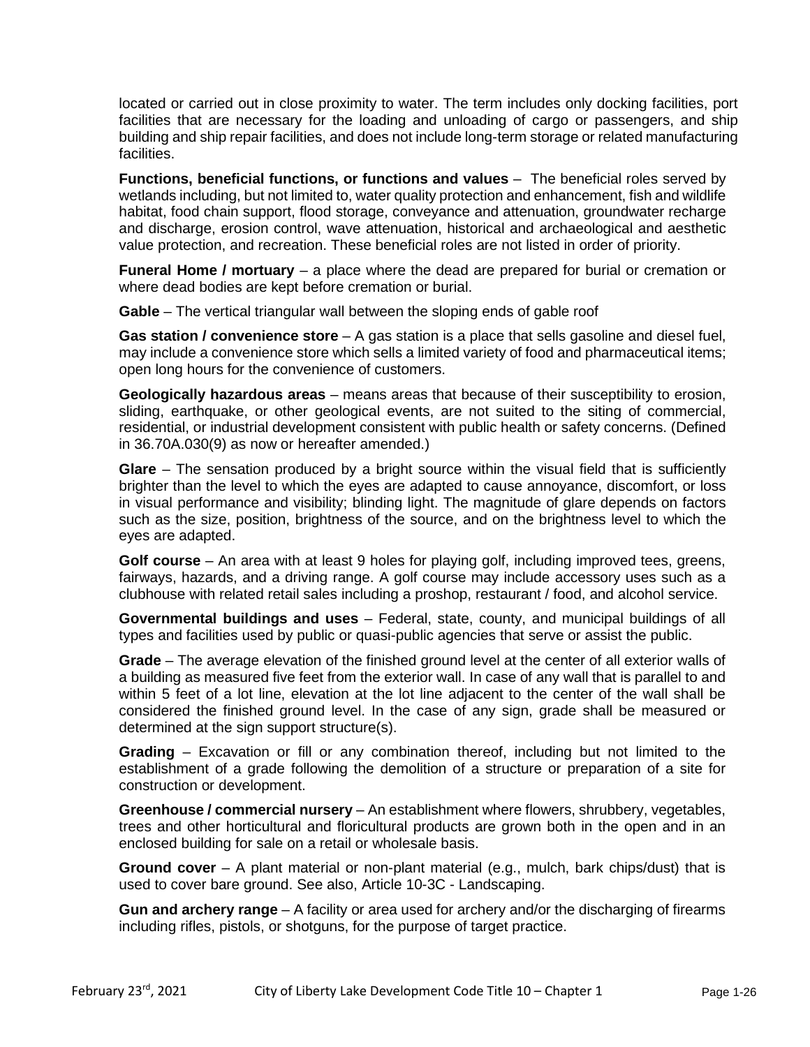located or carried out in close proximity to water. The term includes only docking facilities, port facilities that are necessary for the loading and unloading of cargo or passengers, and ship building and ship repair facilities, and does not include long-term storage or related manufacturing facilities.

**Functions, beneficial functions, or functions and values** – The beneficial roles served by wetlands including, but not limited to, water quality protection and enhancement, fish and wildlife habitat, food chain support, flood storage, conveyance and attenuation, groundwater recharge and discharge, erosion control, wave attenuation, historical and archaeological and aesthetic value protection, and recreation. These beneficial roles are not listed in order of priority.

**Funeral Home / mortuary** – a place where the dead are prepared for burial or cremation or where dead bodies are kept before cremation or burial.

**Gable** – The vertical triangular wall between the sloping ends of gable roof

**Gas station / convenience store** – A gas station is a place that sells gasoline and diesel fuel, may include a convenience store which sells a limited variety of food and pharmaceutical items; open long hours for the convenience of customers.

**Geologically hazardous areas** – means areas that because of their susceptibility to erosion, sliding, earthquake, or other geological events, are not suited to the siting of commercial, residential, or industrial development consistent with public health or safety concerns. (Defined in 36.70A.030(9) as now or hereafter amended.)

**Glare** – The sensation produced by a bright source within the visual field that is sufficiently brighter than the level to which the eyes are adapted to cause annoyance, discomfort, or loss in visual performance and visibility; blinding light. The magnitude of glare depends on factors such as the size, position, brightness of the source, and on the brightness level to which the eyes are adapted.

**Golf course** – An area with at least 9 holes for playing golf, including improved tees, greens, fairways, hazards, and a driving range. A golf course may include accessory uses such as a clubhouse with related retail sales including a proshop, restaurant / food, and alcohol service.

**Governmental buildings and uses** – Federal, state, county, and municipal buildings of all types and facilities used by public or quasi-public agencies that serve or assist the public.

**Grade** – The average elevation of the finished ground level at the center of all exterior walls of a building as measured five feet from the exterior wall. In case of any wall that is parallel to and within 5 feet of a lot line, elevation at the lot line adjacent to the center of the wall shall be considered the finished ground level. In the case of any sign, grade shall be measured or determined at the sign support structure(s).

**Grading** – Excavation or fill or any combination thereof, including but not limited to the establishment of a grade following the demolition of a structure or preparation of a site for construction or development.

**Greenhouse / commercial nursery** – An establishment where flowers, shrubbery, vegetables, trees and other horticultural and floricultural products are grown both in the open and in an enclosed building for sale on a retail or wholesale basis.

**Ground cover** – A plant material or non-plant material (e.g., mulch, bark chips/dust) that is used to cover bare ground. See also, Article 10-3C - Landscaping.

**Gun and archery range** – A facility or area used for archery and/or the discharging of firearms including rifles, pistols, or shotguns, for the purpose of target practice.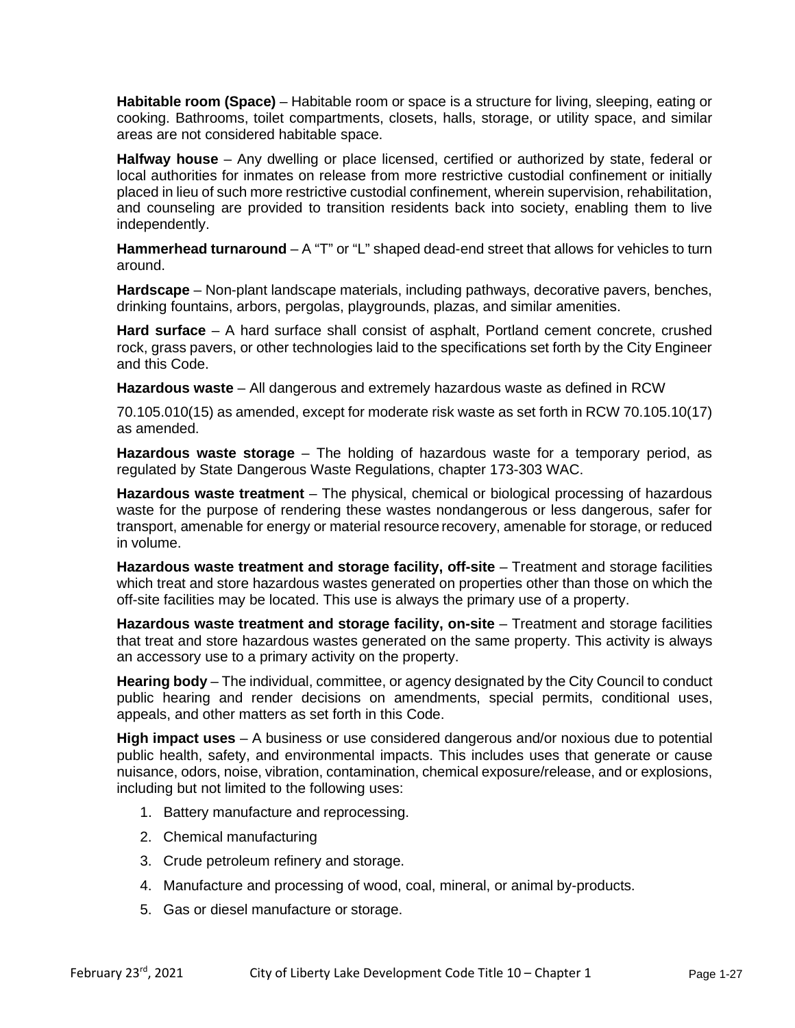**Habitable room (Space)** – Habitable room or space is a structure for living, sleeping, eating or cooking. Bathrooms, toilet compartments, closets, halls, storage, or utility space, and similar areas are not considered habitable space.

**Halfway house** – Any dwelling or place licensed, certified or authorized by state, federal or local authorities for inmates on release from more restrictive custodial confinement or initially placed in lieu of such more restrictive custodial confinement, wherein supervision, rehabilitation, and counseling are provided to transition residents back into society, enabling them to live independently.

**Hammerhead turnaround** – A "T" or "L" shaped dead-end street that allows for vehicles to turn around.

**Hardscape** – Non-plant landscape materials, including pathways, decorative pavers, benches, drinking fountains, arbors, pergolas, playgrounds, plazas, and similar amenities.

**Hard surface** – A hard surface shall consist of asphalt, Portland cement concrete, crushed rock, grass pavers, or other technologies laid to the specifications set forth by the City Engineer and this Code.

**Hazardous waste** – All dangerous and extremely hazardous waste as defined in RCW

70.105.010(15) as amended, except for moderate risk waste as set forth in RCW 70.105.10(17) as amended.

**Hazardous waste storage** – The holding of hazardous waste for a temporary period, as regulated by State Dangerous Waste Regulations, chapter 173-303 WAC.

**Hazardous waste treatment** – The physical, chemical or biological processing of hazardous waste for the purpose of rendering these wastes nondangerous or less dangerous, safer for transport, amenable for energy or material resource recovery, amenable for storage, or reduced in volume.

**Hazardous waste treatment and storage facility, off-site** – Treatment and storage facilities which treat and store hazardous wastes generated on properties other than those on which the off-site facilities may be located. This use is always the primary use of a property.

**Hazardous waste treatment and storage facility, on-site** – Treatment and storage facilities that treat and store hazardous wastes generated on the same property. This activity is always an accessory use to a primary activity on the property.

**Hearing body** – The individual, committee, or agency designated by the City Council to conduct public hearing and render decisions on amendments, special permits, conditional uses, appeals, and other matters as set forth in this Code.

**High impact uses** – A business or use considered dangerous and/or noxious due to potential public health, safety, and environmental impacts. This includes uses that generate or cause nuisance, odors, noise, vibration, contamination, chemical exposure/release, and or explosions, including but not limited to the following uses:

1. Battery manufacture and reprocessing.
2. Chemical manufacturing
3. Crude petroleum refinery and storage.
4. Manufacture and processing of wood, coal, mineral, or animal by-products.
5. Gas or diesel manufacture or storage.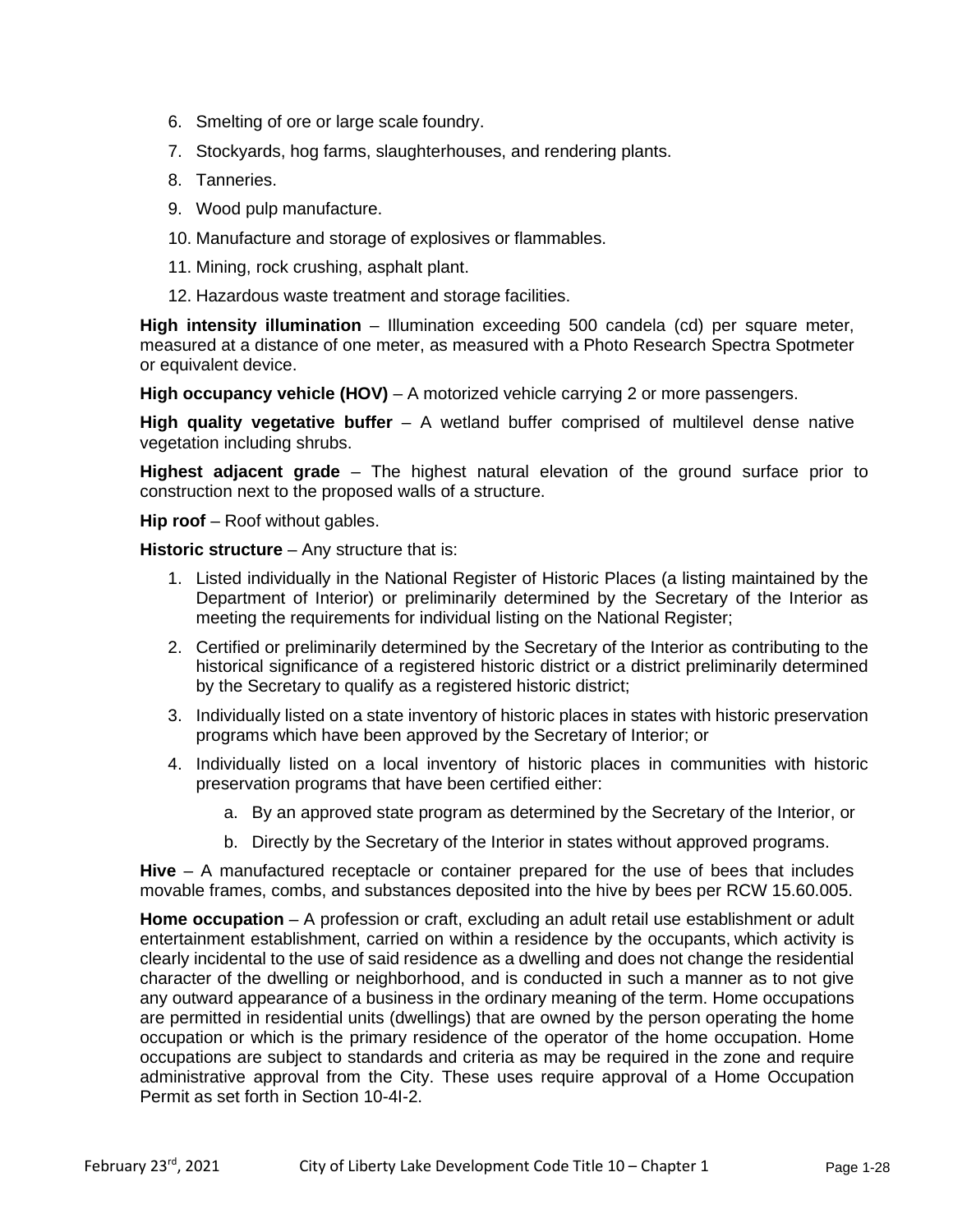6. Smelting of ore or large scale foundry.
7. Stockyards, hog farms, slaughterhouses, and rendering plants.
8. Tanneries.
9. Wood pulp manufacture.
10. Manufacture and storage of explosives or flammables.
11. Mining, rock crushing, asphalt plant.
12. Hazardous waste treatment and storage facilities.

**High intensity illumination** – Illumination exceeding 500 candela (cd) per square meter, measured at a distance of one meter, as measured with a Photo Research Spectra Spotmeter or equivalent device.

**High occupancy vehicle (HOV)** – A motorized vehicle carrying 2 or more passengers.

**High quality vegetative buffer** – A wetland buffer comprised of multilevel dense native vegetation including shrubs.

**Highest adjacent grade** – The highest natural elevation of the ground surface prior to construction next to the proposed walls of a structure.

**Hip roof** – Roof without gables.

**Historic structure** – Any structure that is:

1. Listed individually in the National Register of Historic Places (a listing maintained by the Department of Interior) or preliminarily determined by the Secretary of the Interior as meeting the requirements for individual listing on the National Register;
2. Certified or preliminarily determined by the Secretary of the Interior as contributing to the historical significance of a registered historic district or a district preliminarily determined by the Secretary to qualify as a registered historic district;
3. Individually listed on a state inventory of historic places in states with historic preservation programs which have been approved by the Secretary of Interior; or
4. Individually listed on a local inventory of historic places in communities with historic preservation programs that have been certified either:
    a. By an approved state program as determined by the Secretary of the Interior, or
    b. Directly by the Secretary of the Interior in states without approved programs.

**Hive** – A manufactured receptacle or container prepared for the use of bees that includes movable frames, combs, and substances deposited into the hive by bees per RCW 15.60.005.

**Home occupation** – A profession or craft, excluding an adult retail use establishment or adult entertainment establishment, carried on within a residence by the occupants, which activity is clearly incidental to the use of said residence as a dwelling and does not change the residential character of the dwelling or neighborhood, and is conducted in such a manner as to not give any outward appearance of a business in the ordinary meaning of the term. Home occupations are permitted in residential units (dwellings) that are owned by the person operating the home occupation or which is the primary residence of the operator of the home occupation. Home occupations are subject to standards and criteria as may be required in the zone and require administrative approval from the City. These uses require approval of a Home Occupation Permit as set forth in Section 10-4I-2.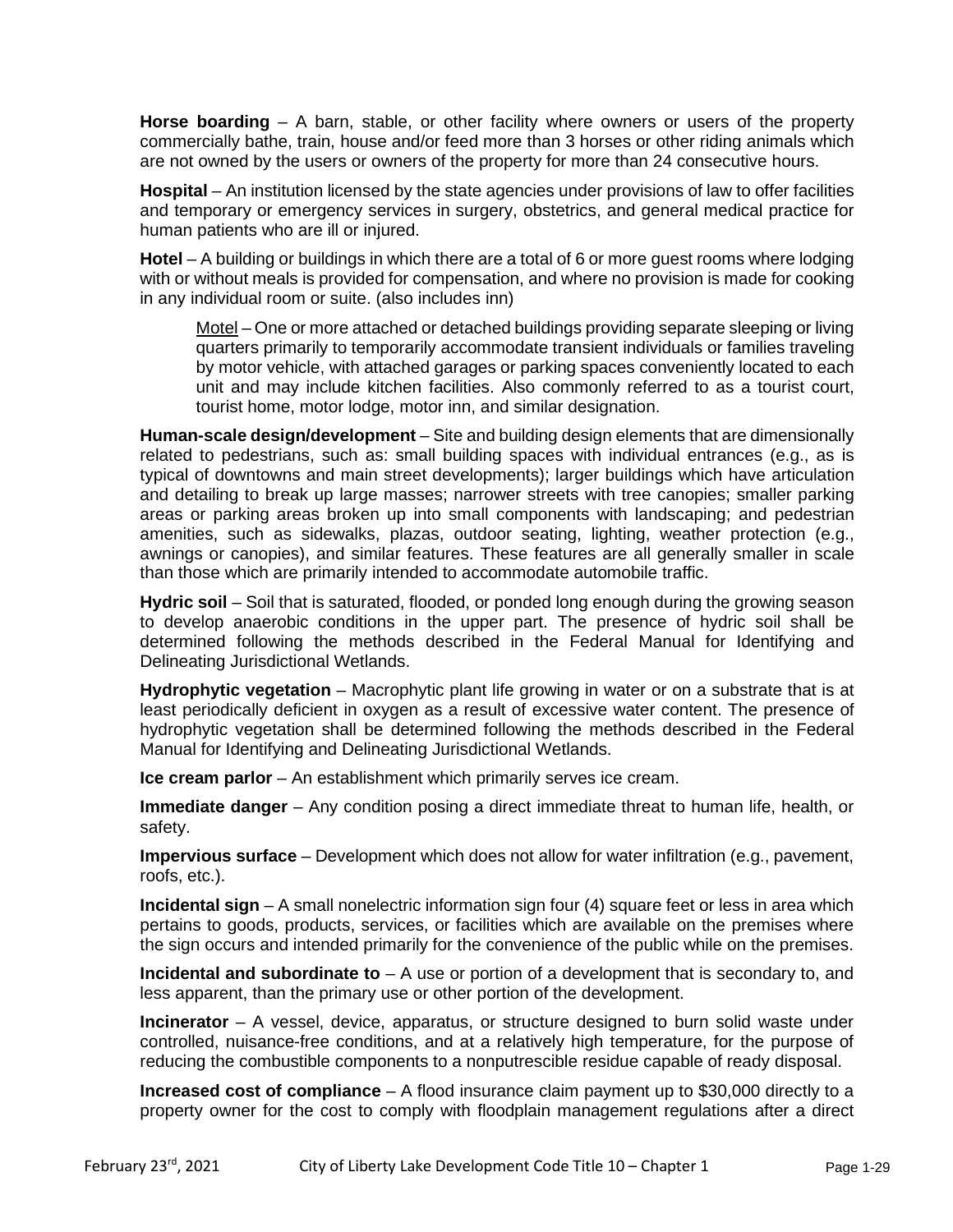**Horse boarding** – A barn, stable, or other facility where owners or users of the property commercially bathe, train, house and/or feed more than 3 horses or other riding animals which are not owned by the users or owners of the property for more than 24 consecutive hours.

**Hospital** – An institution licensed by the state agencies under provisions of law to offer facilities and temporary or emergency services in surgery, obstetrics, and general medical practice for human patients who are ill or injured.

**Hotel** – A building or buildings in which there are a total of 6 or more guest rooms where lodging with or without meals is provided for compensation, and where no provision is made for cooking in any individual room or suite. (also includes inn)

> Motel – One or more attached or detached buildings providing separate sleeping or living quarters primarily to temporarily accommodate transient individuals or families traveling by motor vehicle, with attached garages or parking spaces conveniently located to each unit and may include kitchen facilities. Also commonly referred to as a tourist court, tourist home, motor lodge, motor inn, and similar designation.

**Human-scale design/development** – Site and building design elements that are dimensionally related to pedestrians, such as: small building spaces with individual entrances (e.g., as is typical of downtowns and main street developments); larger buildings which have articulation and detailing to break up large masses; narrower streets with tree canopies; smaller parking areas or parking areas broken up into small components with landscaping; and pedestrian amenities, such as sidewalks, plazas, outdoor seating, lighting, weather protection (e.g., awnings or canopies), and similar features. These features are all generally smaller in scale than those which are primarily intended to accommodate automobile traffic.

**Hydric soil** – Soil that is saturated, flooded, or ponded long enough during the growing season to develop anaerobic conditions in the upper part. The presence of hydric soil shall be determined following the methods described in the Federal Manual for Identifying and Delineating Jurisdictional Wetlands.

**Hydrophytic vegetation** – Macrophytic plant life growing in water or on a substrate that is at least periodically deficient in oxygen as a result of excessive water content. The presence of hydrophytic vegetation shall be determined following the methods described in the Federal Manual for Identifying and Delineating Jurisdictional Wetlands.

**Ice cream parlor** – An establishment which primarily serves ice cream.

**Immediate danger** – Any condition posing a direct immediate threat to human life, health, or safety.

**Impervious surface** – Development which does not allow for water infiltration (e.g., pavement, roofs, etc.).

**Incidental sign** – A small nonelectric information sign four (4) square feet or less in area which pertains to goods, products, services, or facilities which are available on the premises where the sign occurs and intended primarily for the convenience of the public while on the premises.

**Incidental and subordinate to** – A use or portion of a development that is secondary to, and less apparent, than the primary use or other portion of the development.

**Incinerator** – A vessel, device, apparatus, or structure designed to burn solid waste under controlled, nuisance-free conditions, and at a relatively high temperature, for the purpose of reducing the combustible components to a nonputrescible residue capable of ready disposal.

**Increased cost of compliance** – A flood insurance claim payment up to $30,000 directly to a property owner for the cost to comply with floodplain management regulations after a direct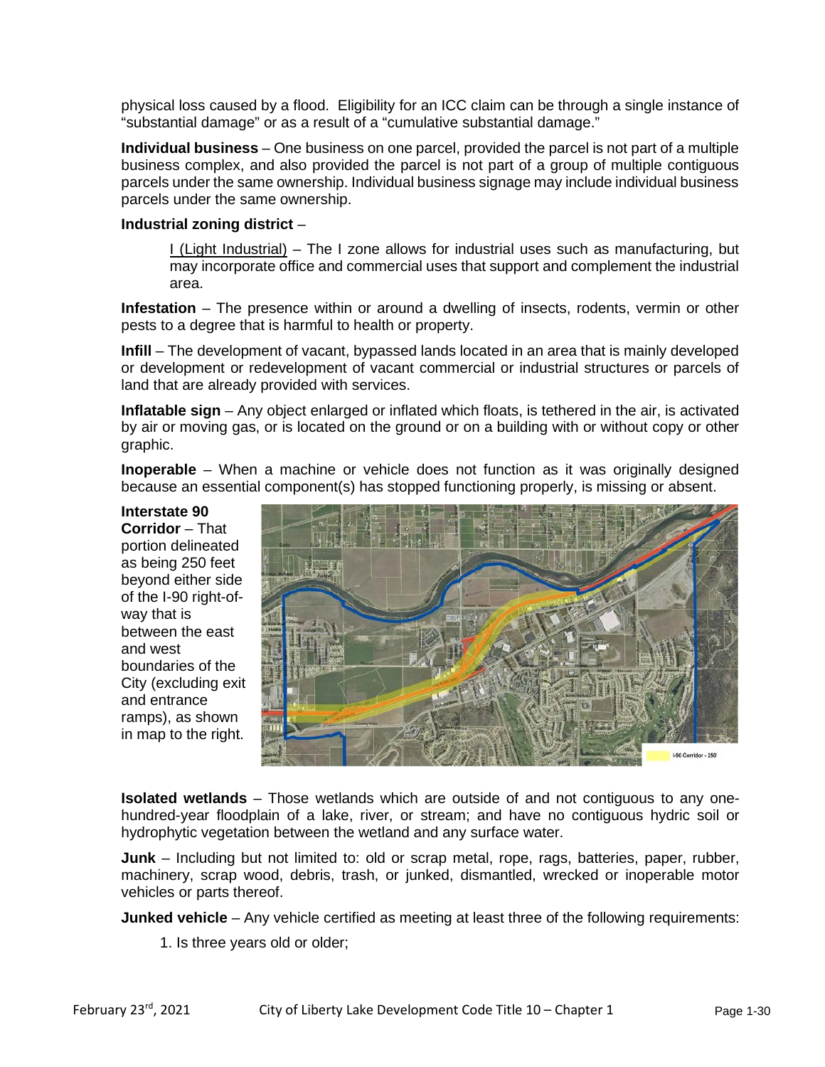physical loss caused by a flood. Eligibility for an ICC claim can be through a single instance of "substantial damage" or as a result of a "cumulative substantial damage."

**Individual business** – One business on one parcel, provided the parcel is not part of a multiple business complex, and also provided the parcel is not part of a group of multiple contiguous parcels under the same ownership. Individual business signage may include individual business parcels under the same ownership.

**Industrial zoning district** –

> I (Light Industrial) – The I zone allows for industrial uses such as manufacturing, but may incorporate office and commercial uses that support and complement the industrial area.

**Infestation** – The presence within or around a dwelling of insects, rodents, vermin or other pests to a degree that is harmful to health or property.

**Infill** – The development of vacant, bypassed lands located in an area that is mainly developed or development or redevelopment of vacant commercial or industrial structures or parcels of land that are already provided with services.

**Inflatable sign** – Any object enlarged or inflated which floats, is tethered in the air, is activated by air or moving gas, or is located on the ground or on a building with or without copy or other graphic.

**Inoperable** – When a machine or vehicle does not function as it was originally designed because an essential component(s) has stopped functioning properly, is missing or absent.

**Interstate 90 Corridor** – That portion delineated as being 250 feet beyond either side of the I-90 right-of-way that is between the east and west boundaries of the City (excluding exit and entrance ramps), as shown in map to the right.

**Isolated wetlands** – Those wetlands which are outside of and not contiguous to any one-hundred-year floodplain of a lake, river, or stream; and have no contiguous hydric soil or hydrophytic vegetation between the wetland and any surface water.

**Junk** – Including but not limited to: old or scrap metal, rope, rags, batteries, paper, rubber, machinery, scrap wood, debris, trash, or junked, dismantled, wrecked or inoperable motor vehicles or parts thereof.

**Junked vehicle** – Any vehicle certified as meeting at least three of the following requirements:

1. Is three years old or older;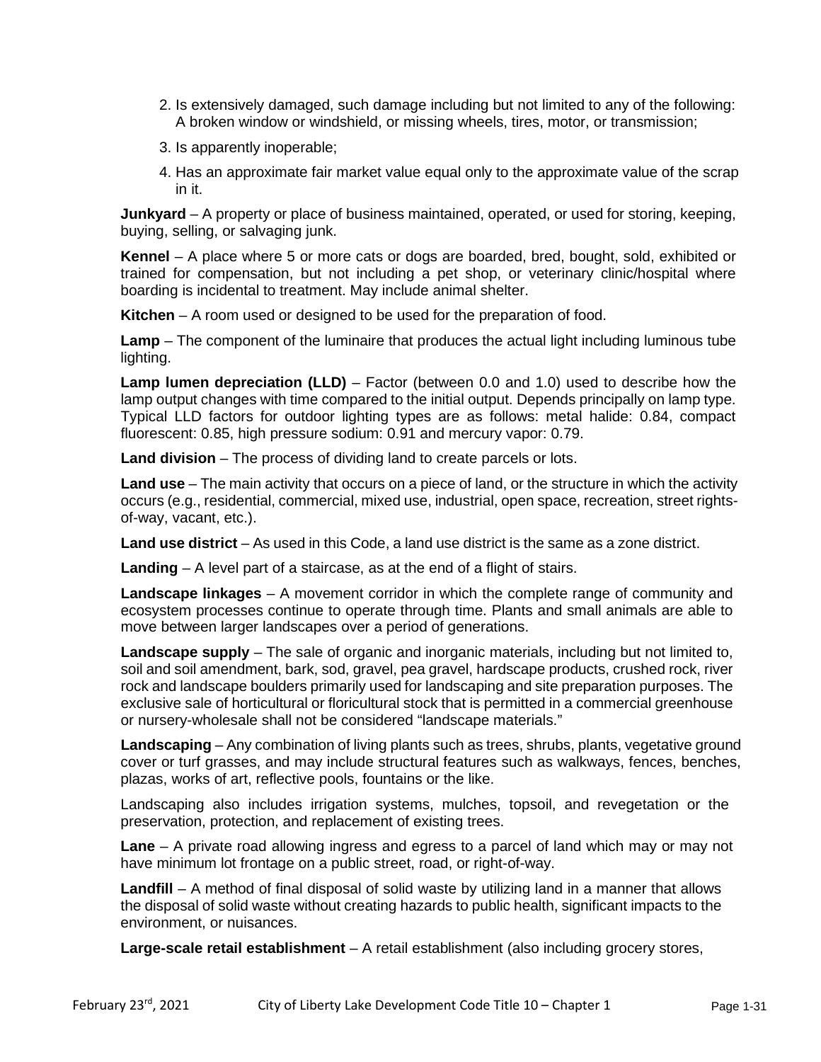2. Is extensively damaged, such damage including but not limited to any of the following: A broken window or windshield, or missing wheels, tires, motor, or transmission;
3. Is apparently inoperable;
4. Has an approximate fair market value equal only to the approximate value of the scrap in it.

**Junkyard** – A property or place of business maintained, operated, or used for storing, keeping, buying, selling, or salvaging junk.

**Kennel** – A place where 5 or more cats or dogs are boarded, bred, bought, sold, exhibited or trained for compensation, but not including a pet shop, or veterinary clinic/hospital where boarding is incidental to treatment. May include animal shelter.

**Kitchen** – A room used or designed to be used for the preparation of food.

**Lamp** – The component of the luminaire that produces the actual light including luminous tube lighting.

**Lamp lumen depreciation (LLD)** – Factor (between 0.0 and 1.0) used to describe how the lamp output changes with time compared to the initial output. Depends principally on lamp type. Typical LLD factors for outdoor lighting types are as follows: metal halide: 0.84, compact fluorescent: 0.85, high pressure sodium: 0.91 and mercury vapor: 0.79.

**Land division** – The process of dividing land to create parcels or lots.

**Land use** – The main activity that occurs on a piece of land, or the structure in which the activity occurs (e.g., residential, commercial, mixed use, industrial, open space, recreation, street rights-of-way, vacant, etc.).

**Land use district** – As used in this Code, a land use district is the same as a zone district.

**Landing** – A level part of a staircase, as at the end of a flight of stairs.

**Landscape linkages** – A movement corridor in which the complete range of community and ecosystem processes continue to operate through time. Plants and small animals are able to move between larger landscapes over a period of generations.

**Landscape supply** – The sale of organic and inorganic materials, including but not limited to, soil and soil amendment, bark, sod, gravel, pea gravel, hardscape products, crushed rock, river rock and landscape boulders primarily used for landscaping and site preparation purposes. The exclusive sale of horticultural or floricultural stock that is permitted in a commercial greenhouse or nursery-wholesale shall not be considered "landscape materials."

**Landscaping** – Any combination of living plants such as trees, shrubs, plants, vegetative ground cover or turf grasses, and may include structural features such as walkways, fences, benches, plazas, works of art, reflective pools, fountains or the like.

Landscaping also includes irrigation systems, mulches, topsoil, and revegetation or the preservation, protection, and replacement of existing trees.

**Lane** – A private road allowing ingress and egress to a parcel of land which may or may not have minimum lot frontage on a public street, road, or right-of-way.

**Landfill** – A method of final disposal of solid waste by utilizing land in a manner that allows the disposal of solid waste without creating hazards to public health, significant impacts to the environment, or nuisances.

**Large-scale retail establishment** – A retail establishment (also including grocery stores,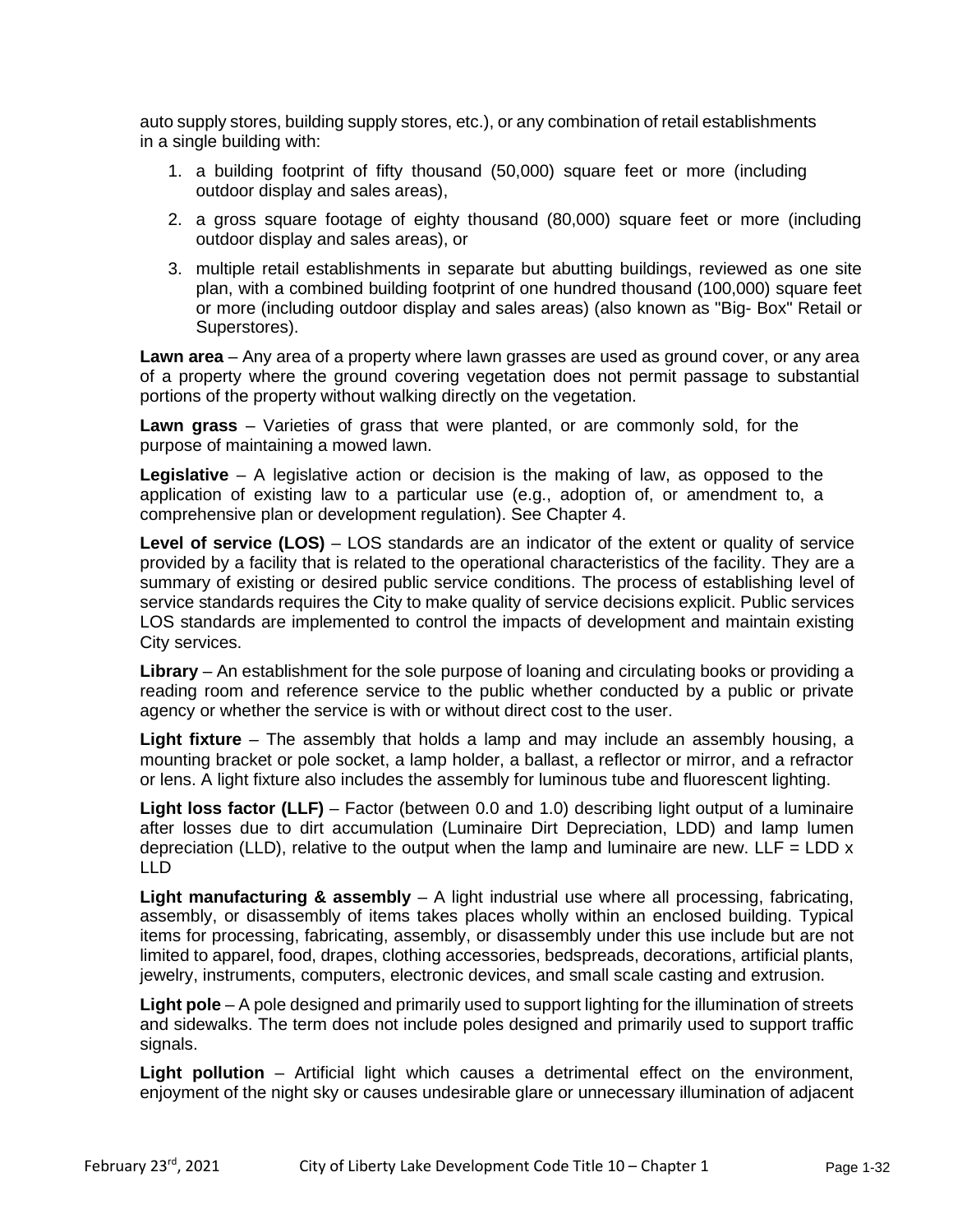auto supply stores, building supply stores, etc.), or any combination of retail establishments in a single building with:

1. a building footprint of fifty thousand (50,000) square feet or more (including outdoor display and sales areas),
2. a gross square footage of eighty thousand (80,000) square feet or more (including outdoor display and sales areas), or
3. multiple retail establishments in separate but abutting buildings, reviewed as one site plan, with a combined building footprint of one hundred thousand (100,000) square feet or more (including outdoor display and sales areas) (also known as "Big- Box" Retail or Superstores).

**Lawn area** – Any area of a property where lawn grasses are used as ground cover, or any area of a property where the ground covering vegetation does not permit passage to substantial portions of the property without walking directly on the vegetation.

**Lawn grass** – Varieties of grass that were planted, or are commonly sold, for the purpose of maintaining a mowed lawn.

**Legislative** – A legislative action or decision is the making of law, as opposed to the application of existing law to a particular use (e.g., adoption of, or amendment to, a comprehensive plan or development regulation). See Chapter 4.

**Level of service (LOS)** – LOS standards are an indicator of the extent or quality of service provided by a facility that is related to the operational characteristics of the facility. They are a summary of existing or desired public service conditions. The process of establishing level of service standards requires the City to make quality of service decisions explicit. Public services LOS standards are implemented to control the impacts of development and maintain existing City services.

**Library** – An establishment for the sole purpose of loaning and circulating books or providing a reading room and reference service to the public whether conducted by a public or private agency or whether the service is with or without direct cost to the user.

**Light fixture** – The assembly that holds a lamp and may include an assembly housing, a mounting bracket or pole socket, a lamp holder, a ballast, a reflector or mirror, and a refractor or lens. A light fixture also includes the assembly for luminous tube and fluorescent lighting.

**Light loss factor (LLF)** – Factor (between 0.0 and 1.0) describing light output of a luminaire after losses due to dirt accumulation (Luminaire Dirt Depreciation, LDD) and lamp lumen depreciation (LLD), relative to the output when the lamp and luminaire are new. LLF = LDD x LLD

**Light manufacturing & assembly** – A light industrial use where all processing, fabricating, assembly, or disassembly of items takes places wholly within an enclosed building. Typical items for processing, fabricating, assembly, or disassembly under this use include but are not limited to apparel, food, drapes, clothing accessories, bedspreads, decorations, artificial plants, jewelry, instruments, computers, electronic devices, and small scale casting and extrusion.

**Light pole** – A pole designed and primarily used to support lighting for the illumination of streets and sidewalks. The term does not include poles designed and primarily used to support traffic signals.

**Light pollution** – Artificial light which causes a detrimental effect on the environment, enjoyment of the night sky or causes undesirable glare or unnecessary illumination of adjacent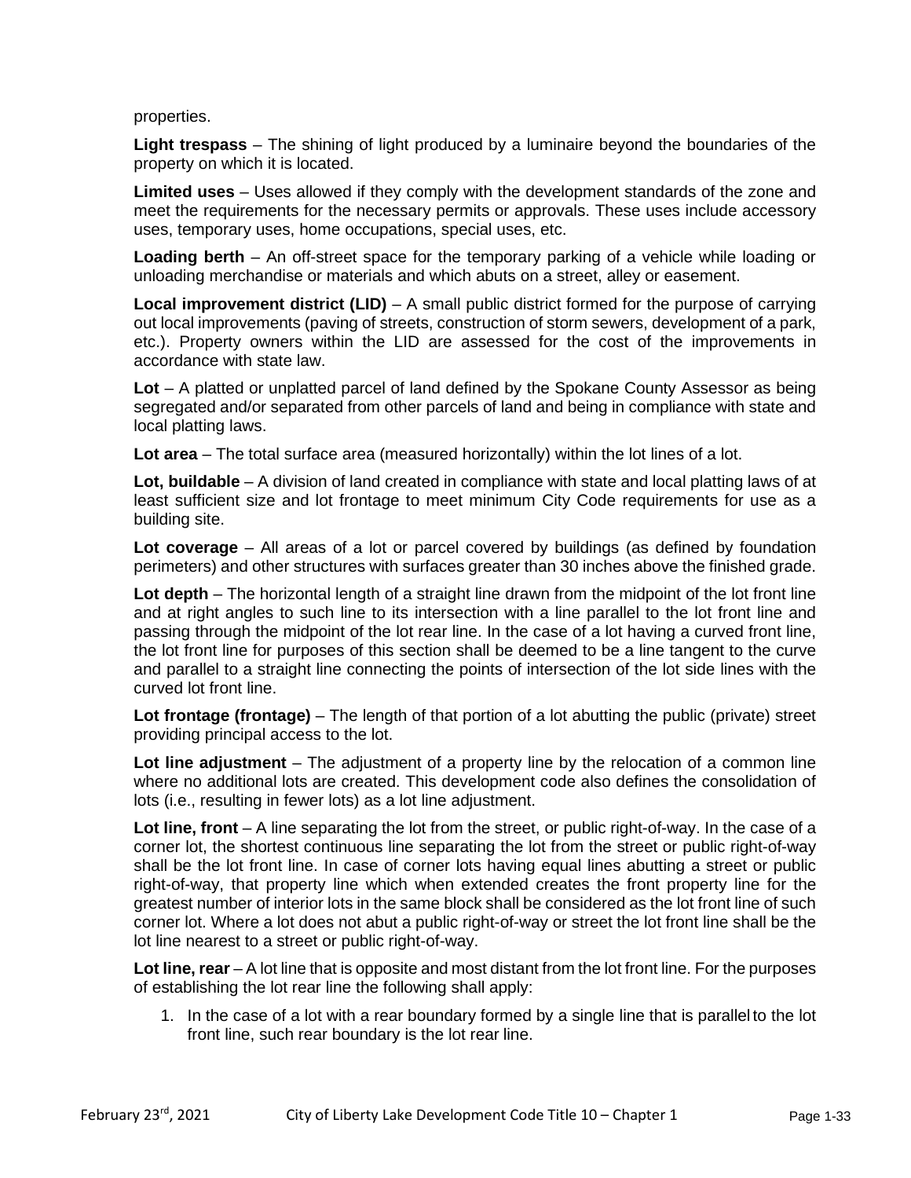properties.

**Light trespass** – The shining of light produced by a luminaire beyond the boundaries of the property on which it is located.

**Limited uses** – Uses allowed if they comply with the development standards of the zone and meet the requirements for the necessary permits or approvals. These uses include accessory uses, temporary uses, home occupations, special uses, etc.

**Loading berth** – An off-street space for the temporary parking of a vehicle while loading or unloading merchandise or materials and which abuts on a street, alley or easement.

**Local improvement district (LID)** – A small public district formed for the purpose of carrying out local improvements (paving of streets, construction of storm sewers, development of a park, etc.). Property owners within the LID are assessed for the cost of the improvements in accordance with state law.

**Lot** – A platted or unplatted parcel of land defined by the Spokane County Assessor as being segregated and/or separated from other parcels of land and being in compliance with state and local platting laws.

**Lot area** – The total surface area (measured horizontally) within the lot lines of a lot.

**Lot, buildable** – A division of land created in compliance with state and local platting laws of at least sufficient size and lot frontage to meet minimum City Code requirements for use as a building site.

**Lot coverage** – All areas of a lot or parcel covered by buildings (as defined by foundation perimeters) and other structures with surfaces greater than 30 inches above the finished grade.

**Lot depth** – The horizontal length of a straight line drawn from the midpoint of the lot front line and at right angles to such line to its intersection with a line parallel to the lot front line and passing through the midpoint of the lot rear line. In the case of a lot having a curved front line, the lot front line for purposes of this section shall be deemed to be a line tangent to the curve and parallel to a straight line connecting the points of intersection of the lot side lines with the curved lot front line.

**Lot frontage (frontage)** – The length of that portion of a lot abutting the public (private) street providing principal access to the lot.

**Lot line adjustment** – The adjustment of a property line by the relocation of a common line where no additional lots are created. This development code also defines the consolidation of lots (i.e., resulting in fewer lots) as a lot line adjustment.

**Lot line, front** – A line separating the lot from the street, or public right-of-way. In the case of a corner lot, the shortest continuous line separating the lot from the street or public right-of-way shall be the lot front line. In case of corner lots having equal lines abutting a street or public right-of-way, that property line which when extended creates the front property line for the greatest number of interior lots in the same block shall be considered as the lot front line of such corner lot. Where a lot does not abut a public right-of-way or street the lot front line shall be the lot line nearest to a street or public right-of-way.

**Lot line, rear** – A lot line that is opposite and most distant from the lot front line. For the purposes of establishing the lot rear line the following shall apply:

1. In the case of a lot with a rear boundary formed by a single line that is parallel to the lot front line, such rear boundary is the lot rear line.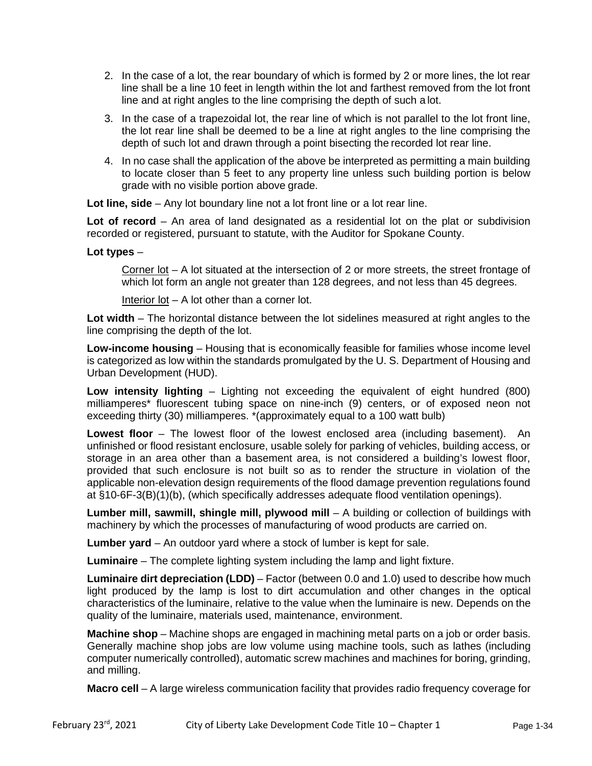2. In the case of a lot, the rear boundary of which is formed by 2 or more lines, the lot rear line shall be a line 10 feet in length within the lot and farthest removed from the lot front line and at right angles to the line comprising the depth of such a lot.

3. In the case of a trapezoidal lot, the rear line of which is not parallel to the lot front line, the lot rear line shall be deemed to be a line at right angles to the line comprising the depth of such lot and drawn through a point bisecting the recorded lot rear line.

4. In no case shall the application of the above be interpreted as permitting a main building to locate closer than 5 feet to any property line unless such building portion is below grade with no visible portion above grade.

**Lot line, side** – Any lot boundary line not a lot front line or a lot rear line.

**Lot of record** – An area of land designated as a residential lot on the plat or subdivision recorded or registered, pursuant to statute, with the Auditor for Spokane County.

**Lot types** –

Corner lot – A lot situated at the intersection of 2 or more streets, the street frontage of which lot form an angle not greater than 128 degrees, and not less than 45 degrees.

Interior lot – A lot other than a corner lot.

**Lot width** – The horizontal distance between the lot sidelines measured at right angles to the line comprising the depth of the lot.

**Low-income housing** – Housing that is economically feasible for families whose income level is categorized as low within the standards promulgated by the U. S. Department of Housing and Urban Development (HUD).

**Low intensity lighting** – Lighting not exceeding the equivalent of eight hundred (800) milliamperes* fluorescent tubing space on nine-inch (9) centers, or of exposed neon not exceeding thirty (30) milliamperes. *(approximately equal to a 100 watt bulb)

**Lowest floor** – The lowest floor of the lowest enclosed area (including basement). An unfinished or flood resistant enclosure, usable solely for parking of vehicles, building access, or storage in an area other than a basement area, is not considered a building's lowest floor, provided that such enclosure is not built so as to render the structure in violation of the applicable non-elevation design requirements of the flood damage prevention regulations found at §10-6F-3(B)(1)(b), (which specifically addresses adequate flood ventilation openings).

**Lumber mill, sawmill, shingle mill, plywood mill** – A building or collection of buildings with machinery by which the processes of manufacturing of wood products are carried on.

**Lumber yard** – An outdoor yard where a stock of lumber is kept for sale.

**Luminaire** – The complete lighting system including the lamp and light fixture.

**Luminaire dirt depreciation (LDD)** – Factor (between 0.0 and 1.0) used to describe how much light produced by the lamp is lost to dirt accumulation and other changes in the optical characteristics of the luminaire, relative to the value when the luminaire is new. Depends on the quality of the luminaire, materials used, maintenance, environment.

**Machine shop** – Machine shops are engaged in machining metal parts on a job or order basis. Generally machine shop jobs are low volume using machine tools, such as lathes (including computer numerically controlled), automatic screw machines and machines for boring, grinding, and milling.

**Macro cell** – A large wireless communication facility that provides radio frequency coverage for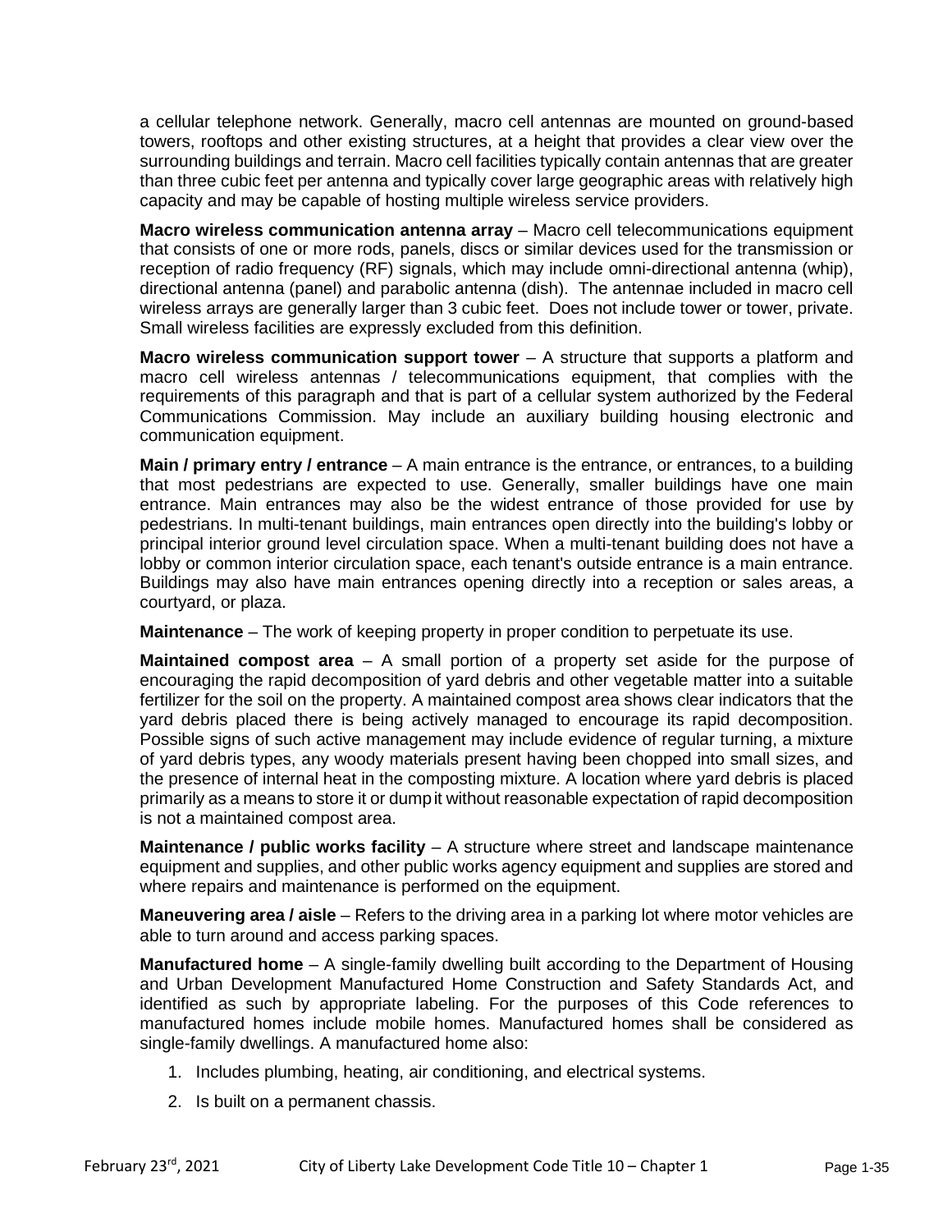a cellular telephone network. Generally, macro cell antennas are mounted on ground-based towers, rooftops and other existing structures, at a height that provides a clear view over the surrounding buildings and terrain. Macro cell facilities typically contain antennas that are greater than three cubic feet per antenna and typically cover large geographic areas with relatively high capacity and may be capable of hosting multiple wireless service providers.

**Macro wireless communication antenna array** – Macro cell telecommunications equipment that consists of one or more rods, panels, discs or similar devices used for the transmission or reception of radio frequency (RF) signals, which may include omni-directional antenna (whip), directional antenna (panel) and parabolic antenna (dish). The antennae included in macro cell wireless arrays are generally larger than 3 cubic feet. Does not include tower or tower, private. Small wireless facilities are expressly excluded from this definition.

**Macro wireless communication support tower** – A structure that supports a platform and macro cell wireless antennas / telecommunications equipment, that complies with the requirements of this paragraph and that is part of a cellular system authorized by the Federal Communications Commission. May include an auxiliary building housing electronic and communication equipment.

**Main / primary entry / entrance** – A main entrance is the entrance, or entrances, to a building that most pedestrians are expected to use. Generally, smaller buildings have one main entrance. Main entrances may also be the widest entrance of those provided for use by pedestrians. In multi-tenant buildings, main entrances open directly into the building's lobby or principal interior ground level circulation space. When a multi-tenant building does not have a lobby or common interior circulation space, each tenant's outside entrance is a main entrance. Buildings may also have main entrances opening directly into a reception or sales areas, a courtyard, or plaza.

**Maintenance** – The work of keeping property in proper condition to perpetuate its use.

**Maintained compost area** – A small portion of a property set aside for the purpose of encouraging the rapid decomposition of yard debris and other vegetable matter into a suitable fertilizer for the soil on the property. A maintained compost area shows clear indicators that the yard debris placed there is being actively managed to encourage its rapid decomposition. Possible signs of such active management may include evidence of regular turning, a mixture of yard debris types, any woody materials present having been chopped into small sizes, and the presence of internal heat in the composting mixture. A location where yard debris is placed primarily as a means to store it or dump it without reasonable expectation of rapid decomposition is not a maintained compost area.

**Maintenance / public works facility** – A structure where street and landscape maintenance equipment and supplies, and other public works agency equipment and supplies are stored and where repairs and maintenance is performed on the equipment.

**Maneuvering area / aisle** – Refers to the driving area in a parking lot where motor vehicles are able to turn around and access parking spaces.

**Manufactured home** – A single-family dwelling built according to the Department of Housing and Urban Development Manufactured Home Construction and Safety Standards Act, and identified as such by appropriate labeling. For the purposes of this Code references to manufactured homes include mobile homes. Manufactured homes shall be considered as single-family dwellings. A manufactured home also:

1. Includes plumbing, heating, air conditioning, and electrical systems.
2. Is built on a permanent chassis.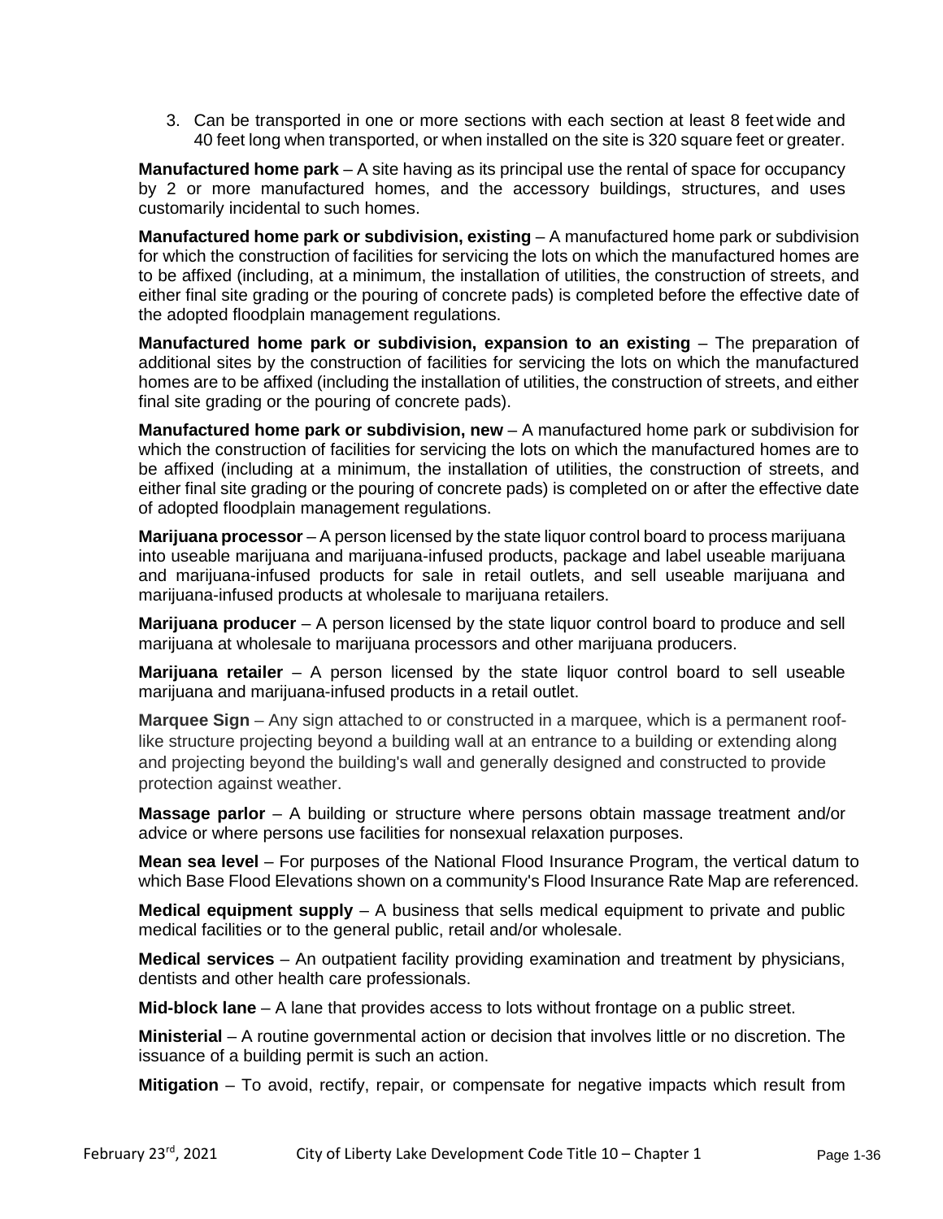3. Can be transported in one or more sections with each section at least 8 feet wide and 40 feet long when transported, or when installed on the site is 320 square feet or greater.

**Manufactured home park** – A site having as its principal use the rental of space for occupancy by 2 or more manufactured homes, and the accessory buildings, structures, and uses customarily incidental to such homes.

**Manufactured home park or subdivision, existing** – A manufactured home park or subdivision for which the construction of facilities for servicing the lots on which the manufactured homes are to be affixed (including, at a minimum, the installation of utilities, the construction of streets, and either final site grading or the pouring of concrete pads) is completed before the effective date of the adopted floodplain management regulations.

**Manufactured home park or subdivision, expansion to an existing** – The preparation of additional sites by the construction of facilities for servicing the lots on which the manufactured homes are to be affixed (including the installation of utilities, the construction of streets, and either final site grading or the pouring of concrete pads).

**Manufactured home park or subdivision, new** – A manufactured home park or subdivision for which the construction of facilities for servicing the lots on which the manufactured homes are to be affixed (including at a minimum, the installation of utilities, the construction of streets, and either final site grading or the pouring of concrete pads) is completed on or after the effective date of adopted floodplain management regulations.

**Marijuana processor** – A person licensed by the state liquor control board to process marijuana into useable marijuana and marijuana-infused products, package and label useable marijuana and marijuana-infused products for sale in retail outlets, and sell useable marijuana and marijuana-infused products at wholesale to marijuana retailers.

**Marijuana producer** – A person licensed by the state liquor control board to produce and sell marijuana at wholesale to marijuana processors and other marijuana producers.

**Marijuana retailer** – A person licensed by the state liquor control board to sell useable marijuana and marijuana-infused products in a retail outlet.

**Marquee Sign** – Any sign attached to or constructed in a marquee, which is a permanent roof-like structure projecting beyond a building wall at an entrance to a building or extending along and projecting beyond the building's wall and generally designed and constructed to provide protection against weather.

**Massage parlor** – A building or structure where persons obtain massage treatment and/or advice or where persons use facilities for nonsexual relaxation purposes.

**Mean sea level** – For purposes of the National Flood Insurance Program, the vertical datum to which Base Flood Elevations shown on a community's Flood Insurance Rate Map are referenced.

**Medical equipment supply** – A business that sells medical equipment to private and public medical facilities or to the general public, retail and/or wholesale.

**Medical services** – An outpatient facility providing examination and treatment by physicians, dentists and other health care professionals.

**Mid-block lane** – A lane that provides access to lots without frontage on a public street.

**Ministerial** – A routine governmental action or decision that involves little or no discretion. The issuance of a building permit is such an action.

**Mitigation** – To avoid, rectify, repair, or compensate for negative impacts which result from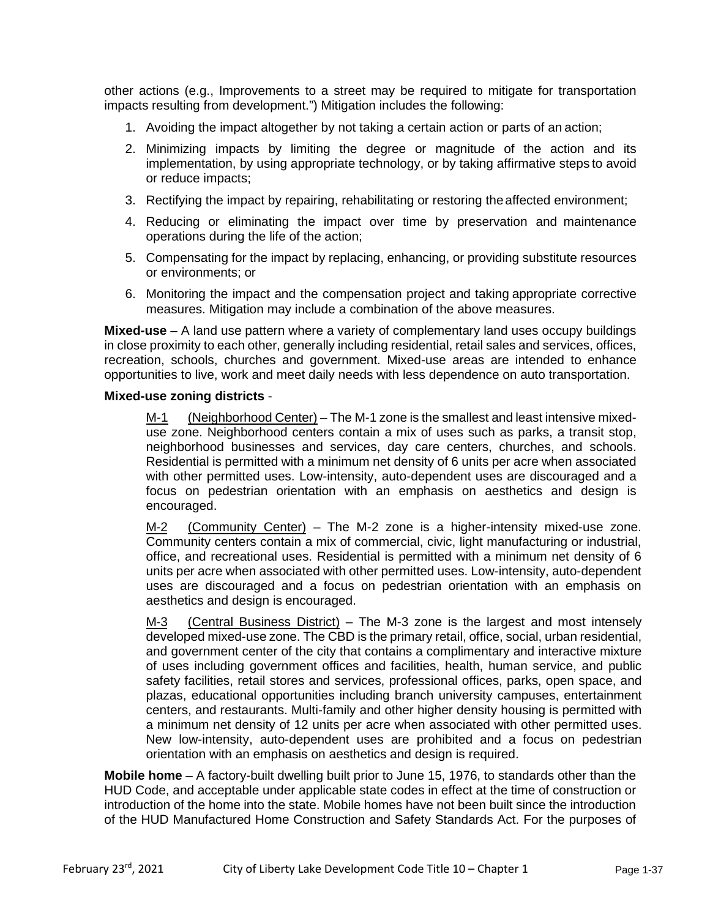other actions (e.g., Improvements to a street may be required to mitigate for transportation impacts resulting from development.") Mitigation includes the following:

1. Avoiding the impact altogether by not taking a certain action or parts of an action;
2. Minimizing impacts by limiting the degree or magnitude of the action and its implementation, by using appropriate technology, or by taking affirmative steps to avoid or reduce impacts;
3. Rectifying the impact by repairing, rehabilitating or restoring the affected environment;
4. Reducing or eliminating the impact over time by preservation and maintenance operations during the life of the action;
5. Compensating for the impact by replacing, enhancing, or providing substitute resources or environments; or
6. Monitoring the impact and the compensation project and taking appropriate corrective measures. Mitigation may include a combination of the above measures.

**Mixed-use** – A land use pattern where a variety of complementary land uses occupy buildings in close proximity to each other, generally including residential, retail sales and services, offices, recreation, schools, churches and government. Mixed-use areas are intended to enhance opportunities to live, work and meet daily needs with less dependence on auto transportation.

**Mixed-use zoning districts** -

M-1 (Neighborhood Center) – The M-1 zone is the smallest and least intensive mixed-use zone. Neighborhood centers contain a mix of uses such as parks, a transit stop, neighborhood businesses and services, day care centers, churches, and schools. Residential is permitted with a minimum net density of 6 units per acre when associated with other permitted uses. Low-intensity, auto-dependent uses are discouraged and a focus on pedestrian orientation with an emphasis on aesthetics and design is encouraged.

M-2 (Community Center) – The M-2 zone is a higher-intensity mixed-use zone. Community centers contain a mix of commercial, civic, light manufacturing or industrial, office, and recreational uses. Residential is permitted with a minimum net density of 6 units per acre when associated with other permitted uses. Low-intensity, auto-dependent uses are discouraged and a focus on pedestrian orientation with an emphasis on aesthetics and design is encouraged.

M-3 (Central Business District) – The M-3 zone is the largest and most intensely developed mixed-use zone. The CBD is the primary retail, office, social, urban residential, and government center of the city that contains a complimentary and interactive mixture of uses including government offices and facilities, health, human service, and public safety facilities, retail stores and services, professional offices, parks, open space, and plazas, educational opportunities including branch university campuses, entertainment centers, and restaurants. Multi-family and other higher density housing is permitted with a minimum net density of 12 units per acre when associated with other permitted uses. New low-intensity, auto-dependent uses are prohibited and a focus on pedestrian orientation with an emphasis on aesthetics and design is required.

**Mobile home** – A factory-built dwelling built prior to June 15, 1976, to standards other than the HUD Code, and acceptable under applicable state codes in effect at the time of construction or introduction of the home into the state. Mobile homes have not been built since the introduction of the HUD Manufactured Home Construction and Safety Standards Act. For the purposes of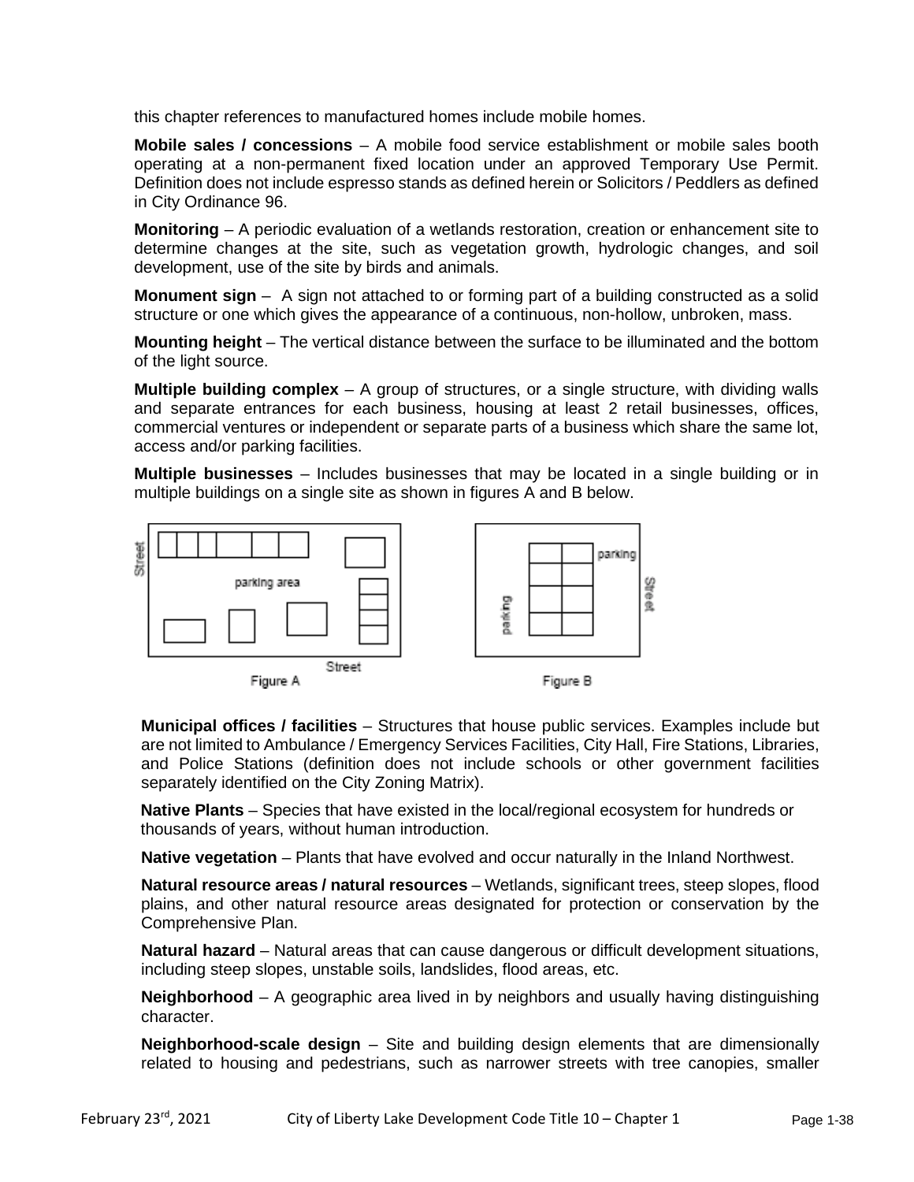this chapter references to manufactured homes include mobile homes.

**Mobile sales / concessions** – A mobile food service establishment or mobile sales booth operating at a non-permanent fixed location under an approved Temporary Use Permit. Definition does not include espresso stands as defined herein or Solicitors / Peddlers as defined in City Ordinance 96.

**Monitoring** – A periodic evaluation of a wetlands restoration, creation or enhancement site to determine changes at the site, such as vegetation growth, hydrologic changes, and soil development, use of the site by birds and animals.

**Monument sign** – A sign not attached to or forming part of a building constructed as a solid structure or one which gives the appearance of a continuous, non-hollow, unbroken, mass.

**Mounting height** – The vertical distance between the surface to be illuminated and the bottom of the light source.

**Multiple building complex** – A group of structures, or a single structure, with dividing walls and separate entrances for each business, housing at least 2 retail businesses, offices, commercial ventures or independent or separate parts of a business which share the same lot, access and/or parking facilities.

**Multiple businesses** – Includes businesses that may be located in a single building or in multiple buildings on a single site as shown in figures A and B below.

Figure A

Figure B

**Municipal offices / facilities** – Structures that house public services. Examples include but are not limited to Ambulance / Emergency Services Facilities, City Hall, Fire Stations, Libraries, and Police Stations (definition does not include schools or other government facilities separately identified on the City Zoning Matrix).

**Native Plants** – Species that have existed in the local/regional ecosystem for hundreds or thousands of years, without human introduction.

**Native vegetation** – Plants that have evolved and occur naturally in the Inland Northwest.

**Natural resource areas / natural resources** – Wetlands, significant trees, steep slopes, flood plains, and other natural resource areas designated for protection or conservation by the Comprehensive Plan.

**Natural hazard** – Natural areas that can cause dangerous or difficult development situations, including steep slopes, unstable soils, landslides, flood areas, etc.

**Neighborhood** – A geographic area lived in by neighbors and usually having distinguishing character.

**Neighborhood-scale design** – Site and building design elements that are dimensionally related to housing and pedestrians, such as narrower streets with tree canopies, smaller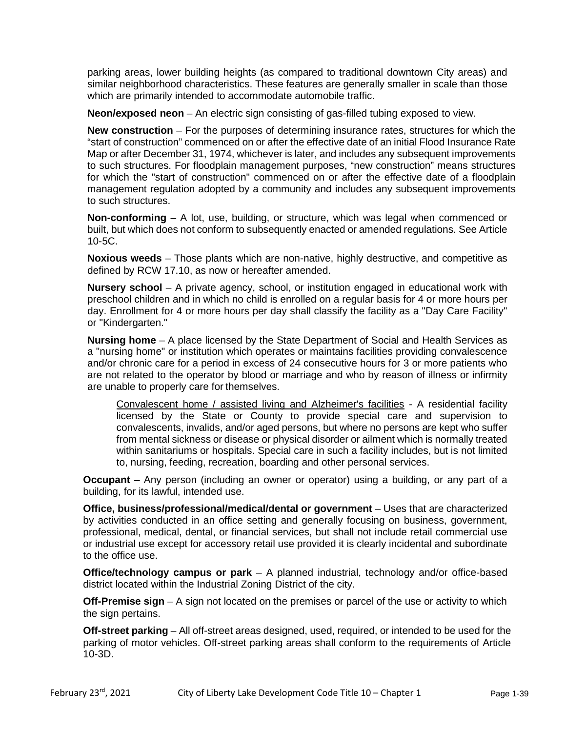parking areas, lower building heights (as compared to traditional downtown City areas) and similar neighborhood characteristics. These features are generally smaller in scale than those which are primarily intended to accommodate automobile traffic.

**Neon/exposed neon** – An electric sign consisting of gas-filled tubing exposed to view.

**New construction** – For the purposes of determining insurance rates, structures for which the "start of construction" commenced on or after the effective date of an initial Flood Insurance Rate Map or after December 31, 1974, whichever is later, and includes any subsequent improvements to such structures. For floodplain management purposes, "new construction" means structures for which the "start of construction" commenced on or after the effective date of a floodplain management regulation adopted by a community and includes any subsequent improvements to such structures.

**Non-conforming** – A lot, use, building, or structure, which was legal when commenced or built, but which does not conform to subsequently enacted or amended regulations. See Article 10-5C.

**Noxious weeds** – Those plants which are non-native, highly destructive, and competitive as defined by RCW 17.10, as now or hereafter amended.

**Nursery school** – A private agency, school, or institution engaged in educational work with preschool children and in which no child is enrolled on a regular basis for 4 or more hours per day. Enrollment for 4 or more hours per day shall classify the facility as a "Day Care Facility" or "Kindergarten."

**Nursing home** – A place licensed by the State Department of Social and Health Services as a "nursing home" or institution which operates or maintains facilities providing convalescence and/or chronic care for a period in excess of 24 consecutive hours for 3 or more patients who are not related to the operator by blood or marriage and who by reason of illness or infirmity are unable to properly care for themselves.

> <u>Convalescent home / assisted living and Alzheimer's facilities</u> - A residential facility licensed by the State or County to provide special care and supervision to convalescents, invalids, and/or aged persons, but where no persons are kept who suffer from mental sickness or disease or physical disorder or ailment which is normally treated within sanitariums or hospitals. Special care in such a facility includes, but is not limited to, nursing, feeding, recreation, boarding and other personal services.

**Occupant** – Any person (including an owner or operator) using a building, or any part of a building, for its lawful, intended use.

**Office, business/professional/medical/dental or government** – Uses that are characterized by activities conducted in an office setting and generally focusing on business, government, professional, medical, dental, or financial services, but shall not include retail commercial use or industrial use except for accessory retail use provided it is clearly incidental and subordinate to the office use.

**Office/technology campus or park** – A planned industrial, technology and/or office-based district located within the Industrial Zoning District of the city.

**Off-Premise sign** – A sign not located on the premises or parcel of the use or activity to which the sign pertains.

**Off-street parking** – All off-street areas designed, used, required, or intended to be used for the parking of motor vehicles. Off-street parking areas shall conform to the requirements of Article 10-3D.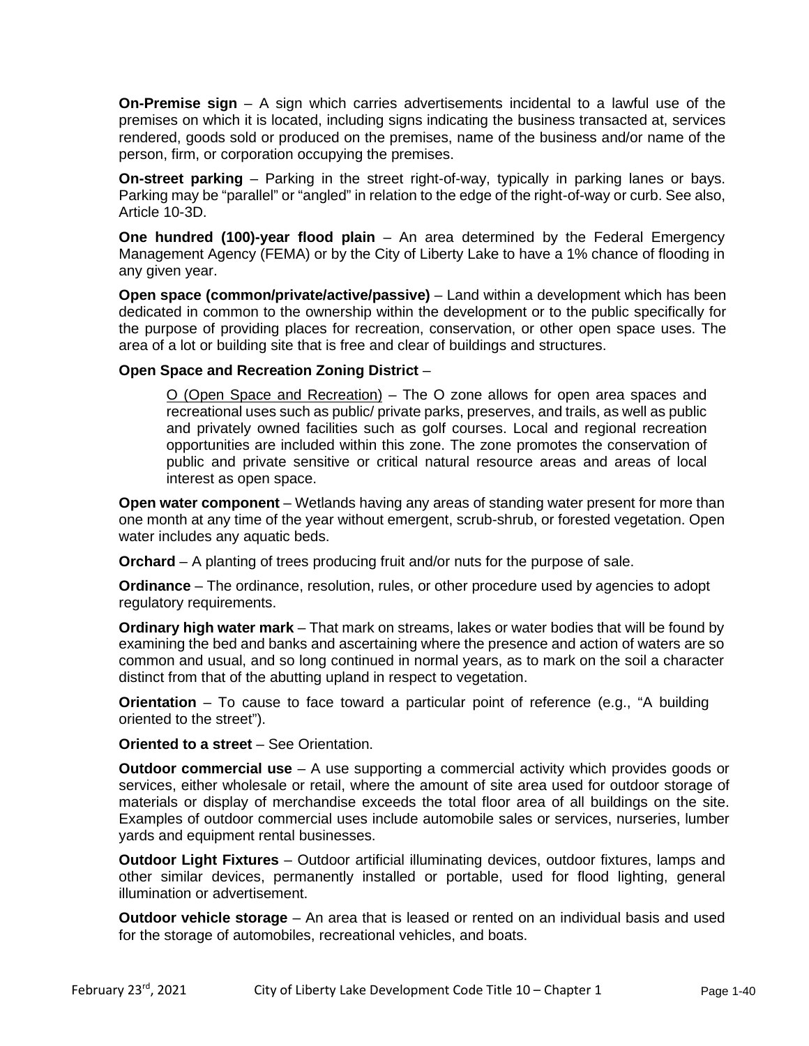**On-Premise sign** – A sign which carries advertisements incidental to a lawful use of the premises on which it is located, including signs indicating the business transacted at, services rendered, goods sold or produced on the premises, name of the business and/or name of the person, firm, or corporation occupying the premises.

**On-street parking** – Parking in the street right-of-way, typically in parking lanes or bays. Parking may be "parallel" or "angled" in relation to the edge of the right-of-way or curb. See also, Article 10-3D.

**One hundred (100)-year flood plain** – An area determined by the Federal Emergency Management Agency (FEMA) or by the City of Liberty Lake to have a 1% chance of flooding in any given year.

**Open space (common/private/active/passive)** – Land within a development which has been dedicated in common to the ownership within the development or to the public specifically for the purpose of providing places for recreation, conservation, or other open space uses. The area of a lot or building site that is free and clear of buildings and structures.

**Open Space and Recreation Zoning District** –

> O (Open Space and Recreation) – The O zone allows for open area spaces and recreational uses such as public/ private parks, preserves, and trails, as well as public and privately owned facilities such as golf courses. Local and regional recreation opportunities are included within this zone. The zone promotes the conservation of public and private sensitive or critical natural resource areas and areas of local interest as open space.

**Open water component** – Wetlands having any areas of standing water present for more than one month at any time of the year without emergent, scrub-shrub, or forested vegetation. Open water includes any aquatic beds.

**Orchard** – A planting of trees producing fruit and/or nuts for the purpose of sale.

**Ordinance** – The ordinance, resolution, rules, or other procedure used by agencies to adopt regulatory requirements.

**Ordinary high water mark** – That mark on streams, lakes or water bodies that will be found by examining the bed and banks and ascertaining where the presence and action of waters are so common and usual, and so long continued in normal years, as to mark on the soil a character distinct from that of the abutting upland in respect to vegetation.

**Orientation** – To cause to face toward a particular point of reference (e.g., "A building oriented to the street").

**Oriented to a street** – See Orientation.

**Outdoor commercial use** – A use supporting a commercial activity which provides goods or services, either wholesale or retail, where the amount of site area used for outdoor storage of materials or display of merchandise exceeds the total floor area of all buildings on the site. Examples of outdoor commercial uses include automobile sales or services, nurseries, lumber yards and equipment rental businesses.

**Outdoor Light Fixtures** – Outdoor artificial illuminating devices, outdoor fixtures, lamps and other similar devices, permanently installed or portable, used for flood lighting, general illumination or advertisement.

**Outdoor vehicle storage** – An area that is leased or rented on an individual basis and used for the storage of automobiles, recreational vehicles, and boats.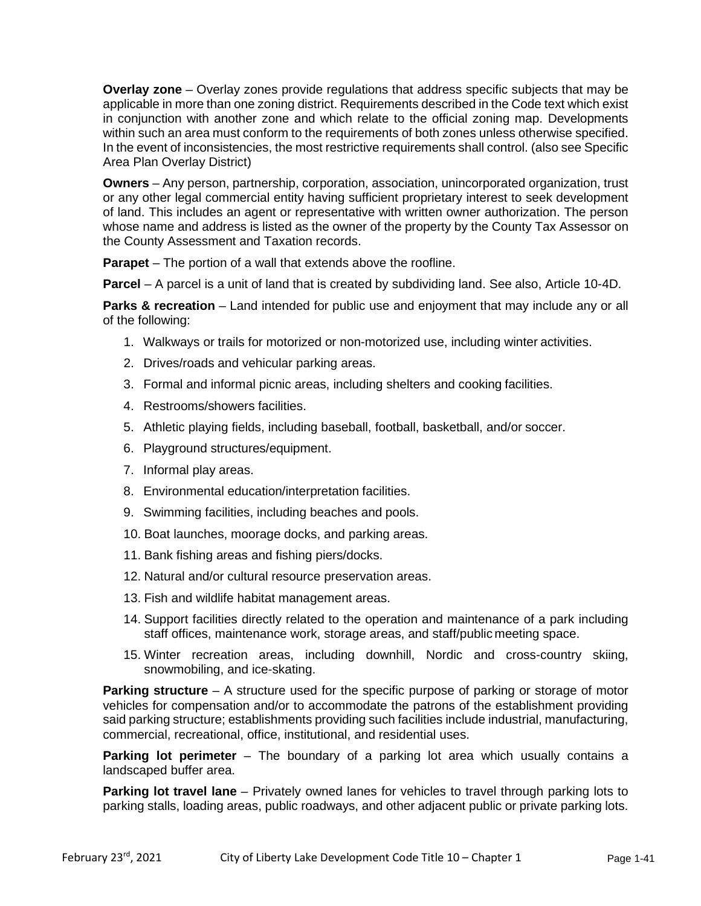**Overlay zone** – Overlay zones provide regulations that address specific subjects that may be applicable in more than one zoning district. Requirements described in the Code text which exist in conjunction with another zone and which relate to the official zoning map. Developments within such an area must conform to the requirements of both zones unless otherwise specified. In the event of inconsistencies, the most restrictive requirements shall control. (also see Specific Area Plan Overlay District)

**Owners** – Any person, partnership, corporation, association, unincorporated organization, trust or any other legal commercial entity having sufficient proprietary interest to seek development of land. This includes an agent or representative with written owner authorization. The person whose name and address is listed as the owner of the property by the County Tax Assessor on the County Assessment and Taxation records.

**Parapet** – The portion of a wall that extends above the roofline.

**Parcel** – A parcel is a unit of land that is created by subdividing land. See also, Article 10-4D.

**Parks & recreation** – Land intended for public use and enjoyment that may include any or all of the following:

1. Walkways or trails for motorized or non-motorized use, including winter activities.
2. Drives/roads and vehicular parking areas.
3. Formal and informal picnic areas, including shelters and cooking facilities.
4. Restrooms/showers facilities.
5. Athletic playing fields, including baseball, football, basketball, and/or soccer.
6. Playground structures/equipment.
7. Informal play areas.
8. Environmental education/interpretation facilities.
9. Swimming facilities, including beaches and pools.
10. Boat launches, moorage docks, and parking areas.
11. Bank fishing areas and fishing piers/docks.
12. Natural and/or cultural resource preservation areas.
13. Fish and wildlife habitat management areas.
14. Support facilities directly related to the operation and maintenance of a park including staff offices, maintenance work, storage areas, and staff/public meeting space.
15. Winter recreation areas, including downhill, Nordic and cross-country skiing, snowmobiling, and ice-skating.

**Parking structure** – A structure used for the specific purpose of parking or storage of motor vehicles for compensation and/or to accommodate the patrons of the establishment providing said parking structure; establishments providing such facilities include industrial, manufacturing, commercial, recreational, office, institutional, and residential uses.

**Parking lot perimeter** – The boundary of a parking lot area which usually contains a landscaped buffer area.

**Parking lot travel lane** – Privately owned lanes for vehicles to travel through parking lots to parking stalls, loading areas, public roadways, and other adjacent public or private parking lots.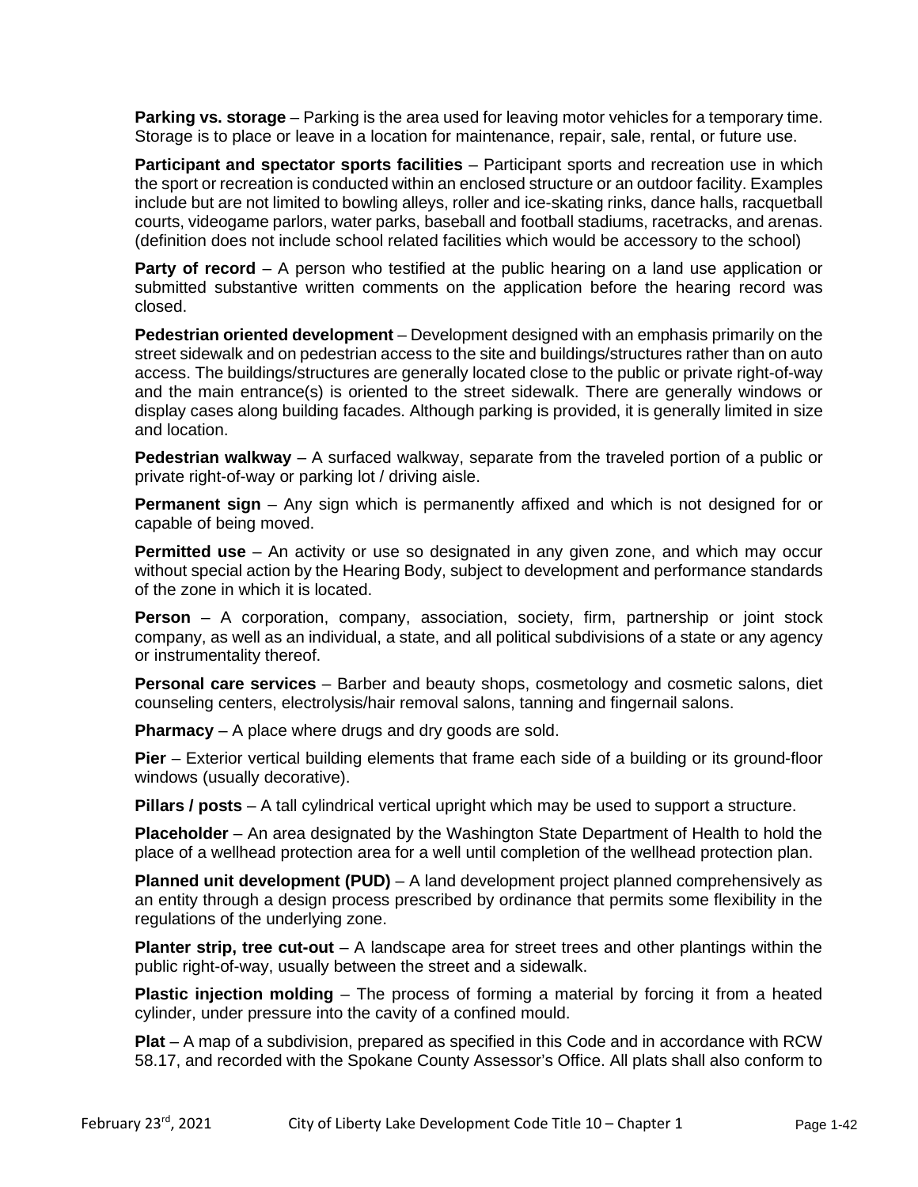**Parking vs. storage** – Parking is the area used for leaving motor vehicles for a temporary time. Storage is to place or leave in a location for maintenance, repair, sale, rental, or future use.

**Participant and spectator sports facilities** – Participant sports and recreation use in which the sport or recreation is conducted within an enclosed structure or an outdoor facility. Examples include but are not limited to bowling alleys, roller and ice-skating rinks, dance halls, racquetball courts, videogame parlors, water parks, baseball and football stadiums, racetracks, and arenas. (definition does not include school related facilities which would be accessory to the school)

**Party of record** – A person who testified at the public hearing on a land use application or submitted substantive written comments on the application before the hearing record was closed.

**Pedestrian oriented development** – Development designed with an emphasis primarily on the street sidewalk and on pedestrian access to the site and buildings/structures rather than on auto access. The buildings/structures are generally located close to the public or private right-of-way and the main entrance(s) is oriented to the street sidewalk. There are generally windows or display cases along building facades. Although parking is provided, it is generally limited in size and location.

**Pedestrian walkway** – A surfaced walkway, separate from the traveled portion of a public or private right-of-way or parking lot / driving aisle.

**Permanent sign** – Any sign which is permanently affixed and which is not designed for or capable of being moved.

**Permitted use** – An activity or use so designated in any given zone, and which may occur without special action by the Hearing Body, subject to development and performance standards of the zone in which it is located.

**Person** – A corporation, company, association, society, firm, partnership or joint stock company, as well as an individual, a state, and all political subdivisions of a state or any agency or instrumentality thereof.

**Personal care services** – Barber and beauty shops, cosmetology and cosmetic salons, diet counseling centers, electrolysis/hair removal salons, tanning and fingernail salons.

**Pharmacy** – A place where drugs and dry goods are sold.

**Pier** – Exterior vertical building elements that frame each side of a building or its ground-floor windows (usually decorative).

**Pillars / posts** – A tall cylindrical vertical upright which may be used to support a structure.

**Placeholder** – An area designated by the Washington State Department of Health to hold the place of a wellhead protection area for a well until completion of the wellhead protection plan.

**Planned unit development (PUD)** – A land development project planned comprehensively as an entity through a design process prescribed by ordinance that permits some flexibility in the regulations of the underlying zone.

**Planter strip, tree cut-out** – A landscape area for street trees and other plantings within the public right-of-way, usually between the street and a sidewalk.

**Plastic injection molding** – The process of forming a material by forcing it from a heated cylinder, under pressure into the cavity of a confined mould.

**Plat** – A map of a subdivision, prepared as specified in this Code and in accordance with RCW 58.17, and recorded with the Spokane County Assessor's Office. All plats shall also conform to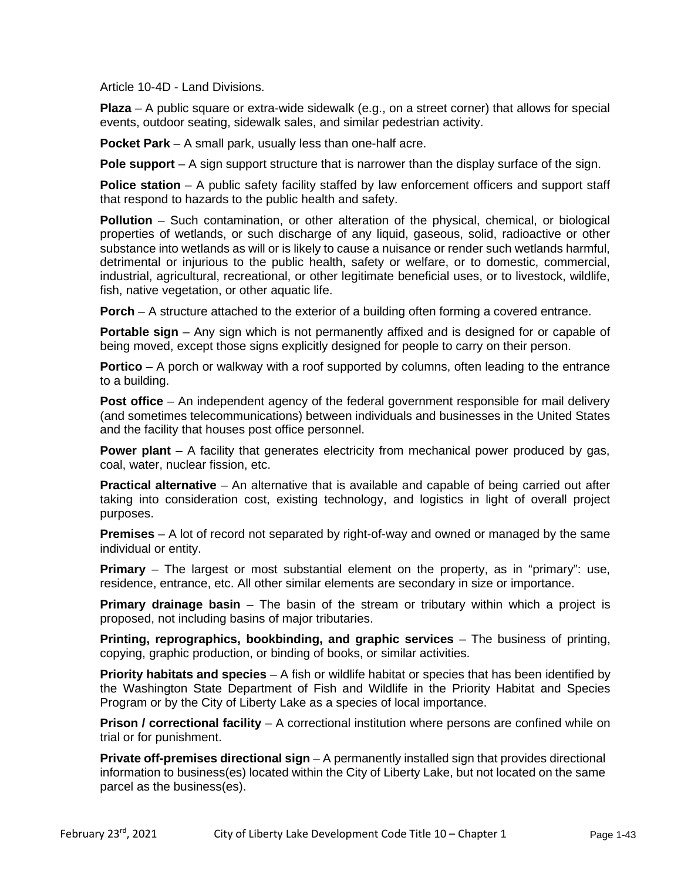Article 10-4D - Land Divisions.

**Plaza** – A public square or extra-wide sidewalk (e.g., on a street corner) that allows for special events, outdoor seating, sidewalk sales, and similar pedestrian activity.

**Pocket Park** – A small park, usually less than one-half acre.

**Pole support** – A sign support structure that is narrower than the display surface of the sign.

**Police station** – A public safety facility staffed by law enforcement officers and support staff that respond to hazards to the public health and safety.

**Pollution** – Such contamination, or other alteration of the physical, chemical, or biological properties of wetlands, or such discharge of any liquid, gaseous, solid, radioactive or other substance into wetlands as will or is likely to cause a nuisance or render such wetlands harmful, detrimental or injurious to the public health, safety or welfare, or to domestic, commercial, industrial, agricultural, recreational, or other legitimate beneficial uses, or to livestock, wildlife, fish, native vegetation, or other aquatic life.

**Porch** – A structure attached to the exterior of a building often forming a covered entrance.

**Portable sign** – Any sign which is not permanently affixed and is designed for or capable of being moved, except those signs explicitly designed for people to carry on their person.

**Portico** – A porch or walkway with a roof supported by columns, often leading to the entrance to a building.

**Post office** – An independent agency of the federal government responsible for mail delivery (and sometimes telecommunications) between individuals and businesses in the United States and the facility that houses post office personnel.

**Power plant** – A facility that generates electricity from mechanical power produced by gas, coal, water, nuclear fission, etc.

**Practical alternative** – An alternative that is available and capable of being carried out after taking into consideration cost, existing technology, and logistics in light of overall project purposes.

**Premises** – A lot of record not separated by right-of-way and owned or managed by the same individual or entity.

**Primary** – The largest or most substantial element on the property, as in "primary": use, residence, entrance, etc. All other similar elements are secondary in size or importance.

**Primary drainage basin** – The basin of the stream or tributary within which a project is proposed, not including basins of major tributaries.

**Printing, reprographics, bookbinding, and graphic services** – The business of printing, copying, graphic production, or binding of books, or similar activities.

**Priority habitats and species** – A fish or wildlife habitat or species that has been identified by the Washington State Department of Fish and Wildlife in the Priority Habitat and Species Program or by the City of Liberty Lake as a species of local importance.

**Prison / correctional facility** – A correctional institution where persons are confined while on trial or for punishment.

**Private off-premises directional sign** – A permanently installed sign that provides directional information to business(es) located within the City of Liberty Lake, but not located on the same parcel as the business(es).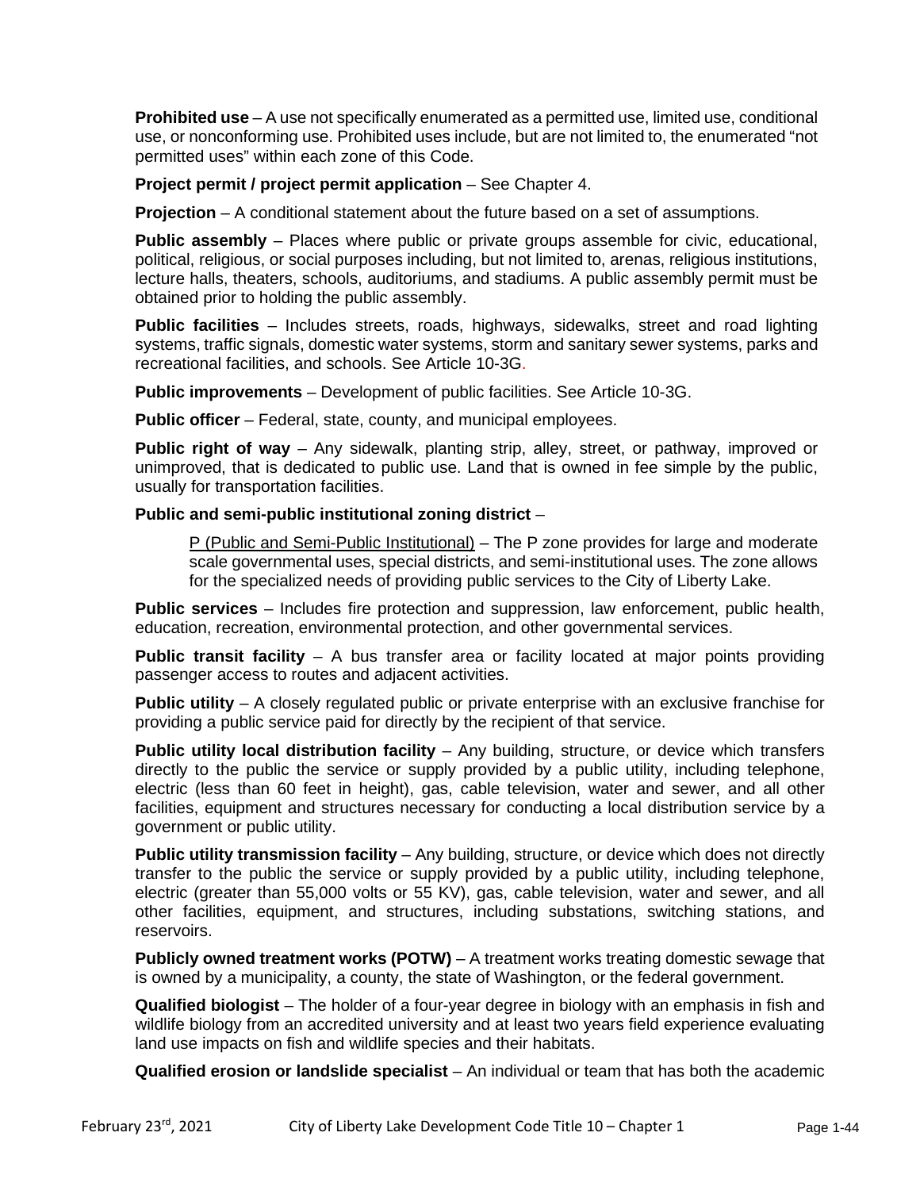**Prohibited use** – A use not specifically enumerated as a permitted use, limited use, conditional use, or nonconforming use. Prohibited uses include, but are not limited to, the enumerated "not permitted uses" within each zone of this Code.

**Project permit / project permit application** – See Chapter 4.

**Projection** – A conditional statement about the future based on a set of assumptions.

**Public assembly** – Places where public or private groups assemble for civic, educational, political, religious, or social purposes including, but not limited to, arenas, religious institutions, lecture halls, theaters, schools, auditoriums, and stadiums. A public assembly permit must be obtained prior to holding the public assembly.

**Public facilities** – Includes streets, roads, highways, sidewalks, street and road lighting systems, traffic signals, domestic water systems, storm and sanitary sewer systems, parks and recreational facilities, and schools. See Article 10-3G.

**Public improvements** – Development of public facilities. See Article 10-3G.

**Public officer** – Federal, state, county, and municipal employees.

**Public right of way** – Any sidewalk, planting strip, alley, street, or pathway, improved or unimproved, that is dedicated to public use. Land that is owned in fee simple by the public, usually for transportation facilities.

**Public and semi-public institutional zoning district** –

> P (Public and Semi-Public Institutional) – The P zone provides for large and moderate scale governmental uses, special districts, and semi-institutional uses. The zone allows for the specialized needs of providing public services to the City of Liberty Lake.

**Public services** – Includes fire protection and suppression, law enforcement, public health, education, recreation, environmental protection, and other governmental services.

**Public transit facility** – A bus transfer area or facility located at major points providing passenger access to routes and adjacent activities.

**Public utility** – A closely regulated public or private enterprise with an exclusive franchise for providing a public service paid for directly by the recipient of that service.

**Public utility local distribution facility** – Any building, structure, or device which transfers directly to the public the service or supply provided by a public utility, including telephone, electric (less than 60 feet in height), gas, cable television, water and sewer, and all other facilities, equipment and structures necessary for conducting a local distribution service by a government or public utility.

**Public utility transmission facility** – Any building, structure, or device which does not directly transfer to the public the service or supply provided by a public utility, including telephone, electric (greater than 55,000 volts or 55 KV), gas, cable television, water and sewer, and all other facilities, equipment, and structures, including substations, switching stations, and reservoirs.

**Publicly owned treatment works (POTW)** – A treatment works treating domestic sewage that is owned by a municipality, a county, the state of Washington, or the federal government.

**Qualified biologist** – The holder of a four-year degree in biology with an emphasis in fish and wildlife biology from an accredited university and at least two years field experience evaluating land use impacts on fish and wildlife species and their habitats.

**Qualified erosion or landslide specialist** – An individual or team that has both the academic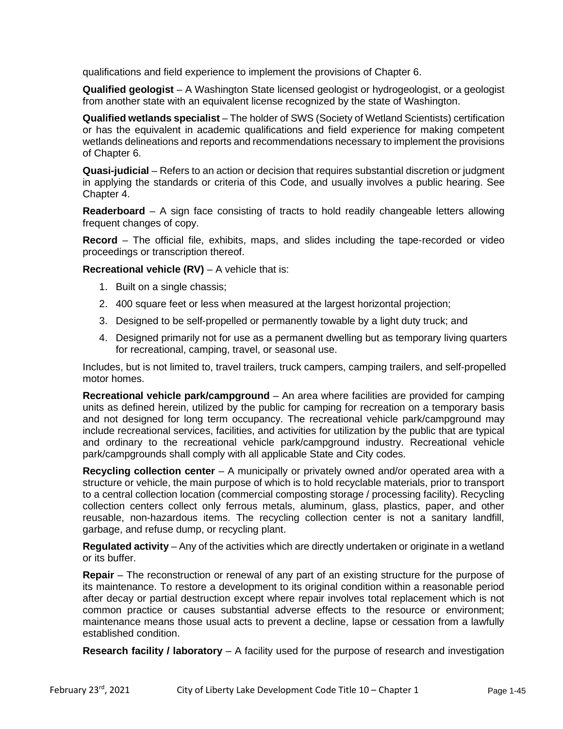qualifications and field experience to implement the provisions of Chapter 6.

**Qualified geologist** – A Washington State licensed geologist or hydrogeologist, or a geologist from another state with an equivalent license recognized by the state of Washington.

**Qualified wetlands specialist** – The holder of SWS (Society of Wetland Scientists) certification or has the equivalent in academic qualifications and field experience for making competent wetlands delineations and reports and recommendations necessary to implement the provisions of Chapter 6.

**Quasi-judicial** – Refers to an action or decision that requires substantial discretion or judgment in applying the standards or criteria of this Code, and usually involves a public hearing. See Chapter 4.

**Readerboard** – A sign face consisting of tracts to hold readily changeable letters allowing frequent changes of copy.

**Record** – The official file, exhibits, maps, and slides including the tape-recorded or video proceedings or transcription thereof.

**Recreational vehicle (RV)** – A vehicle that is:

1. Built on a single chassis;
2. 400 square feet or less when measured at the largest horizontal projection;
3. Designed to be self-propelled or permanently towable by a light duty truck; and
4. Designed primarily not for use as a permanent dwelling but as temporary living quarters for recreational, camping, travel, or seasonal use.

Includes, but is not limited to, travel trailers, truck campers, camping trailers, and self-propelled motor homes.

**Recreational vehicle park/campground** – An area where facilities are provided for camping units as defined herein, utilized by the public for camping for recreation on a temporary basis and not designed for long term occupancy. The recreational vehicle park/campground may include recreational services, facilities, and activities for utilization by the public that are typical and ordinary to the recreational vehicle park/campground industry. Recreational vehicle park/campgrounds shall comply with all applicable State and City codes.

**Recycling collection center** – A municipally or privately owned and/or operated area with a structure or vehicle, the main purpose of which is to hold recyclable materials, prior to transport to a central collection location (commercial composting storage / processing facility). Recycling collection centers collect only ferrous metals, aluminum, glass, plastics, paper, and other reusable, non-hazardous items. The recycling collection center is not a sanitary landfill, garbage, and refuse dump, or recycling plant.

**Regulated activity** – Any of the activities which are directly undertaken or originate in a wetland or its buffer.

**Repair** – The reconstruction or renewal of any part of an existing structure for the purpose of its maintenance. To restore a development to its original condition within a reasonable period after decay or partial destruction except where repair involves total replacement which is not common practice or causes substantial adverse effects to the resource or environment; maintenance means those usual acts to prevent a decline, lapse or cessation from a lawfully established condition.

**Research facility / laboratory** – A facility used for the purpose of research and investigation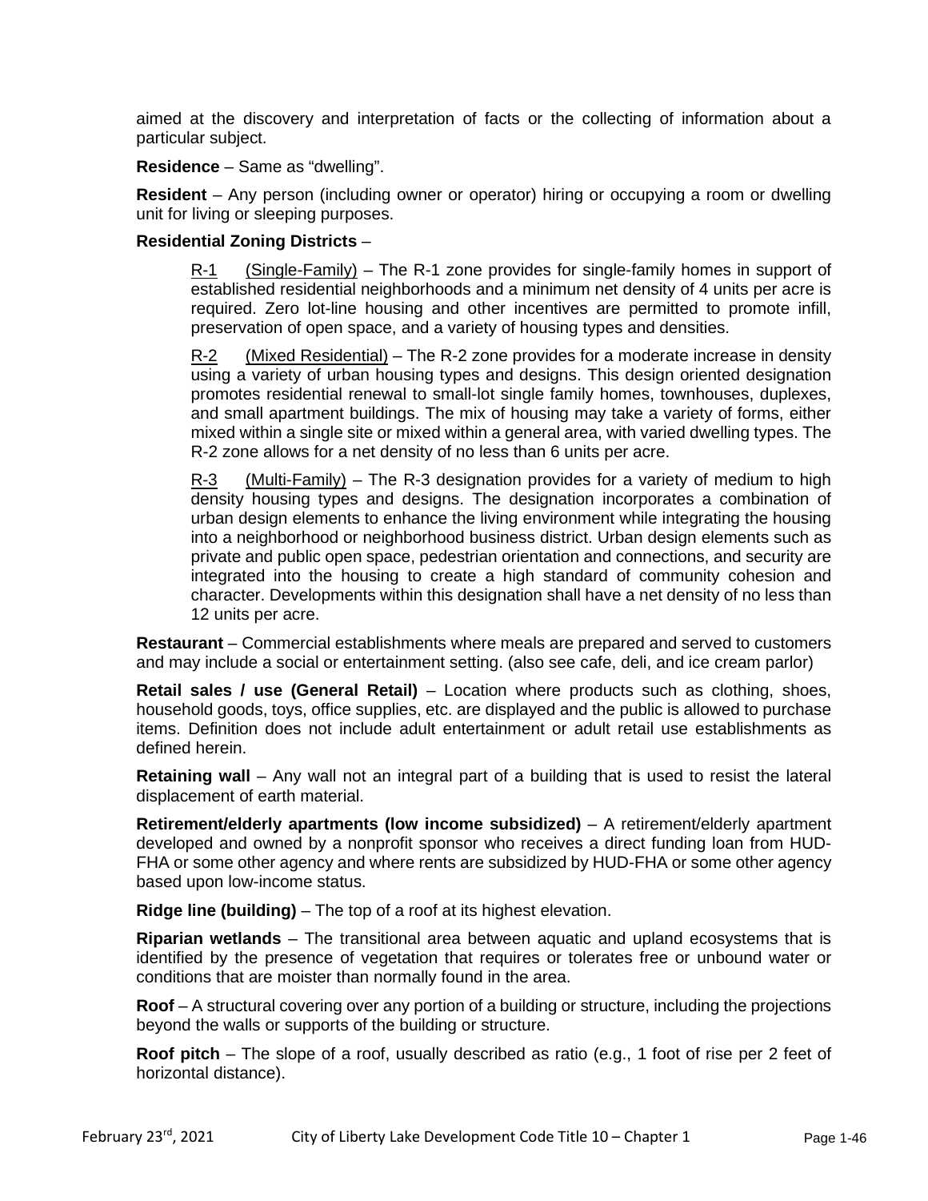aimed at the discovery and interpretation of facts or the collecting of information about a particular subject.

**Residence** – Same as "dwelling".

**Resident** – Any person (including owner or operator) hiring or occupying a room or dwelling unit for living or sleeping purposes.

**Residential Zoning Districts** –

> <u>R-1</u> <u>(Single-Family)</u> – The R-1 zone provides for single-family homes in support of established residential neighborhoods and a minimum net density of 4 units per acre is required. Zero lot-line housing and other incentives are permitted to promote infill, preservation of open space, and a variety of housing types and densities.
>
> <u>R-2</u> <u>(Mixed Residential)</u> – The R-2 zone provides for a moderate increase in density using a variety of urban housing types and designs. This design oriented designation promotes residential renewal to small-lot single family homes, townhouses, duplexes, and small apartment buildings. The mix of housing may take a variety of forms, either mixed within a single site or mixed within a general area, with varied dwelling types. The R-2 zone allows for a net density of no less than 6 units per acre.
>
> <u>R-3</u> <u>(Multi-Family)</u> – The R-3 designation provides for a variety of medium to high density housing types and designs. The designation incorporates a combination of urban design elements to enhance the living environment while integrating the housing into a neighborhood or neighborhood business district. Urban design elements such as private and public open space, pedestrian orientation and connections, and security are integrated into the housing to create a high standard of community cohesion and character. Developments within this designation shall have a net density of no less than 12 units per acre.

**Restaurant** – Commercial establishments where meals are prepared and served to customers and may include a social or entertainment setting. (also see cafe, deli, and ice cream parlor)

**Retail sales / use (General Retail)** – Location where products such as clothing, shoes, household goods, toys, office supplies, etc. are displayed and the public is allowed to purchase items. Definition does not include adult entertainment or adult retail use establishments as defined herein.

**Retaining wall** – Any wall not an integral part of a building that is used to resist the lateral displacement of earth material.

**Retirement/elderly apartments (low income subsidized)** – A retirement/elderly apartment developed and owned by a nonprofit sponsor who receives a direct funding loan from HUD-FHA or some other agency and where rents are subsidized by HUD-FHA or some other agency based upon low-income status.

**Ridge line (building)** – The top of a roof at its highest elevation.

**Riparian wetlands** – The transitional area between aquatic and upland ecosystems that is identified by the presence of vegetation that requires or tolerates free or unbound water or conditions that are moister than normally found in the area.

**Roof** – A structural covering over any portion of a building or structure, including the projections beyond the walls or supports of the building or structure.

**Roof pitch** – The slope of a roof, usually described as ratio (e.g., 1 foot of rise per 2 feet of horizontal distance).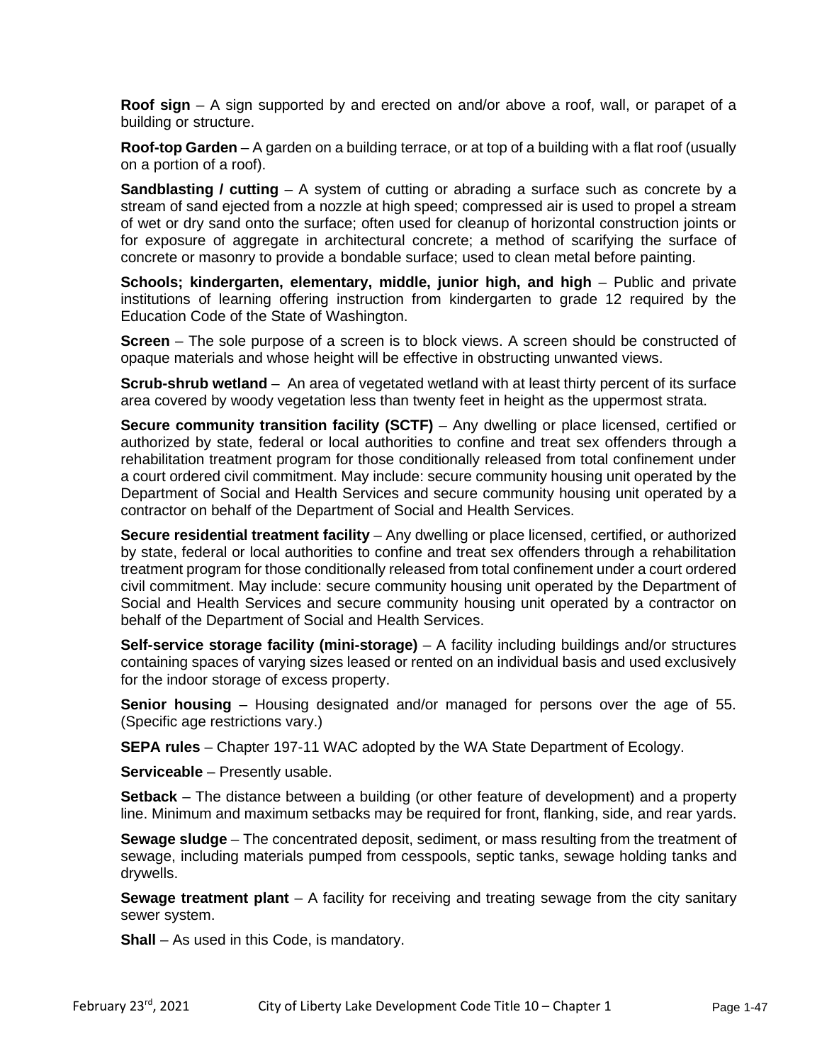**Roof sign** – A sign supported by and erected on and/or above a roof, wall, or parapet of a building or structure.

**Roof-top Garden** – A garden on a building terrace, or at top of a building with a flat roof (usually on a portion of a roof).

**Sandblasting / cutting** – A system of cutting or abrading a surface such as concrete by a stream of sand ejected from a nozzle at high speed; compressed air is used to propel a stream of wet or dry sand onto the surface; often used for cleanup of horizontal construction joints or for exposure of aggregate in architectural concrete; a method of scarifying the surface of concrete or masonry to provide a bondable surface; used to clean metal before painting.

**Schools; kindergarten, elementary, middle, junior high, and high** – Public and private institutions of learning offering instruction from kindergarten to grade 12 required by the Education Code of the State of Washington.

**Screen** – The sole purpose of a screen is to block views. A screen should be constructed of opaque materials and whose height will be effective in obstructing unwanted views.

**Scrub-shrub wetland** – An area of vegetated wetland with at least thirty percent of its surface area covered by woody vegetation less than twenty feet in height as the uppermost strata.

**Secure community transition facility (SCTF)** – Any dwelling or place licensed, certified or authorized by state, federal or local authorities to confine and treat sex offenders through a rehabilitation treatment program for those conditionally released from total confinement under a court ordered civil commitment. May include: secure community housing unit operated by the Department of Social and Health Services and secure community housing unit operated by a contractor on behalf of the Department of Social and Health Services.

**Secure residential treatment facility** – Any dwelling or place licensed, certified, or authorized by state, federal or local authorities to confine and treat sex offenders through a rehabilitation treatment program for those conditionally released from total confinement under a court ordered civil commitment. May include: secure community housing unit operated by the Department of Social and Health Services and secure community housing unit operated by a contractor on behalf of the Department of Social and Health Services.

**Self-service storage facility (mini-storage)** – A facility including buildings and/or structures containing spaces of varying sizes leased or rented on an individual basis and used exclusively for the indoor storage of excess property.

**Senior housing** – Housing designated and/or managed for persons over the age of 55. (Specific age restrictions vary.)

**SEPA rules** – Chapter 197-11 WAC adopted by the WA State Department of Ecology.

**Serviceable** – Presently usable.

**Setback** – The distance between a building (or other feature of development) and a property line. Minimum and maximum setbacks may be required for front, flanking, side, and rear yards.

**Sewage sludge** – The concentrated deposit, sediment, or mass resulting from the treatment of sewage, including materials pumped from cesspools, septic tanks, sewage holding tanks and drywells.

**Sewage treatment plant** – A facility for receiving and treating sewage from the city sanitary sewer system.

**Shall** – As used in this Code, is mandatory.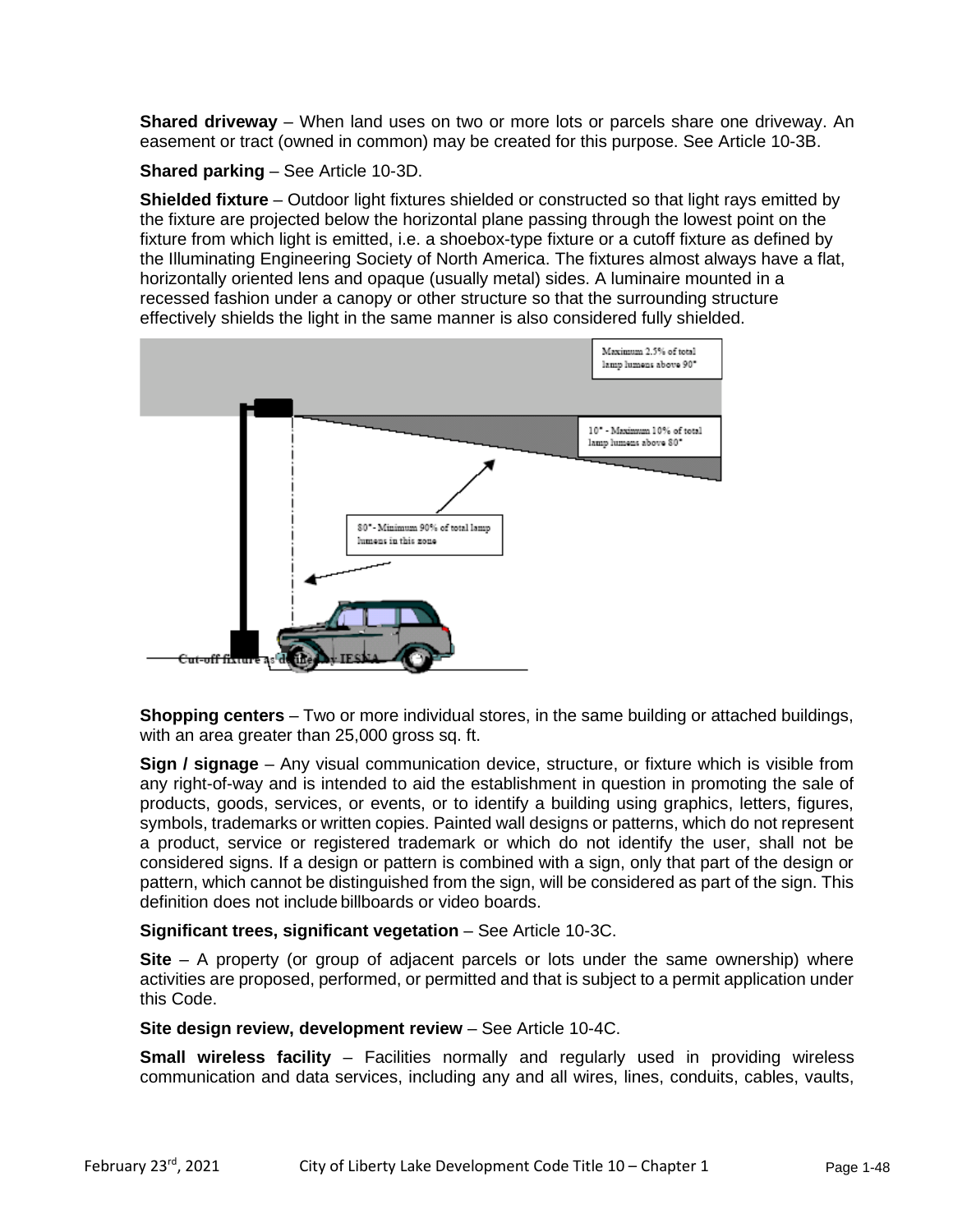**Shared driveway** – When land uses on two or more lots or parcels share one driveway. An easement or tract (owned in common) may be created for this purpose. See Article 10-3B.

**Shared parking** – See Article 10-3D.

**Shielded fixture** – Outdoor light fixtures shielded or constructed so that light rays emitted by the fixture are projected below the horizontal plane passing through the lowest point on the fixture from which light is emitted, i.e. a shoebox-type fixture or a cutoff fixture as defined by the Illuminating Engineering Society of North America. The fixtures almost always have a flat, horizontally oriented lens and opaque (usually metal) sides. A luminaire mounted in a recessed fashion under a canopy or other structure so that the surrounding structure effectively shields the light in the same manner is also considered fully shielded.

Maximum 2.5% of total lamp lumens above 90°

10° - Maximum 10% of total lamp lumens above 80°

80° - Minimum 90% of total lamp lumens in this zone

Cut-off fixture as defined by IESNA

**Shopping centers** – Two or more individual stores, in the same building or attached buildings, with an area greater than 25,000 gross sq. ft.

**Sign / signage** – Any visual communication device, structure, or fixture which is visible from any right-of-way and is intended to aid the establishment in question in promoting the sale of products, goods, services, or events, or to identify a building using graphics, letters, figures, symbols, trademarks or written copies. Painted wall designs or patterns, which do not represent a product, service or registered trademark or which do not identify the user, shall not be considered signs. If a design or pattern is combined with a sign, only that part of the design or pattern, which cannot be distinguished from the sign, will be considered as part of the sign. This definition does not include billboards or video boards.

**Significant trees, significant vegetation** – See Article 10-3C.

**Site** – A property (or group of adjacent parcels or lots under the same ownership) where activities are proposed, performed, or permitted and that is subject to a permit application under this Code.

**Site design review, development review** – See Article 10-4C.

**Small wireless facility** – Facilities normally and regularly used in providing wireless communication and data services, including any and all wires, lines, conduits, cables, vaults,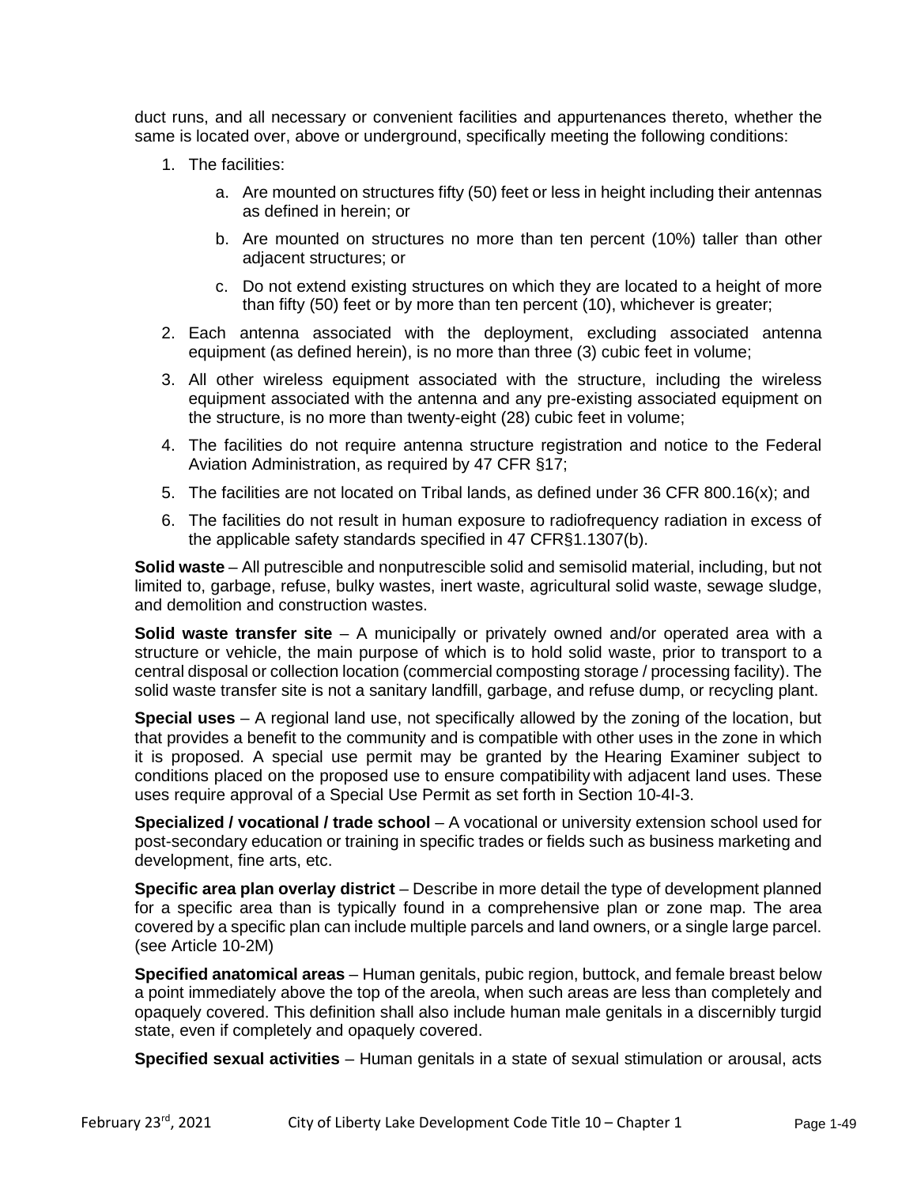duct runs, and all necessary or convenient facilities and appurtenances thereto, whether the same is located over, above or underground, specifically meeting the following conditions:

1. The facilities:
   a. Are mounted on structures fifty (50) feet or less in height including their antennas as defined in herein; or
   b. Are mounted on structures no more than ten percent (10%) taller than other adjacent structures; or
   c. Do not extend existing structures on which they are located to a height of more than fifty (50) feet or by more than ten percent (10), whichever is greater;
2. Each antenna associated with the deployment, excluding associated antenna equipment (as defined herein), is no more than three (3) cubic feet in volume;
3. All other wireless equipment associated with the structure, including the wireless equipment associated with the antenna and any pre-existing associated equipment on the structure, is no more than twenty-eight (28) cubic feet in volume;
4. The facilities do not require antenna structure registration and notice to the Federal Aviation Administration, as required by 47 CFR §17;
5. The facilities are not located on Tribal lands, as defined under 36 CFR 800.16(x); and
6. The facilities do not result in human exposure to radiofrequency radiation in excess of the applicable safety standards specified in 47 CFR§1.1307(b).

**Solid waste** – All putrescible and nonputrescible solid and semisolid material, including, but not limited to, garbage, refuse, bulky wastes, inert waste, agricultural solid waste, sewage sludge, and demolition and construction wastes.

**Solid waste transfer site** – A municipally or privately owned and/or operated area with a structure or vehicle, the main purpose of which is to hold solid waste, prior to transport to a central disposal or collection location (commercial composting storage / processing facility). The solid waste transfer site is not a sanitary landfill, garbage, and refuse dump, or recycling plant.

**Special uses** – A regional land use, not specifically allowed by the zoning of the location, but that provides a benefit to the community and is compatible with other uses in the zone in which it is proposed. A special use permit may be granted by the Hearing Examiner subject to conditions placed on the proposed use to ensure compatibility with adjacent land uses. These uses require approval of a Special Use Permit as set forth in Section 10-4I-3.

**Specialized / vocational / trade school** – A vocational or university extension school used for post-secondary education or training in specific trades or fields such as business marketing and development, fine arts, etc.

**Specific area plan overlay district** – Describe in more detail the type of development planned for a specific area than is typically found in a comprehensive plan or zone map. The area covered by a specific plan can include multiple parcels and land owners, or a single large parcel. (see Article 10-2M)

**Specified anatomical areas** – Human genitals, pubic region, buttock, and female breast below a point immediately above the top of the areola, when such areas are less than completely and opaquely covered. This definition shall also include human male genitals in a discernibly turgid state, even if completely and opaquely covered.

**Specified sexual activities** – Human genitals in a state of sexual stimulation or arousal, acts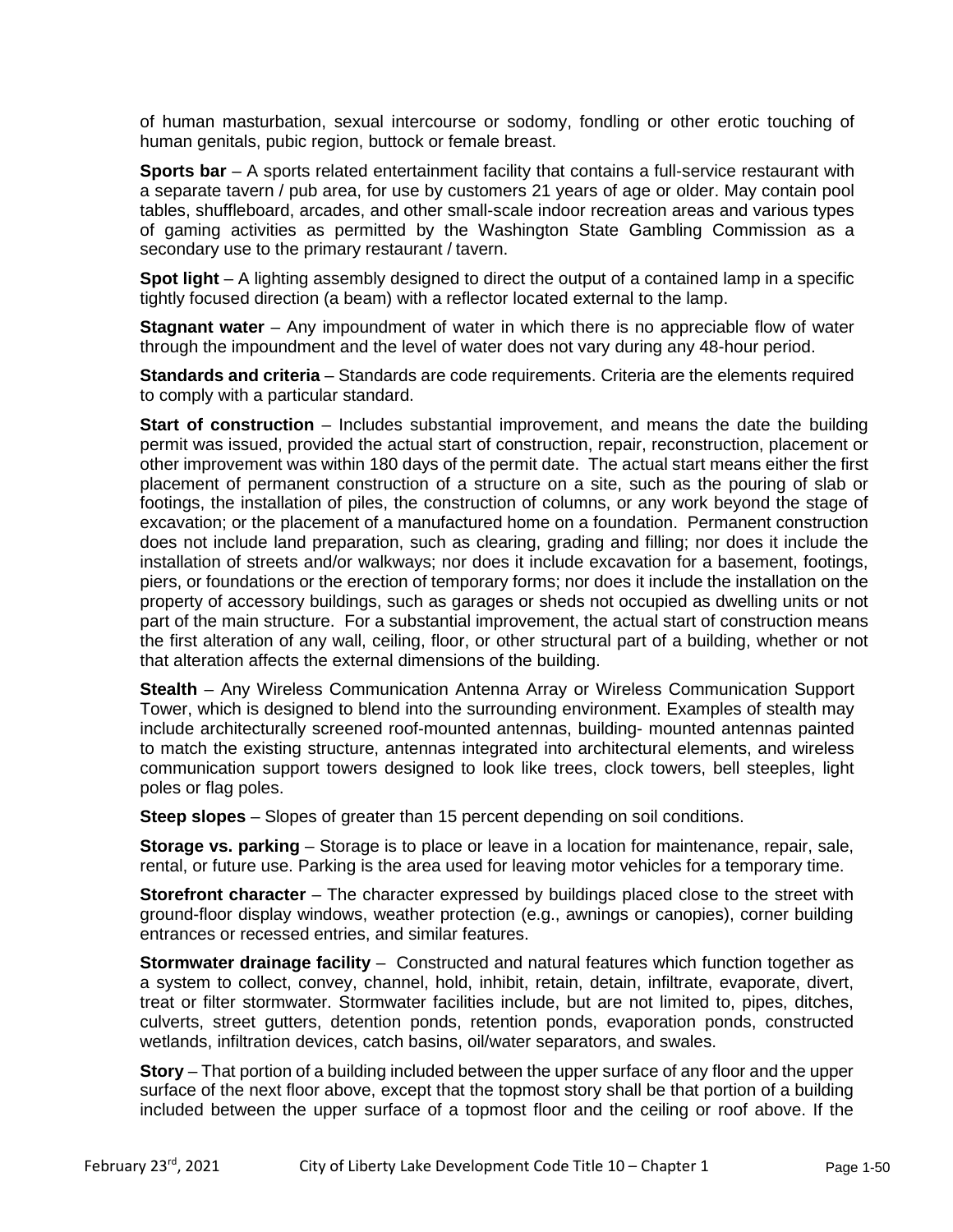of human masturbation, sexual intercourse or sodomy, fondling or other erotic touching of human genitals, pubic region, buttock or female breast.

**Sports bar** – A sports related entertainment facility that contains a full-service restaurant with a separate tavern / pub area, for use by customers 21 years of age or older. May contain pool tables, shuffleboard, arcades, and other small-scale indoor recreation areas and various types of gaming activities as permitted by the Washington State Gambling Commission as a secondary use to the primary restaurant / tavern.

**Spot light** – A lighting assembly designed to direct the output of a contained lamp in a specific tightly focused direction (a beam) with a reflector located external to the lamp.

**Stagnant water** – Any impoundment of water in which there is no appreciable flow of water through the impoundment and the level of water does not vary during any 48-hour period.

**Standards and criteria** – Standards are code requirements. Criteria are the elements required to comply with a particular standard.

**Start of construction** – Includes substantial improvement, and means the date the building permit was issued, provided the actual start of construction, repair, reconstruction, placement or other improvement was within 180 days of the permit date. The actual start means either the first placement of permanent construction of a structure on a site, such as the pouring of slab or footings, the installation of piles, the construction of columns, or any work beyond the stage of excavation; or the placement of a manufactured home on a foundation. Permanent construction does not include land preparation, such as clearing, grading and filling; nor does it include the installation of streets and/or walkways; nor does it include excavation for a basement, footings, piers, or foundations or the erection of temporary forms; nor does it include the installation on the property of accessory buildings, such as garages or sheds not occupied as dwelling units or not part of the main structure. For a substantial improvement, the actual start of construction means the first alteration of any wall, ceiling, floor, or other structural part of a building, whether or not that alteration affects the external dimensions of the building.

**Stealth** – Any Wireless Communication Antenna Array or Wireless Communication Support Tower, which is designed to blend into the surrounding environment. Examples of stealth may include architecturally screened roof-mounted antennas, building- mounted antennas painted to match the existing structure, antennas integrated into architectural elements, and wireless communication support towers designed to look like trees, clock towers, bell steeples, light poles or flag poles.

**Steep slopes** – Slopes of greater than 15 percent depending on soil conditions.

**Storage vs. parking** – Storage is to place or leave in a location for maintenance, repair, sale, rental, or future use. Parking is the area used for leaving motor vehicles for a temporary time.

**Storefront character** – The character expressed by buildings placed close to the street with ground-floor display windows, weather protection (e.g., awnings or canopies), corner building entrances or recessed entries, and similar features.

**Stormwater drainage facility** – Constructed and natural features which function together as a system to collect, convey, channel, hold, inhibit, retain, detain, infiltrate, evaporate, divert, treat or filter stormwater. Stormwater facilities include, but are not limited to, pipes, ditches, culverts, street gutters, detention ponds, retention ponds, evaporation ponds, constructed wetlands, infiltration devices, catch basins, oil/water separators, and swales.

**Story** – That portion of a building included between the upper surface of any floor and the upper surface of the next floor above, except that the topmost story shall be that portion of a building included between the upper surface of a topmost floor and the ceiling or roof above. If the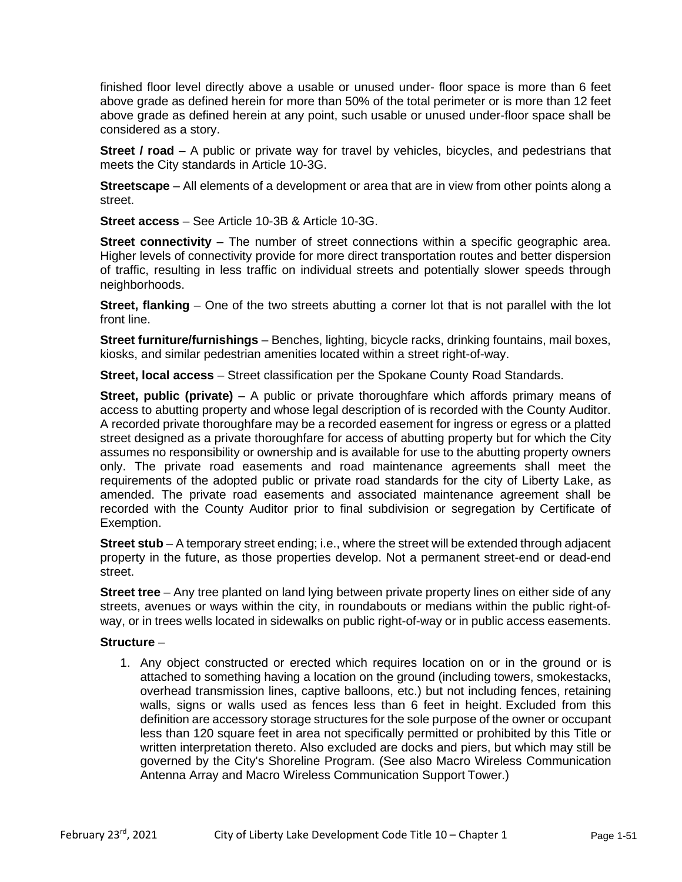finished floor level directly above a usable or unused under- floor space is more than 6 feet above grade as defined herein for more than 50% of the total perimeter or is more than 12 feet above grade as defined herein at any point, such usable or unused under-floor space shall be considered as a story.

**Street / road** – A public or private way for travel by vehicles, bicycles, and pedestrians that meets the City standards in Article 10-3G.

**Streetscape** – All elements of a development or area that are in view from other points along a street.

**Street access** – See Article 10-3B & Article 10-3G.

**Street connectivity** – The number of street connections within a specific geographic area. Higher levels of connectivity provide for more direct transportation routes and better dispersion of traffic, resulting in less traffic on individual streets and potentially slower speeds through neighborhoods.

**Street, flanking** – One of the two streets abutting a corner lot that is not parallel with the lot front line.

**Street furniture/furnishings** – Benches, lighting, bicycle racks, drinking fountains, mail boxes, kiosks, and similar pedestrian amenities located within a street right-of-way.

**Street, local access** – Street classification per the Spokane County Road Standards.

**Street, public (private)** – A public or private thoroughfare which affords primary means of access to abutting property and whose legal description of is recorded with the County Auditor. A recorded private thoroughfare may be a recorded easement for ingress or egress or a platted street designed as a private thoroughfare for access of abutting property but for which the City assumes no responsibility or ownership and is available for use to the abutting property owners only. The private road easements and road maintenance agreements shall meet the requirements of the adopted public or private road standards for the city of Liberty Lake, as amended. The private road easements and associated maintenance agreement shall be recorded with the County Auditor prior to final subdivision or segregation by Certificate of Exemption.

**Street stub** – A temporary street ending; i.e., where the street will be extended through adjacent property in the future, as those properties develop. Not a permanent street-end or dead-end street.

**Street tree** – Any tree planted on land lying between private property lines on either side of any streets, avenues or ways within the city, in roundabouts or medians within the public right-of-way, or in trees wells located in sidewalks on public right-of-way or in public access easements.

**Structure** –

1. Any object constructed or erected which requires location on or in the ground or is attached to something having a location on the ground (including towers, smokestacks, overhead transmission lines, captive balloons, etc.) but not including fences, retaining walls, signs or walls used as fences less than 6 feet in height. Excluded from this definition are accessory storage structures for the sole purpose of the owner or occupant less than 120 square feet in area not specifically permitted or prohibited by this Title or written interpretation thereto. Also excluded are docks and piers, but which may still be governed by the City's Shoreline Program. (See also Macro Wireless Communication Antenna Array and Macro Wireless Communication Support Tower.)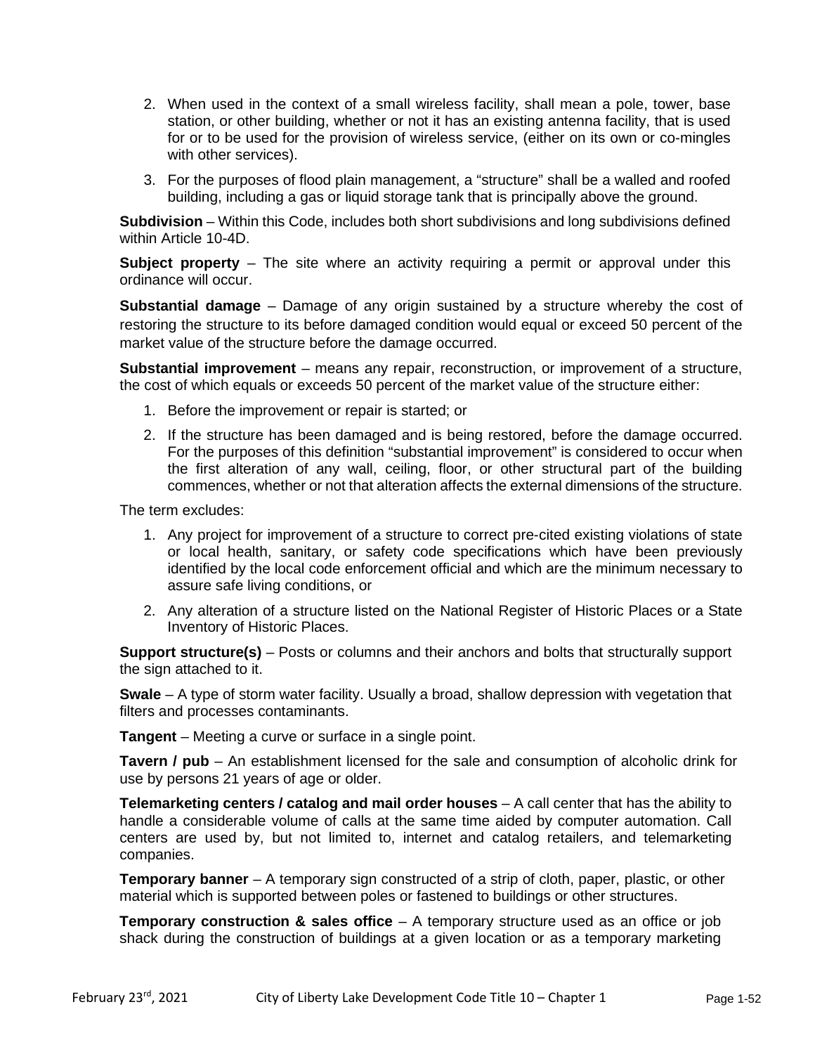2. When used in the context of a small wireless facility, shall mean a pole, tower, base station, or other building, whether or not it has an existing antenna facility, that is used for or to be used for the provision of wireless service, (either on its own or co-mingles with other services).
3. For the purposes of flood plain management, a "structure" shall be a walled and roofed building, including a gas or liquid storage tank that is principally above the ground.

**Subdivision** – Within this Code, includes both short subdivisions and long subdivisions defined within Article 10-4D.

**Subject property** – The site where an activity requiring a permit or approval under this ordinance will occur.

**Substantial damage** – Damage of any origin sustained by a structure whereby the cost of restoring the structure to its before damaged condition would equal or exceed 50 percent of the market value of the structure before the damage occurred.

**Substantial improvement** – means any repair, reconstruction, or improvement of a structure, the cost of which equals or exceeds 50 percent of the market value of the structure either:

1. Before the improvement or repair is started; or
2. If the structure has been damaged and is being restored, before the damage occurred. For the purposes of this definition "substantial improvement" is considered to occur when the first alteration of any wall, ceiling, floor, or other structural part of the building commences, whether or not that alteration affects the external dimensions of the structure.

The term excludes:

1. Any project for improvement of a structure to correct pre-cited existing violations of state or local health, sanitary, or safety code specifications which have been previously identified by the local code enforcement official and which are the minimum necessary to assure safe living conditions, or
2. Any alteration of a structure listed on the National Register of Historic Places or a State Inventory of Historic Places.

**Support structure(s)** – Posts or columns and their anchors and bolts that structurally support the sign attached to it.

**Swale** – A type of storm water facility. Usually a broad, shallow depression with vegetation that filters and processes contaminants.

**Tangent** – Meeting a curve or surface in a single point.

**Tavern / pub** – An establishment licensed for the sale and consumption of alcoholic drink for use by persons 21 years of age or older.

**Telemarketing centers / catalog and mail order houses** – A call center that has the ability to handle a considerable volume of calls at the same time aided by computer automation. Call centers are used by, but not limited to, internet and catalog retailers, and telemarketing companies.

**Temporary banner** – A temporary sign constructed of a strip of cloth, paper, plastic, or other material which is supported between poles or fastened to buildings or other structures.

**Temporary construction & sales office** – A temporary structure used as an office or job shack during the construction of buildings at a given location or as a temporary marketing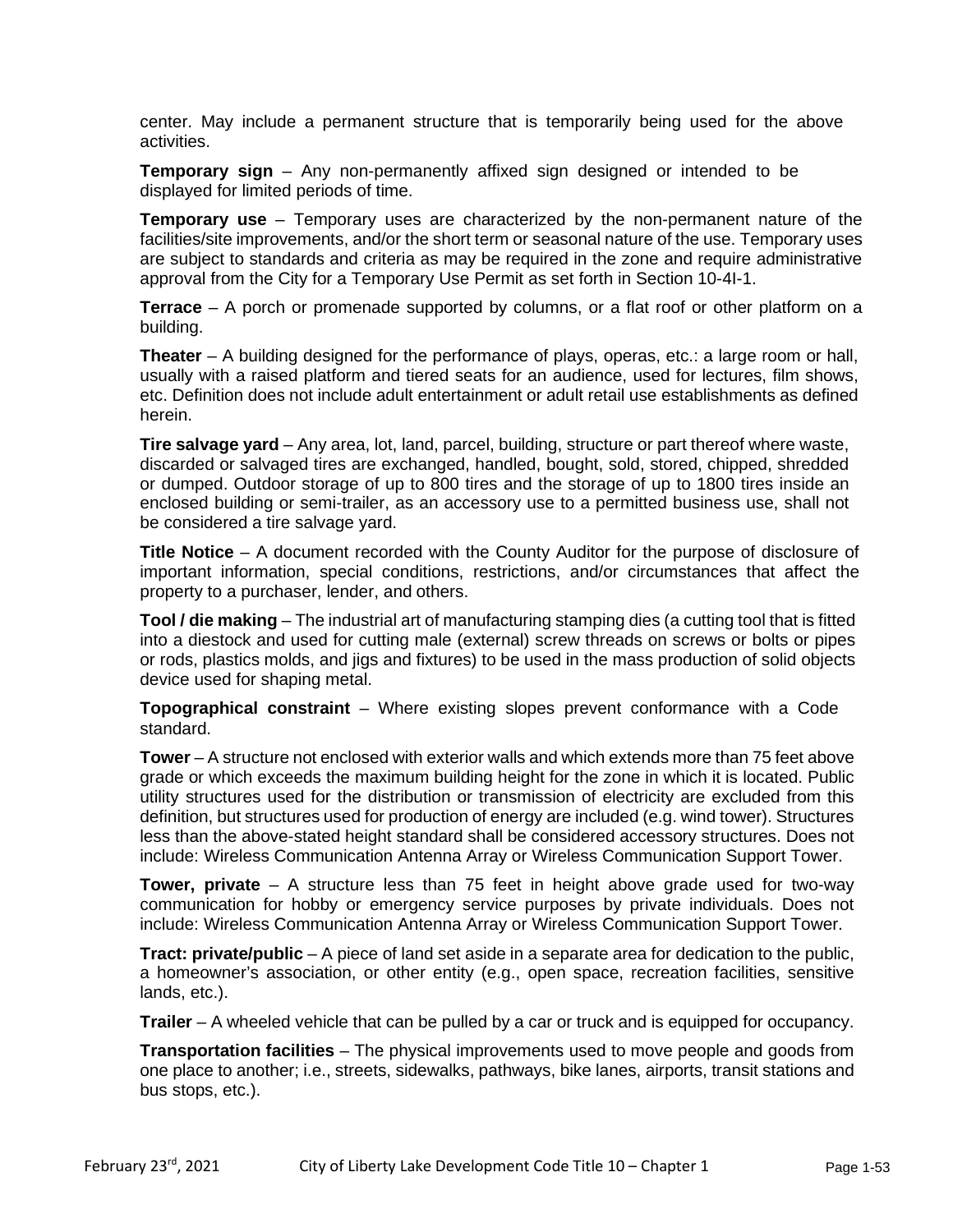center. May include a permanent structure that is temporarily being used for the above activities.

**Temporary sign** – Any non-permanently affixed sign designed or intended to be displayed for limited periods of time.

**Temporary use** – Temporary uses are characterized by the non-permanent nature of the facilities/site improvements, and/or the short term or seasonal nature of the use. Temporary uses are subject to standards and criteria as may be required in the zone and require administrative approval from the City for a Temporary Use Permit as set forth in Section 10-4I-1.

**Terrace** – A porch or promenade supported by columns, or a flat roof or other platform on a building.

**Theater** – A building designed for the performance of plays, operas, etc.: a large room or hall, usually with a raised platform and tiered seats for an audience, used for lectures, film shows, etc. Definition does not include adult entertainment or adult retail use establishments as defined herein.

**Tire salvage yard** – Any area, lot, land, parcel, building, structure or part thereof where waste, discarded or salvaged tires are exchanged, handled, bought, sold, stored, chipped, shredded or dumped. Outdoor storage of up to 800 tires and the storage of up to 1800 tires inside an enclosed building or semi-trailer, as an accessory use to a permitted business use, shall not be considered a tire salvage yard.

**Title Notice** – A document recorded with the County Auditor for the purpose of disclosure of important information, special conditions, restrictions, and/or circumstances that affect the property to a purchaser, lender, and others.

**Tool / die making** – The industrial art of manufacturing stamping dies (a cutting tool that is fitted into a diestock and used for cutting male (external) screw threads on screws or bolts or pipes or rods, plastics molds, and jigs and fixtures) to be used in the mass production of solid objects device used for shaping metal.

**Topographical constraint** – Where existing slopes prevent conformance with a Code standard.

**Tower** – A structure not enclosed with exterior walls and which extends more than 75 feet above grade or which exceeds the maximum building height for the zone in which it is located. Public utility structures used for the distribution or transmission of electricity are excluded from this definition, but structures used for production of energy are included (e.g. wind tower). Structures less than the above-stated height standard shall be considered accessory structures. Does not include: Wireless Communication Antenna Array or Wireless Communication Support Tower.

**Tower, private** – A structure less than 75 feet in height above grade used for two-way communication for hobby or emergency service purposes by private individuals. Does not include: Wireless Communication Antenna Array or Wireless Communication Support Tower.

**Tract: private/public** – A piece of land set aside in a separate area for dedication to the public, a homeowner's association, or other entity (e.g., open space, recreation facilities, sensitive lands, etc.).

**Trailer** – A wheeled vehicle that can be pulled by a car or truck and is equipped for occupancy.

**Transportation facilities** – The physical improvements used to move people and goods from one place to another; i.e., streets, sidewalks, pathways, bike lanes, airports, transit stations and bus stops, etc.).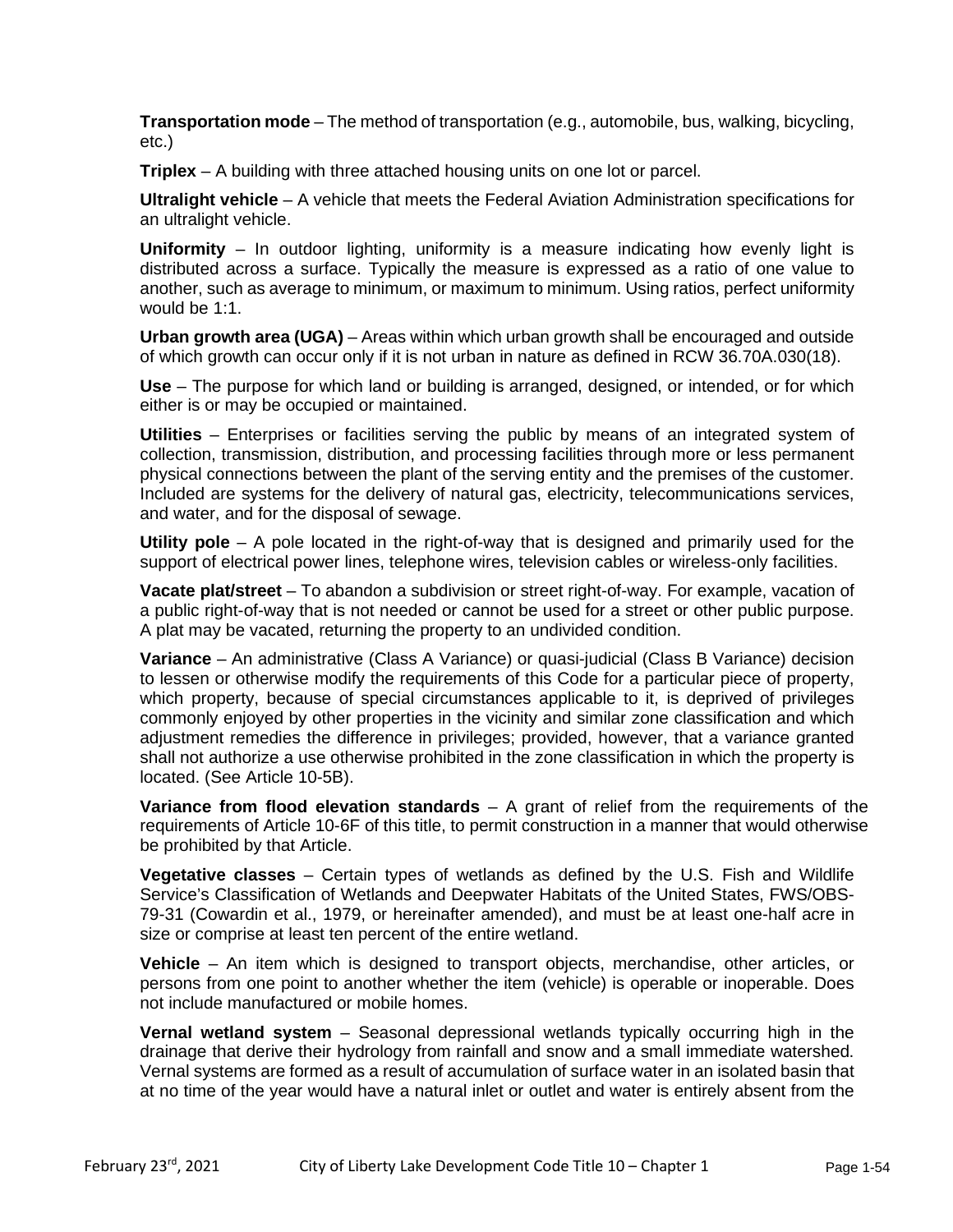**Transportation mode** – The method of transportation (e.g., automobile, bus, walking, bicycling, etc.)

**Triplex** – A building with three attached housing units on one lot or parcel.

**Ultralight vehicle** – A vehicle that meets the Federal Aviation Administration specifications for an ultralight vehicle.

**Uniformity** – In outdoor lighting, uniformity is a measure indicating how evenly light is distributed across a surface. Typically the measure is expressed as a ratio of one value to another, such as average to minimum, or maximum to minimum. Using ratios, perfect uniformity would be 1:1.

**Urban growth area (UGA)** – Areas within which urban growth shall be encouraged and outside of which growth can occur only if it is not urban in nature as defined in RCW 36.70A.030(18).

**Use** – The purpose for which land or building is arranged, designed, or intended, or for which either is or may be occupied or maintained.

**Utilities** – Enterprises or facilities serving the public by means of an integrated system of collection, transmission, distribution, and processing facilities through more or less permanent physical connections between the plant of the serving entity and the premises of the customer. Included are systems for the delivery of natural gas, electricity, telecommunications services, and water, and for the disposal of sewage.

**Utility pole** – A pole located in the right-of-way that is designed and primarily used for the support of electrical power lines, telephone wires, television cables or wireless-only facilities.

**Vacate plat/street** – To abandon a subdivision or street right-of-way. For example, vacation of a public right-of-way that is not needed or cannot be used for a street or other public purpose. A plat may be vacated, returning the property to an undivided condition.

**Variance** – An administrative (Class A Variance) or quasi-judicial (Class B Variance) decision to lessen or otherwise modify the requirements of this Code for a particular piece of property, which property, because of special circumstances applicable to it, is deprived of privileges commonly enjoyed by other properties in the vicinity and similar zone classification and which adjustment remedies the difference in privileges; provided, however, that a variance granted shall not authorize a use otherwise prohibited in the zone classification in which the property is located. (See Article 10-5B).

**Variance from flood elevation standards** – A grant of relief from the requirements of the requirements of Article 10-6F of this title, to permit construction in a manner that would otherwise be prohibited by that Article.

**Vegetative classes** – Certain types of wetlands as defined by the U.S. Fish and Wildlife Service's Classification of Wetlands and Deepwater Habitats of the United States, FWS/OBS-79-31 (Cowardin et al., 1979, or hereinafter amended), and must be at least one-half acre in size or comprise at least ten percent of the entire wetland.

**Vehicle** – An item which is designed to transport objects, merchandise, other articles, or persons from one point to another whether the item (vehicle) is operable or inoperable. Does not include manufactured or mobile homes.

**Vernal wetland system** – Seasonal depressional wetlands typically occurring high in the drainage that derive their hydrology from rainfall and snow and a small immediate watershed. Vernal systems are formed as a result of accumulation of surface water in an isolated basin that at no time of the year would have a natural inlet or outlet and water is entirely absent from the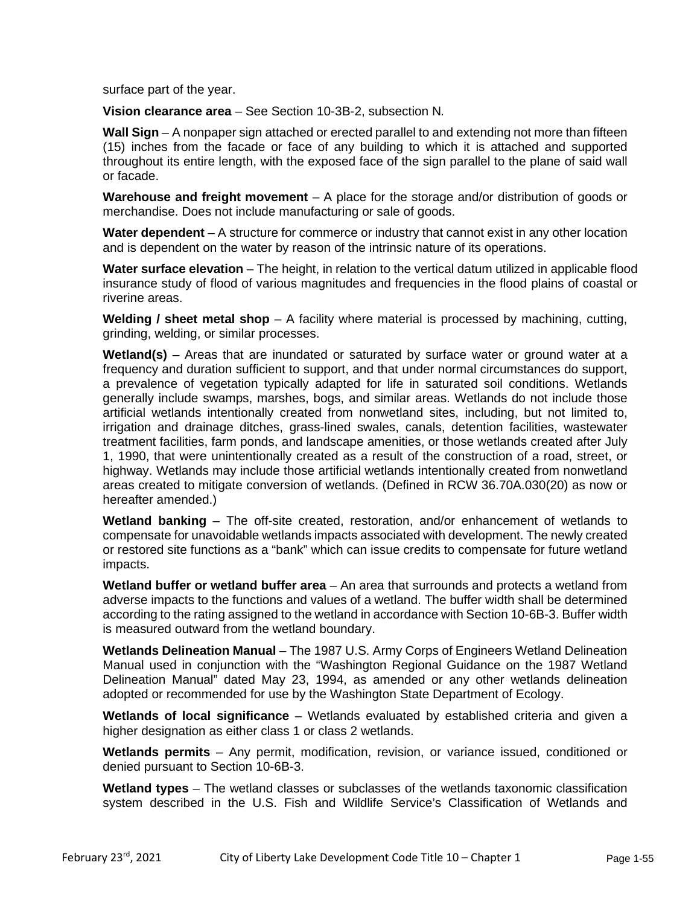surface part of the year.

**Vision clearance area** – See Section 10-3B-2, subsection N.

**Wall Sign** – A nonpaper sign attached or erected parallel to and extending not more than fifteen (15) inches from the facade or face of any building to which it is attached and supported throughout its entire length, with the exposed face of the sign parallel to the plane of said wall or facade.

**Warehouse and freight movement** – A place for the storage and/or distribution of goods or merchandise. Does not include manufacturing or sale of goods.

**Water dependent** – A structure for commerce or industry that cannot exist in any other location and is dependent on the water by reason of the intrinsic nature of its operations.

**Water surface elevation** – The height, in relation to the vertical datum utilized in applicable flood insurance study of flood of various magnitudes and frequencies in the flood plains of coastal or riverine areas.

**Welding / sheet metal shop** – A facility where material is processed by machining, cutting, grinding, welding, or similar processes.

**Wetland(s)** – Areas that are inundated or saturated by surface water or ground water at a frequency and duration sufficient to support, and that under normal circumstances do support, a prevalence of vegetation typically adapted for life in saturated soil conditions. Wetlands generally include swamps, marshes, bogs, and similar areas. Wetlands do not include those artificial wetlands intentionally created from nonwetland sites, including, but not limited to, irrigation and drainage ditches, grass-lined swales, canals, detention facilities, wastewater treatment facilities, farm ponds, and landscape amenities, or those wetlands created after July 1, 1990, that were unintentionally created as a result of the construction of a road, street, or highway. Wetlands may include those artificial wetlands intentionally created from nonwetland areas created to mitigate conversion of wetlands. (Defined in RCW 36.70A.030(20) as now or hereafter amended.)

**Wetland banking** – The off-site created, restoration, and/or enhancement of wetlands to compensate for unavoidable wetlands impacts associated with development. The newly created or restored site functions as a "bank" which can issue credits to compensate for future wetland impacts.

**Wetland buffer or wetland buffer area** – An area that surrounds and protects a wetland from adverse impacts to the functions and values of a wetland. The buffer width shall be determined according to the rating assigned to the wetland in accordance with Section 10-6B-3. Buffer width is measured outward from the wetland boundary.

**Wetlands Delineation Manual** – The 1987 U.S. Army Corps of Engineers Wetland Delineation Manual used in conjunction with the "Washington Regional Guidance on the 1987 Wetland Delineation Manual" dated May 23, 1994, as amended or any other wetlands delineation adopted or recommended for use by the Washington State Department of Ecology.

**Wetlands of local significance** – Wetlands evaluated by established criteria and given a higher designation as either class 1 or class 2 wetlands.

**Wetlands permits** – Any permit, modification, revision, or variance issued, conditioned or denied pursuant to Section 10-6B-3.

**Wetland types** – The wetland classes or subclasses of the wetlands taxonomic classification system described in the U.S. Fish and Wildlife Service's Classification of Wetlands and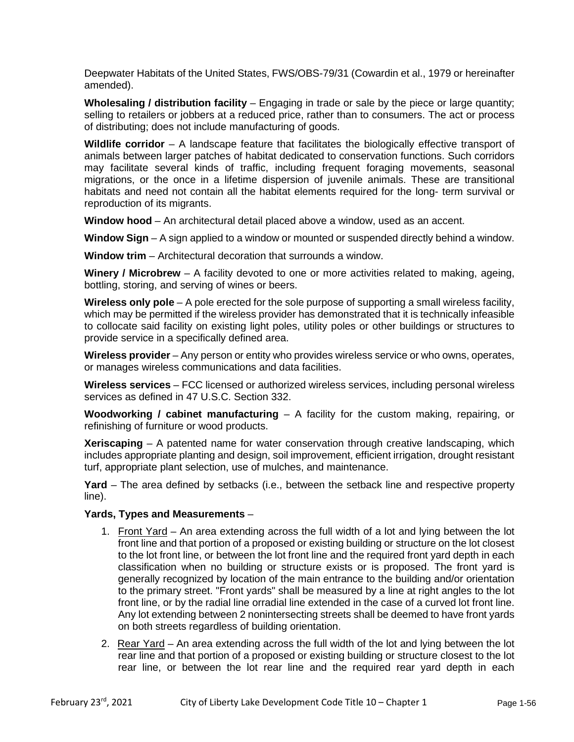Deepwater Habitats of the United States, FWS/OBS-79/31 (Cowardin et al., 1979 or hereinafter amended).

**Wholesaling / distribution facility** – Engaging in trade or sale by the piece or large quantity; selling to retailers or jobbers at a reduced price, rather than to consumers. The act or process of distributing; does not include manufacturing of goods.

**Wildlife corridor** – A landscape feature that facilitates the biologically effective transport of animals between larger patches of habitat dedicated to conservation functions. Such corridors may facilitate several kinds of traffic, including frequent foraging movements, seasonal migrations, or the once in a lifetime dispersion of juvenile animals. These are transitional habitats and need not contain all the habitat elements required for the long- term survival or reproduction of its migrants.

**Window hood** – An architectural detail placed above a window, used as an accent.

**Window Sign** – A sign applied to a window or mounted or suspended directly behind a window.

**Window trim** – Architectural decoration that surrounds a window.

**Winery / Microbrew** – A facility devoted to one or more activities related to making, ageing, bottling, storing, and serving of wines or beers.

**Wireless only pole** – A pole erected for the sole purpose of supporting a small wireless facility, which may be permitted if the wireless provider has demonstrated that it is technically infeasible to collocate said facility on existing light poles, utility poles or other buildings or structures to provide service in a specifically defined area.

**Wireless provider** – Any person or entity who provides wireless service or who owns, operates, or manages wireless communications and data facilities.

**Wireless services** – FCC licensed or authorized wireless services, including personal wireless services as defined in 47 U.S.C. Section 332.

**Woodworking / cabinet manufacturing** – A facility for the custom making, repairing, or refinishing of furniture or wood products.

**Xeriscaping** – A patented name for water conservation through creative landscaping, which includes appropriate planting and design, soil improvement, efficient irrigation, drought resistant turf, appropriate plant selection, use of mulches, and maintenance.

**Yard** – The area defined by setbacks (i.e., between the setback line and respective property line).

**Yards, Types and Measurements** –

1. Front Yard – An area extending across the full width of a lot and lying between the lot front line and that portion of a proposed or existing building or structure on the lot closest to the lot front line, or between the lot front line and the required front yard depth in each classification when no building or structure exists or is proposed. The front yard is generally recognized by location of the main entrance to the building and/or orientation to the primary street. "Front yards" shall be measured by a line at right angles to the lot front line, or by the radial line orradial line extended in the case of a curved lot front line. Any lot extending between 2 nonintersecting streets shall be deemed to have front yards on both streets regardless of building orientation.
2. Rear Yard – An area extending across the full width of the lot and lying between the lot rear line and that portion of a proposed or existing building or structure closest to the lot rear line, or between the lot rear line and the required rear yard depth in each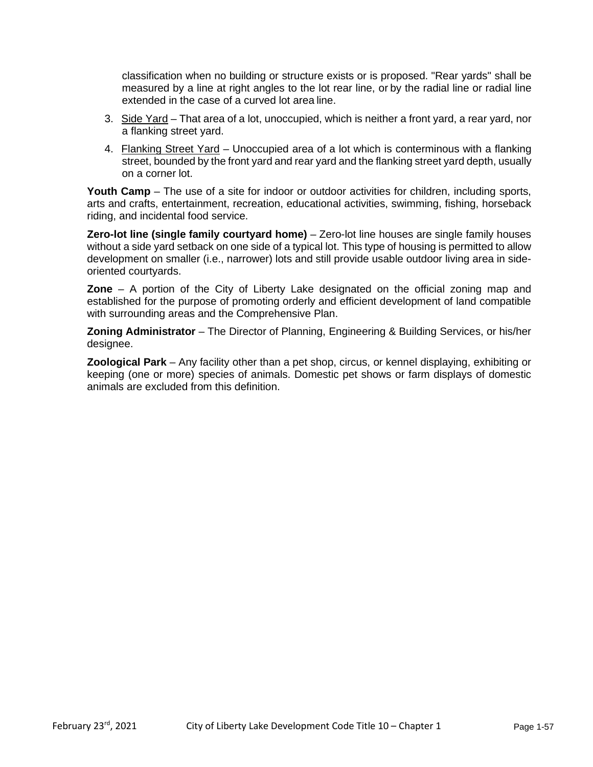classification when no building or structure exists or is proposed. "Rear yards" shall be measured by a line at right angles to the lot rear line, or by the radial line or radial line extended in the case of a curved lot area line.

3. Side Yard – That area of a lot, unoccupied, which is neither a front yard, a rear yard, nor a flanking street yard.
4. Flanking Street Yard – Unoccupied area of a lot which is conterminous with a flanking street, bounded by the front yard and rear yard and the flanking street yard depth, usually on a corner lot.

**Youth Camp** – The use of a site for indoor or outdoor activities for children, including sports, arts and crafts, entertainment, recreation, educational activities, swimming, fishing, horseback riding, and incidental food service.

**Zero-lot line (single family courtyard home)** – Zero-lot line houses are single family houses without a side yard setback on one side of a typical lot. This type of housing is permitted to allow development on smaller (i.e., narrower) lots and still provide usable outdoor living area in side-oriented courtyards.

**Zone** – A portion of the City of Liberty Lake designated on the official zoning map and established for the purpose of promoting orderly and efficient development of land compatible with surrounding areas and the Comprehensive Plan.

**Zoning Administrator** – The Director of Planning, Engineering & Building Services, or his/her designee.

**Zoological Park** – Any facility other than a pet shop, circus, or kennel displaying, exhibiting or keeping (one or more) species of animals. Domestic pet shows or farm displays of domestic animals are excluded from this definition.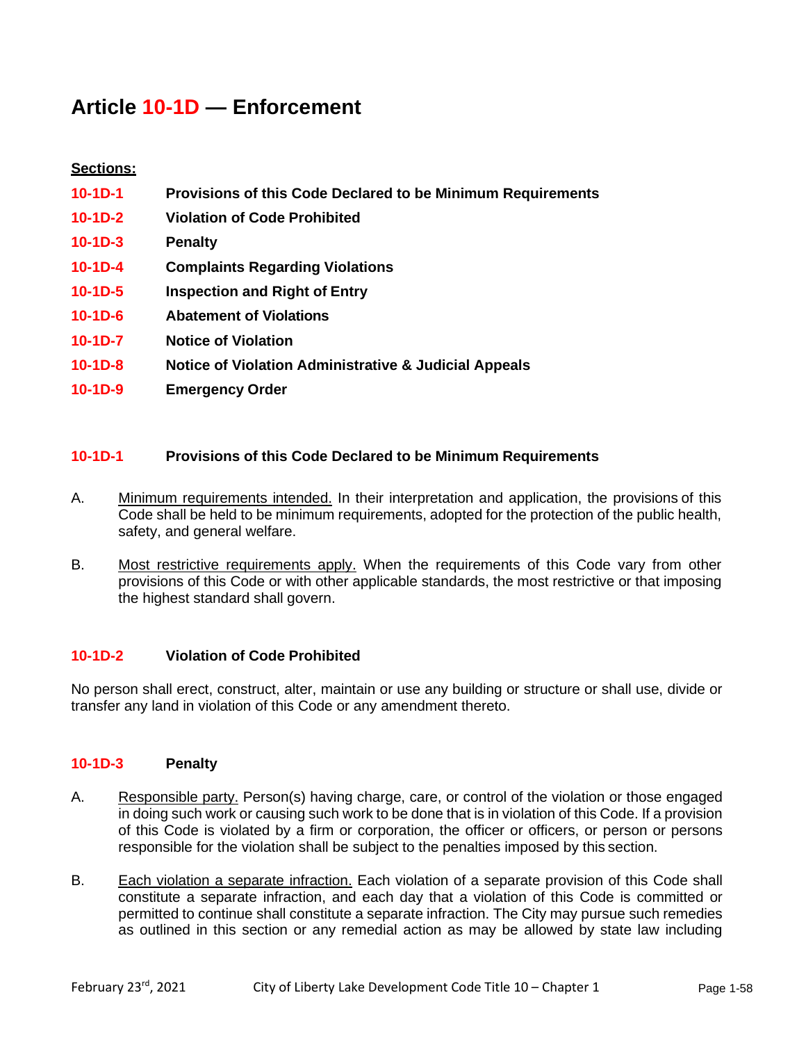# Article 10-1D — Enforcement

**Sections:**

| | |
|---|---|
| **10-1D-1** | **Provisions of this Code Declared to be Minimum Requirements** |
| **10-1D-2** | **Violation of Code Prohibited** |
| **10-1D-3** | **Penalty** |
| **10-1D-4** | **Complaints Regarding Violations** |
| **10-1D-5** | **Inspection and Right of Entry** |
| **10-1D-6** | **Abatement of Violations** |
| **10-1D-7** | **Notice of Violation** |
| **10-1D-8** | **Notice of Violation Administrative & Judicial Appeals** |
| **10-1D-9** | **Emergency Order** |

### 10-1D-1 Provisions of this Code Declared to be Minimum Requirements

A. Minimum requirements intended. In their interpretation and application, the provisions of this Code shall be held to be minimum requirements, adopted for the protection of the public health, safety, and general welfare.

B. Most restrictive requirements apply. When the requirements of this Code vary from other provisions of this Code or with other applicable standards, the most restrictive or that imposing the highest standard shall govern.

### 10-1D-2 Violation of Code Prohibited

No person shall erect, construct, alter, maintain or use any building or structure or shall use, divide or transfer any land in violation of this Code or any amendment thereto.

### 10-1D-3 Penalty

A. Responsible party. Person(s) having charge, care, or control of the violation or those engaged in doing such work or causing such work to be done that is in violation of this Code. If a provision of this Code is violated by a firm or corporation, the officer or officers, or person or persons responsible for the violation shall be subject to the penalties imposed by this section.

B. Each violation a separate infraction. Each violation of a separate provision of this Code shall constitute a separate infraction, and each day that a violation of this Code is committed or permitted to continue shall constitute a separate infraction. The City may pursue such remedies as outlined in this section or any remedial action as may be allowed by state law including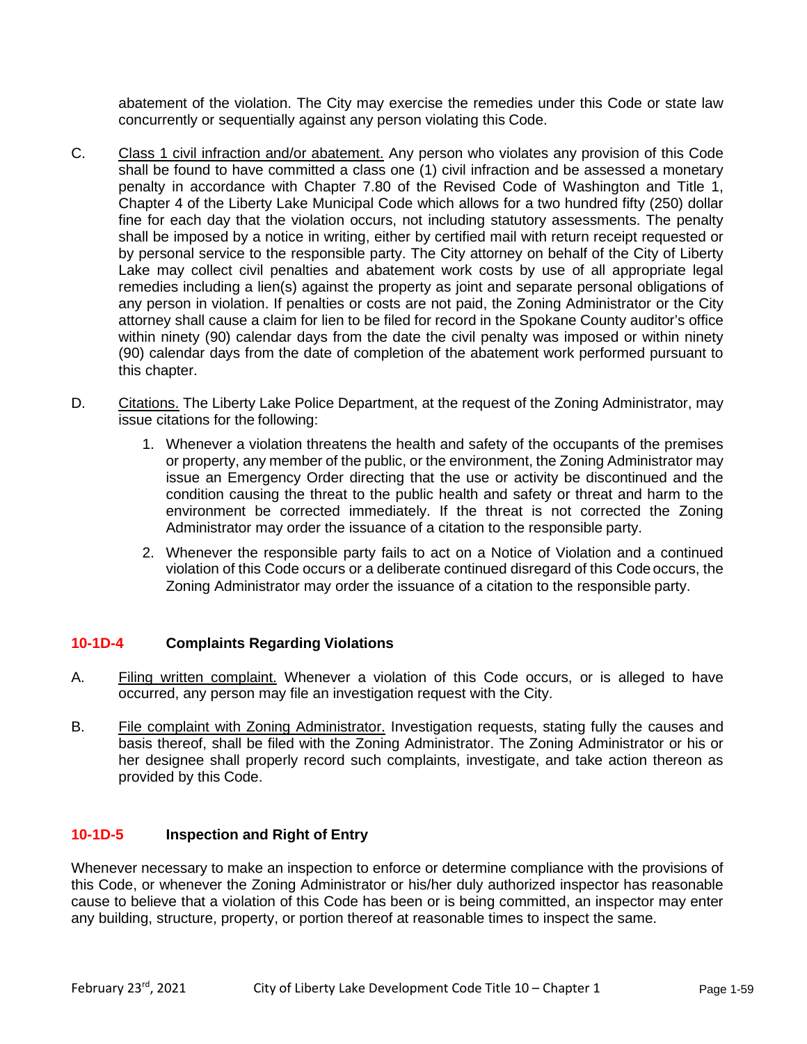abatement of the violation. The City may exercise the remedies under this Code or state law concurrently or sequentially against any person violating this Code.

C. Class 1 civil infraction and/or abatement. Any person who violates any provision of this Code shall be found to have committed a class one (1) civil infraction and be assessed a monetary penalty in accordance with Chapter 7.80 of the Revised Code of Washington and Title 1, Chapter 4 of the Liberty Lake Municipal Code which allows for a two hundred fifty (250) dollar fine for each day that the violation occurs, not including statutory assessments. The penalty shall be imposed by a notice in writing, either by certified mail with return receipt requested or by personal service to the responsible party. The City attorney on behalf of the City of Liberty Lake may collect civil penalties and abatement work costs by use of all appropriate legal remedies including a lien(s) against the property as joint and separate personal obligations of any person in violation. If penalties or costs are not paid, the Zoning Administrator or the City attorney shall cause a claim for lien to be filed for record in the Spokane County auditor's office within ninety (90) calendar days from the date the civil penalty was imposed or within ninety (90) calendar days from the date of completion of the abatement work performed pursuant to this chapter.

D. Citations. The Liberty Lake Police Department, at the request of the Zoning Administrator, may issue citations for the following:

1. Whenever a violation threatens the health and safety of the occupants of the premises or property, any member of the public, or the environment, the Zoning Administrator may issue an Emergency Order directing that the use or activity be discontinued and the condition causing the threat to the public health and safety or threat and harm to the environment be corrected immediately. If the threat is not corrected the Zoning Administrator may order the issuance of a citation to the responsible party.

2. Whenever the responsible party fails to act on a Notice of Violation and a continued violation of this Code occurs or a deliberate continued disregard of this Code occurs, the Zoning Administrator may order the issuance of a citation to the responsible party.

### 10-1D-4 Complaints Regarding Violations

A. Filing written complaint. Whenever a violation of this Code occurs, or is alleged to have occurred, any person may file an investigation request with the City.

B. File complaint with Zoning Administrator. Investigation requests, stating fully the causes and basis thereof, shall be filed with the Zoning Administrator. The Zoning Administrator or his or her designee shall properly record such complaints, investigate, and take action thereon as provided by this Code.

### 10-1D-5 Inspection and Right of Entry

Whenever necessary to make an inspection to enforce or determine compliance with the provisions of this Code, or whenever the Zoning Administrator or his/her duly authorized inspector has reasonable cause to believe that a violation of this Code has been or is being committed, an inspector may enter any building, structure, property, or portion thereof at reasonable times to inspect the same.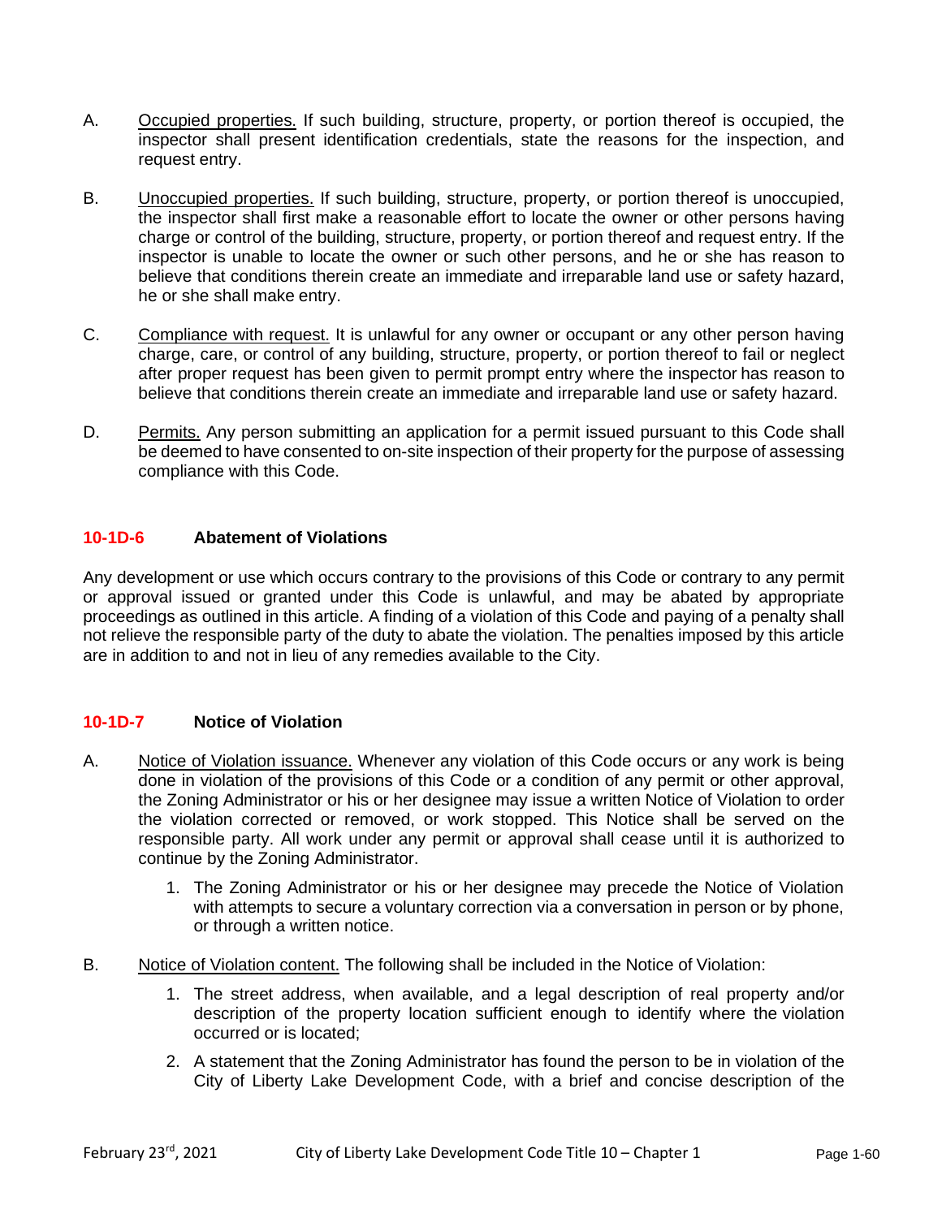A. Occupied properties. If such building, structure, property, or portion thereof is occupied, the inspector shall present identification credentials, state the reasons for the inspection, and request entry.

B. Unoccupied properties. If such building, structure, property, or portion thereof is unoccupied, the inspector shall first make a reasonable effort to locate the owner or other persons having charge or control of the building, structure, property, or portion thereof and request entry. If the inspector is unable to locate the owner or such other persons, and he or she has reason to believe that conditions therein create an immediate and irreparable land use or safety hazard, he or she shall make entry.

C. Compliance with request. It is unlawful for any owner or occupant or any other person having charge, care, or control of any building, structure, property, or portion thereof to fail or neglect after proper request has been given to permit prompt entry where the inspector has reason to believe that conditions therein create an immediate and irreparable land use or safety hazard.

D. Permits. Any person submitting an application for a permit issued pursuant to this Code shall be deemed to have consented to on-site inspection of their property for the purpose of assessing compliance with this Code.

### 10-1D-6 Abatement of Violations

Any development or use which occurs contrary to the provisions of this Code or contrary to any permit or approval issued or granted under this Code is unlawful, and may be abated by appropriate proceedings as outlined in this article. A finding of a violation of this Code and paying of a penalty shall not relieve the responsible party of the duty to abate the violation. The penalties imposed by this article are in addition to and not in lieu of any remedies available to the City.

### 10-1D-7 Notice of Violation

A. Notice of Violation issuance. Whenever any violation of this Code occurs or any work is being done in violation of the provisions of this Code or a condition of any permit or other approval, the Zoning Administrator or his or her designee may issue a written Notice of Violation to order the violation corrected or removed, or work stopped. This Notice shall be served on the responsible party. All work under any permit or approval shall cease until it is authorized to continue by the Zoning Administrator.

   1. The Zoning Administrator or his or her designee may precede the Notice of Violation with attempts to secure a voluntary correction via a conversation in person or by phone, or through a written notice.

B. Notice of Violation content. The following shall be included in the Notice of Violation:

   1. The street address, when available, and a legal description of real property and/or description of the property location sufficient enough to identify where the violation occurred or is located;

   2. A statement that the Zoning Administrator has found the person to be in violation of the City of Liberty Lake Development Code, with a brief and concise description of the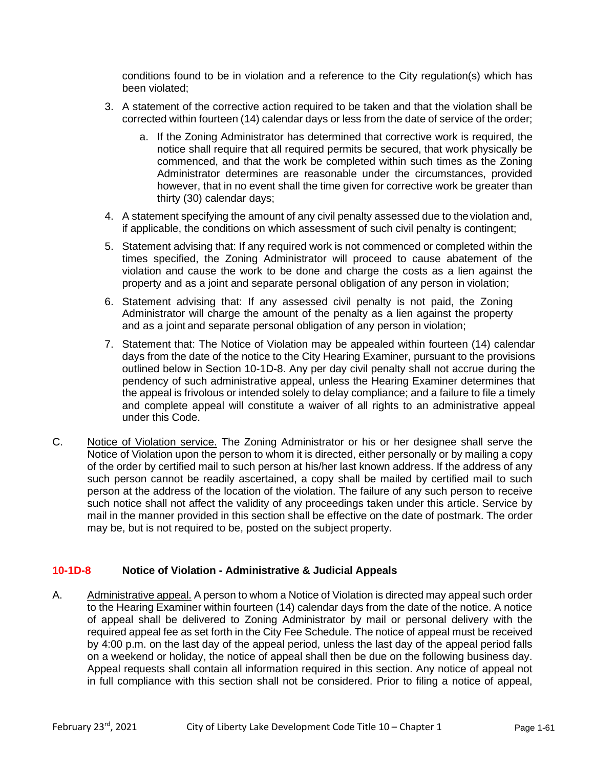conditions found to be in violation and a reference to the City regulation(s) which has been violated;

3. A statement of the corrective action required to be taken and that the violation shall be corrected within fourteen (14) calendar days or less from the date of service of the order;

   a. If the Zoning Administrator has determined that corrective work is required, the notice shall require that all required permits be secured, that work physically be commenced, and that the work be completed within such times as the Zoning Administrator determines are reasonable under the circumstances, provided however, that in no event shall the time given for corrective work be greater than thirty (30) calendar days;

4. A statement specifying the amount of any civil penalty assessed due to the violation and, if applicable, the conditions on which assessment of such civil penalty is contingent;

5. Statement advising that: If any required work is not commenced or completed within the times specified, the Zoning Administrator will proceed to cause abatement of the violation and cause the work to be done and charge the costs as a lien against the property and as a joint and separate personal obligation of any person in violation;

6. Statement advising that: If any assessed civil penalty is not paid, the Zoning Administrator will charge the amount of the penalty as a lien against the property and as a joint and separate personal obligation of any person in violation;

7. Statement that: The Notice of Violation may be appealed within fourteen (14) calendar days from the date of the notice to the City Hearing Examiner, pursuant to the provisions outlined below in Section 10-1D-8. Any per day civil penalty shall not accrue during the pendency of such administrative appeal, unless the Hearing Examiner determines that the appeal is frivolous or intended solely to delay compliance; and a failure to file a timely and complete appeal will constitute a waiver of all rights to an administrative appeal under this Code.

C. Notice of Violation service. The Zoning Administrator or his or her designee shall serve the Notice of Violation upon the person to whom it is directed, either personally or by mailing a copy of the order by certified mail to such person at his/her last known address. If the address of any such person cannot be readily ascertained, a copy shall be mailed by certified mail to such person at the address of the location of the violation. The failure of any such person to receive such notice shall not affect the validity of any proceedings taken under this article. Service by mail in the manner provided in this section shall be effective on the date of postmark. The order may be, but is not required to be, posted on the subject property.

### 10-1D-8 Notice of Violation - Administrative & Judicial Appeals

A. Administrative appeal. A person to whom a Notice of Violation is directed may appeal such order to the Hearing Examiner within fourteen (14) calendar days from the date of the notice. A notice of appeal shall be delivered to Zoning Administrator by mail or personal delivery with the required appeal fee as set forth in the City Fee Schedule. The notice of appeal must be received by 4:00 p.m. on the last day of the appeal period, unless the last day of the appeal period falls on a weekend or holiday, the notice of appeal shall then be due on the following business day. Appeal requests shall contain all information required in this section. Any notice of appeal not in full compliance with this section shall not be considered. Prior to filing a notice of appeal,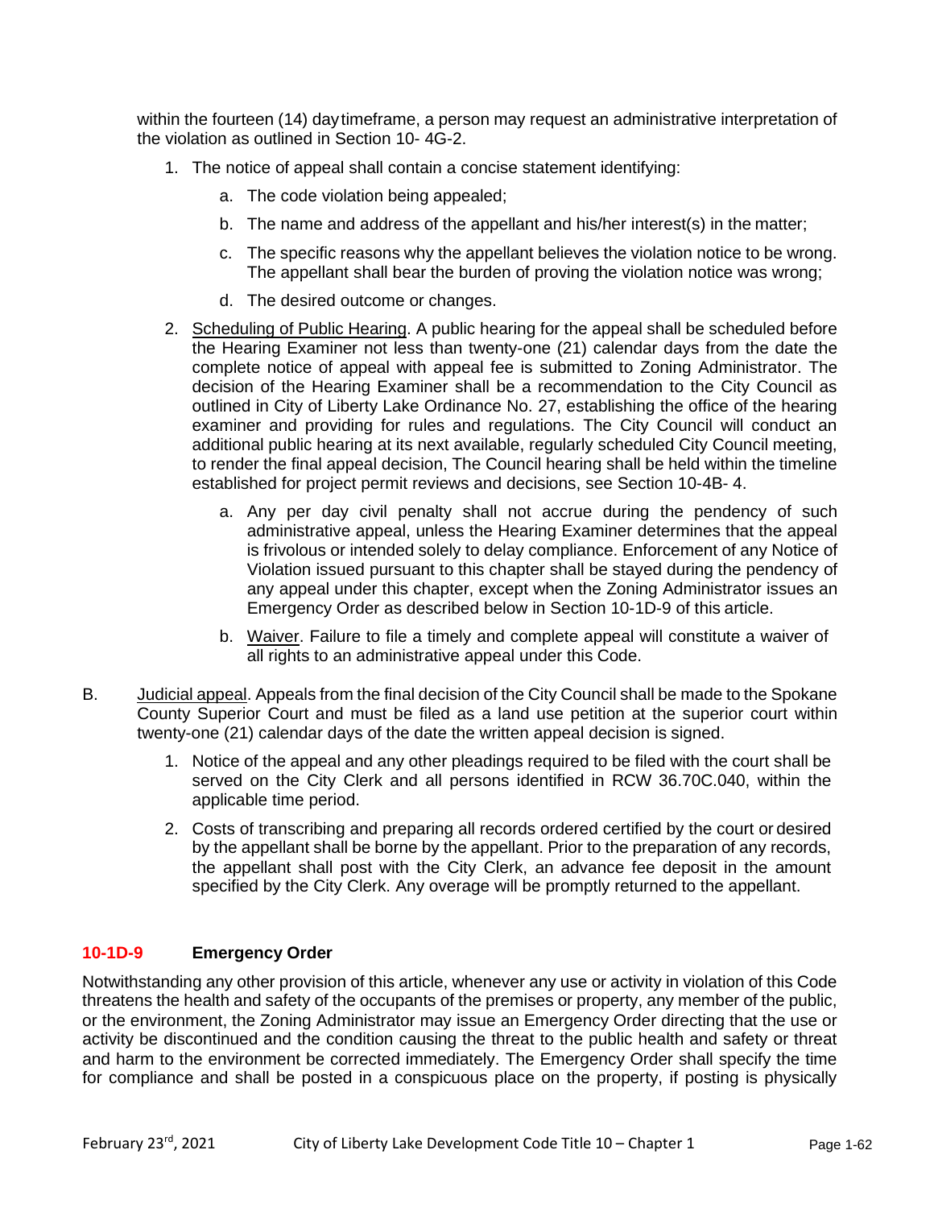within the fourteen (14) day timeframe, a person may request an administrative interpretation of the violation as outlined in Section 10- 4G-2.

1. The notice of appeal shall contain a concise statement identifying:
   a. The code violation being appealed;
   b. The name and address of the appellant and his/her interest(s) in the matter;
   c. The specific reasons why the appellant believes the violation notice to be wrong. The appellant shall bear the burden of proving the violation notice was wrong;
   d. The desired outcome or changes.
2. Scheduling of Public Hearing. A public hearing for the appeal shall be scheduled before the Hearing Examiner not less than twenty-one (21) calendar days from the date the complete notice of appeal with appeal fee is submitted to Zoning Administrator. The decision of the Hearing Examiner shall be a recommendation to the City Council as outlined in City of Liberty Lake Ordinance No. 27, establishing the office of the hearing examiner and providing for rules and regulations. The City Council will conduct an additional public hearing at its next available, regularly scheduled City Council meeting, to render the final appeal decision, The Council hearing shall be held within the timeline established for project permit reviews and decisions, see Section 10-4B- 4.
   a. Any per day civil penalty shall not accrue during the pendency of such administrative appeal, unless the Hearing Examiner determines that the appeal is frivolous or intended solely to delay compliance. Enforcement of any Notice of Violation issued pursuant to this chapter shall be stayed during the pendency of any appeal under this chapter, except when the Zoning Administrator issues an Emergency Order as described below in Section 10-1D-9 of this article.
   b. Waiver. Failure to file a timely and complete appeal will constitute a waiver of all rights to an administrative appeal under this Code.

B. Judicial appeal. Appeals from the final decision of the City Council shall be made to the Spokane County Superior Court and must be filed as a land use petition at the superior court within twenty-one (21) calendar days of the date the written appeal decision is signed.

1. Notice of the appeal and any other pleadings required to be filed with the court shall be served on the City Clerk and all persons identified in RCW 36.70C.040, within the applicable time period.
2. Costs of transcribing and preparing all records ordered certified by the court or desired by the appellant shall be borne by the appellant. Prior to the preparation of any records, the appellant shall post with the City Clerk, an advance fee deposit in the amount specified by the City Clerk. Any overage will be promptly returned to the appellant.

### 10-1D-9 Emergency Order

Notwithstanding any other provision of this article, whenever any use or activity in violation of this Code threatens the health and safety of the occupants of the premises or property, any member of the public, or the environment, the Zoning Administrator may issue an Emergency Order directing that the use or activity be discontinued and the condition causing the threat to the public health and safety or threat and harm to the environment be corrected immediately. The Emergency Order shall specify the time for compliance and shall be posted in a conspicuous place on the property, if posting is physically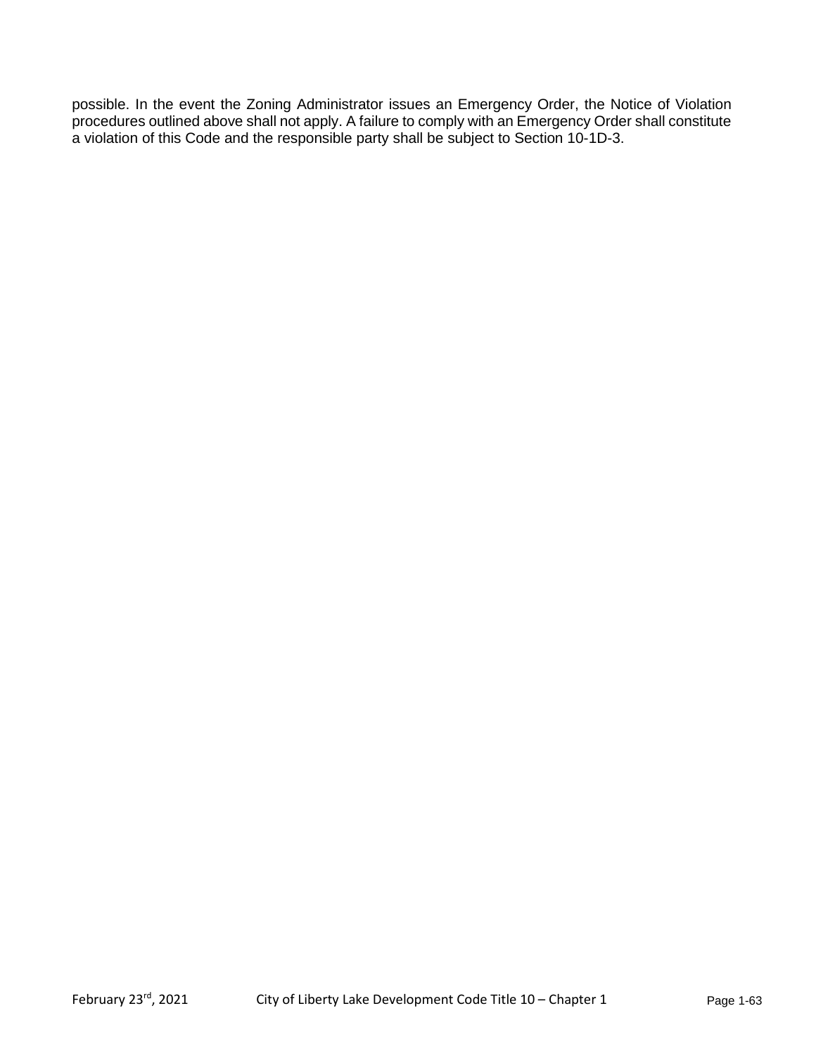possible. In the event the Zoning Administrator issues an Emergency Order, the Notice of Violation procedures outlined above shall not apply. A failure to comply with an Emergency Order shall constitute a violation of this Code and the responsible party shall be subject to Section 10-1D-3.